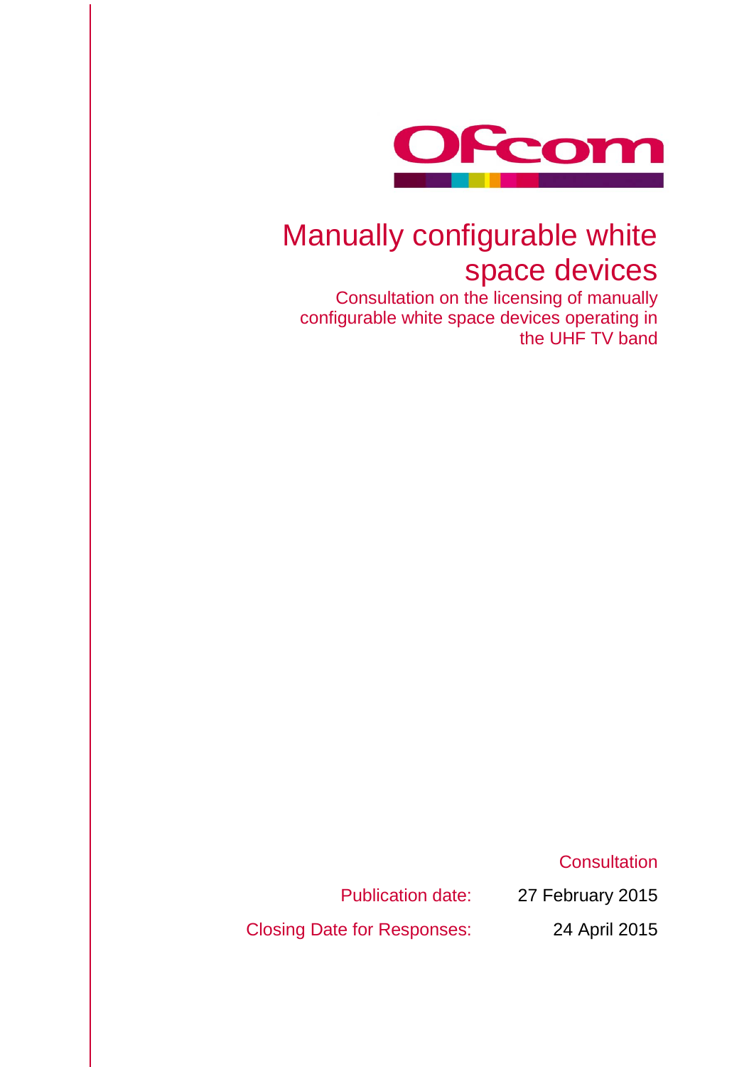Ofcom

# Manually configurable white space devices

## Consultation on the licensing of manually configurable white space devices operating in the UHF TV band

Consultation

Publication date: 27 February 2015

Closing Date for Responses: 24 April 2015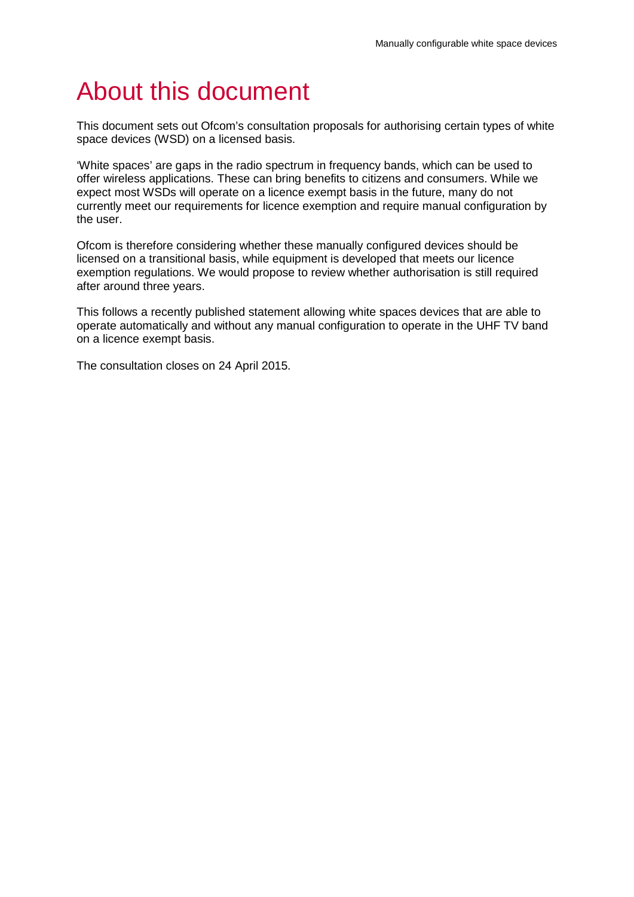# About this document

This document sets out Ofcom's consultation proposals for authorising certain types of white space devices (WSD) on a licensed basis.

'White spaces' are gaps in the radio spectrum in frequency bands, which can be used to offer wireless applications. These can bring benefits to citizens and consumers. While we expect most WSDs will operate on a licence exempt basis in the future, many do not currently meet our requirements for licence exemption and require manual configuration by the user.

Ofcom is therefore considering whether these manually configured devices should be licensed on a transitional basis, while equipment is developed that meets our licence exemption regulations. We would propose to review whether authorisation is still required after around three years.

This follows a recently published statement allowing white spaces devices that are able to operate automatically and without any manual configuration to operate in the UHF TV band on a licence exempt basis.

The consultation closes on 24 April 2015.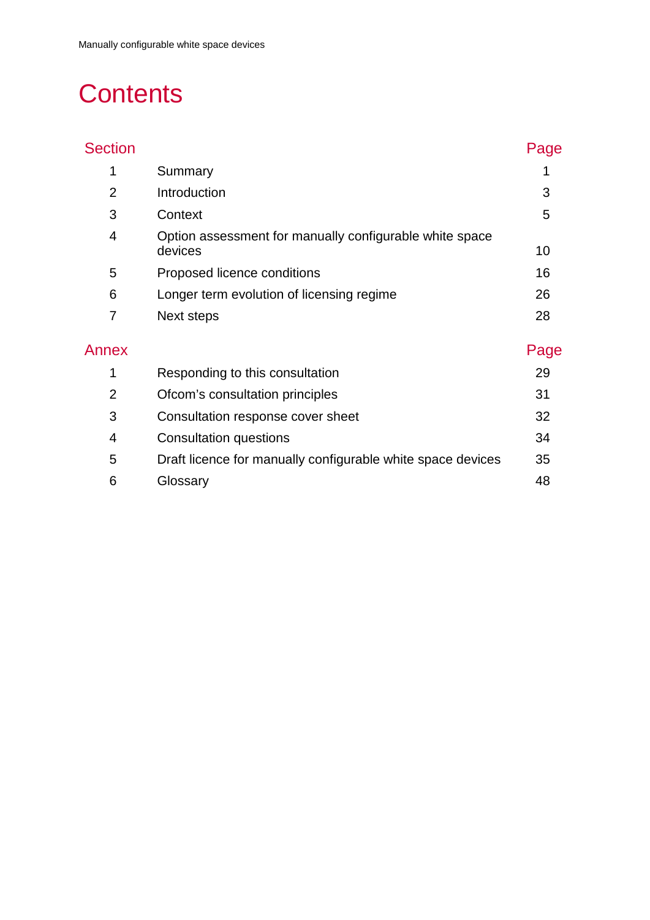# Contents

| Section | | Page |
|---|---|---|
| 1 | Summary | 1 |
| 2 | Introduction | 3 |
| 3 | Context | 5 |
| 4 | Option assessment for manually configurable white space devices | 10 |
| 5 | Proposed licence conditions | 16 |
| 6 | Longer term evolution of licensing regime | 26 |
| 7 | Next steps | 28 |

| Annex | | Page |
|---|---|---|
| 1 | Responding to this consultation | 29 |
| 2 | Ofcom's consultation principles | 31 |
| 3 | Consultation response cover sheet | 32 |
| 4 | Consultation questions | 34 |
| 5 | Draft licence for manually configurable white space devices | 35 |
| 6 | Glossary | 48 |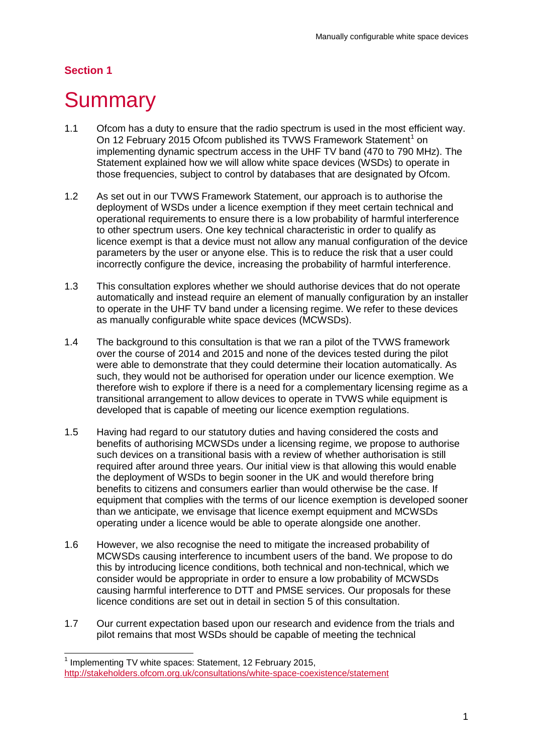**Section 1**

# Summary

1.1 Ofcom has a duty to ensure that the radio spectrum is used in the most efficient way. On 12 February 2015 Ofcom published its TVWS Framework Statement[1] on implementing dynamic spectrum access in the UHF TV band (470 to 790 MHz). The Statement explained how we will allow white space devices (WSDs) to operate in those frequencies, subject to control by databases that are designated by Ofcom.

1.2 As set out in our TVWS Framework Statement, our approach is to authorise the deployment of WSDs under a licence exemption if they meet certain technical and operational requirements to ensure there is a low probability of harmful interference to other spectrum users. One key technical characteristic in order to qualify as licence exempt is that a device must not allow any manual configuration of the device parameters by the user or anyone else. This is to reduce the risk that a user could incorrectly configure the device, increasing the probability of harmful interference.

1.3 This consultation explores whether we should authorise devices that do not operate automatically and instead require an element of manually configuration by an installer to operate in the UHF TV band under a licensing regime. We refer to these devices as manually configurable white space devices (MCWSDs).

1.4 The background to this consultation is that we ran a pilot of the TVWS framework over the course of 2014 and 2015 and none of the devices tested during the pilot were able to demonstrate that they could determine their location automatically. As such, they would not be authorised for operation under our licence exemption. We therefore wish to explore if there is a need for a complementary licensing regime as a transitional arrangement to allow devices to operate in TVWS while equipment is developed that is capable of meeting our licence exemption regulations.

1.5 Having had regard to our statutory duties and having considered the costs and benefits of authorising MCWSDs under a licensing regime, we propose to authorise such devices on a transitional basis with a review of whether authorisation is still required after around three years. Our initial view is that allowing this would enable the deployment of WSDs to begin sooner in the UK and would therefore bring benefits to citizens and consumers earlier than would otherwise be the case. If equipment that complies with the terms of our licence exemption is developed sooner than we anticipate, we envisage that licence exempt equipment and MCWSDs operating under a licence would be able to operate alongside one another.

1.6 However, we also recognise the need to mitigate the increased probability of MCWSDs causing interference to incumbent users of the band. We propose to do this by introducing licence conditions, both technical and non-technical, which we consider would be appropriate in order to ensure a low probability of MCWSDs causing harmful interference to DTT and PMSE services. Our proposals for these licence conditions are set out in detail in section 5 of this consultation.

1.7 Our current expectation based upon our research and evidence from the trials and pilot remains that most WSDs should be capable of meeting the technical

[1] Implementing TV white spaces: Statement, 12 February 2015, http://stakeholders.ofcom.org.uk/consultations/white-space-coexistence/statement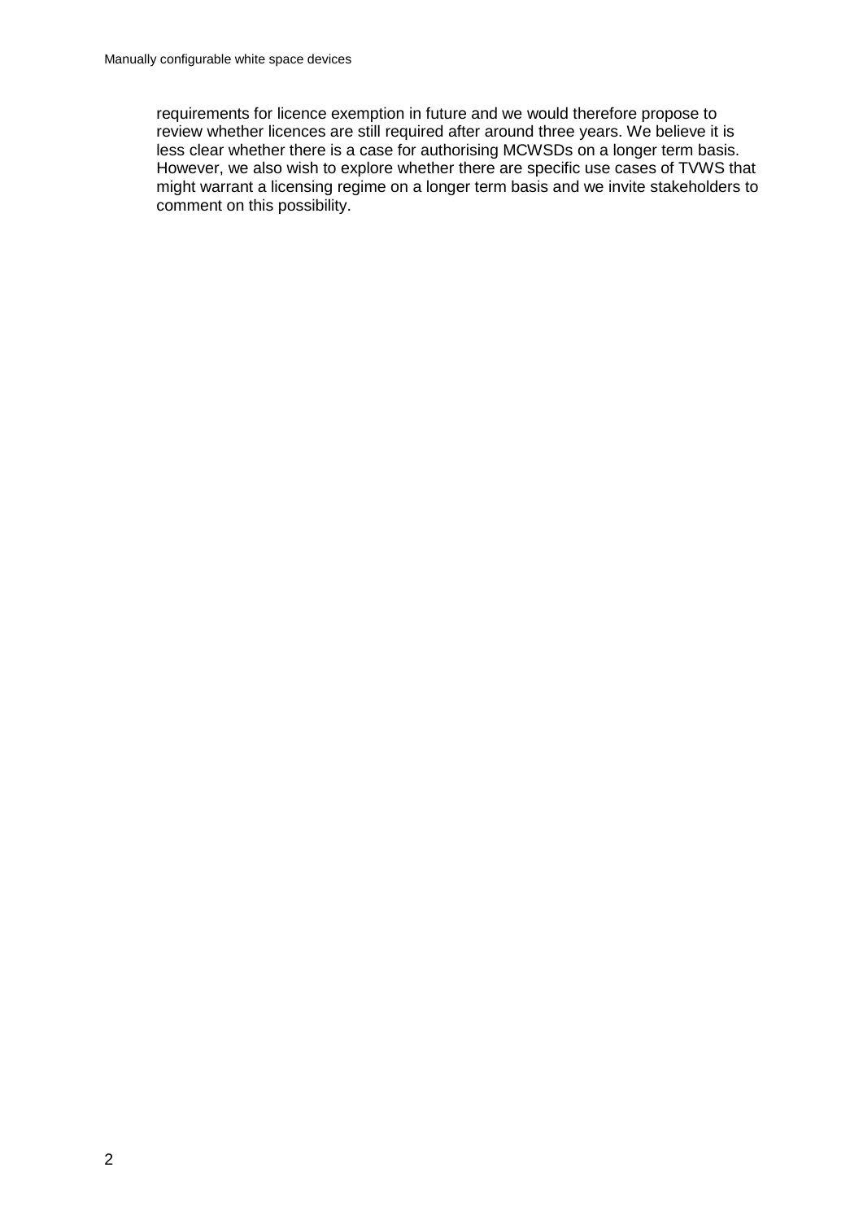requirements for licence exemption in future and we would therefore propose to review whether licences are still required after around three years. We believe it is less clear whether there is a case for authorising MCWSDs on a longer term basis. However, we also wish to explore whether there are specific use cases of TVWS that might warrant a licensing regime on a longer term basis and we invite stakeholders to comment on this possibility.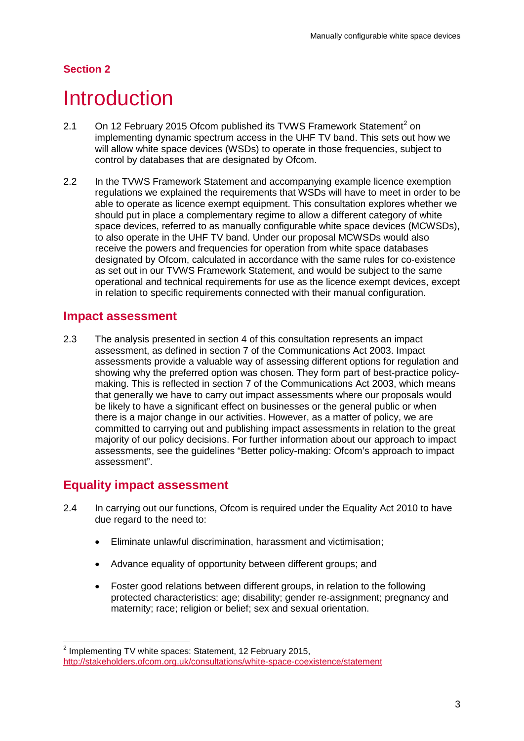## Section 2

# Introduction

2.1 On 12 February 2015 Ofcom published its TVWS Framework Statement[2] on implementing dynamic spectrum access in the UHF TV band. This sets out how we will allow white space devices (WSDs) to operate in those frequencies, subject to control by databases that are designated by Ofcom.

2.2 In the TVWS Framework Statement and accompanying example licence exemption regulations we explained the requirements that WSDs will have to meet in order to be able to operate as licence exempt equipment. This consultation explores whether we should put in place a complementary regime to allow a different category of white space devices, referred to as manually configurable white space devices (MCWSDs), to also operate in the UHF TV band. Under our proposal MCWSDs would also receive the powers and frequencies for operation from white space databases designated by Ofcom, calculated in accordance with the same rules for co-existence as set out in our TVWS Framework Statement, and would be subject to the same operational and technical requirements for use as the licence exempt devices, except in relation to specific requirements connected with their manual configuration.

## Impact assessment

2.3 The analysis presented in section 4 of this consultation represents an impact assessment, as defined in section 7 of the Communications Act 2003. Impact assessments provide a valuable way of assessing different options for regulation and showing why the preferred option was chosen. They form part of best-practice policy-making. This is reflected in section 7 of the Communications Act 2003, which means that generally we have to carry out impact assessments where our proposals would be likely to have a significant effect on businesses or the general public or when there is a major change in our activities. However, as a matter of policy, we are committed to carrying out and publishing impact assessments in relation to the great majority of our policy decisions. For further information about our approach to impact assessments, see the guidelines "Better policy-making: Ofcom's approach to impact assessment".

## Equality impact assessment

2.4 In carrying out our functions, Ofcom is required under the Equality Act 2010 to have due regard to the need to:

- Eliminate unlawful discrimination, harassment and victimisation;
- Advance equality of opportunity between different groups; and
- Foster good relations between different groups, in relation to the following protected characteristics: age; disability; gender re-assignment; pregnancy and maternity; race; religion or belief; sex and sexual orientation.

[2] Implementing TV white spaces: Statement, 12 February 2015, http://stakeholders.ofcom.org.uk/consultations/white-space-coexistence/statement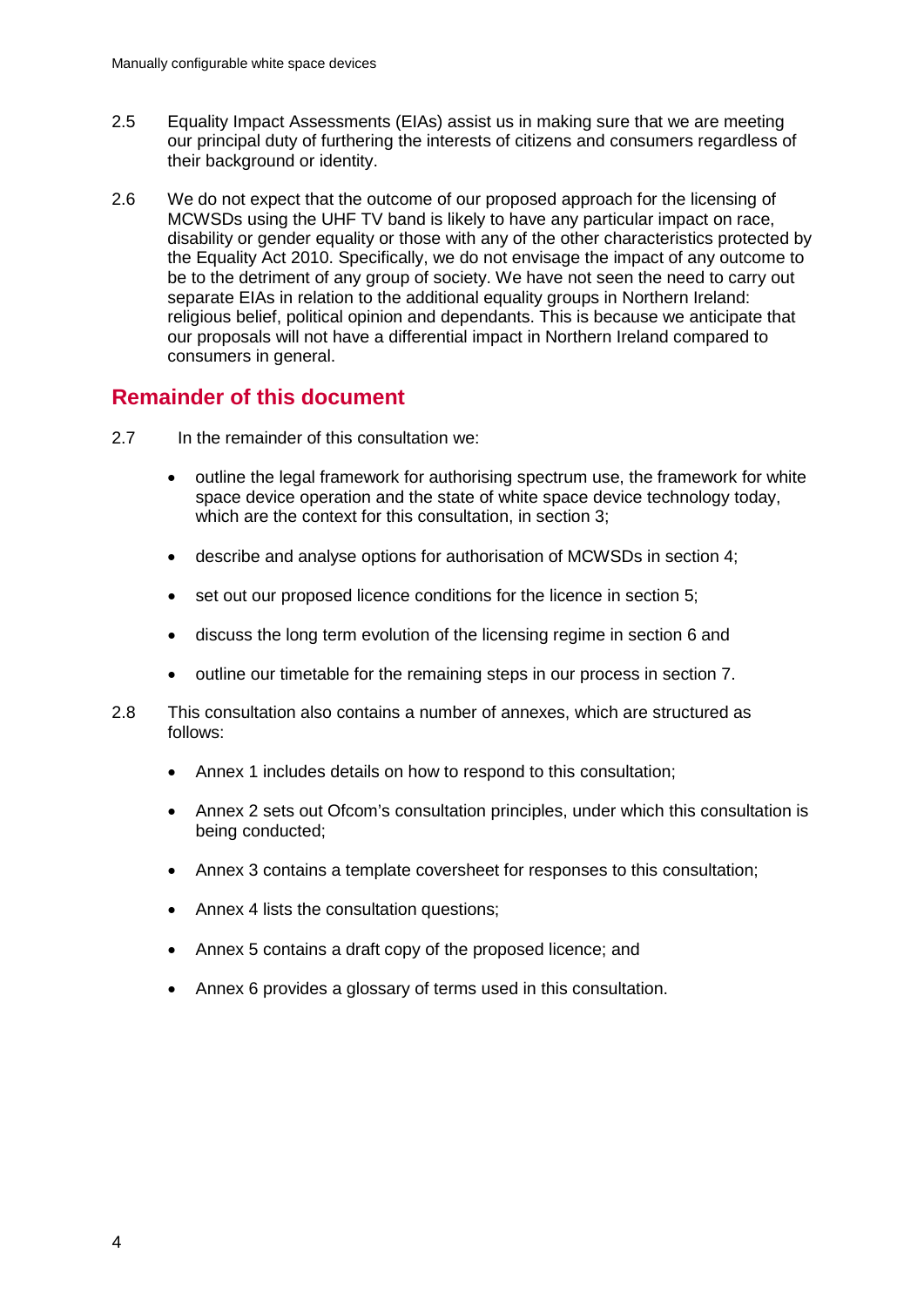2.5 Equality Impact Assessments (EIAs) assist us in making sure that we are meeting our principal duty of furthering the interests of citizens and consumers regardless of their background or identity.

2.6 We do not expect that the outcome of our proposed approach for the licensing of MCWSDs using the UHF TV band is likely to have any particular impact on race, disability or gender equality or those with any of the other characteristics protected by the Equality Act 2010. Specifically, we do not envisage the impact of any outcome to be to the detriment of any group of society. We have not seen the need to carry out separate EIAs in relation to the additional equality groups in Northern Ireland: religious belief, political opinion and dependants. This is because we anticipate that our proposals will not have a differential impact in Northern Ireland compared to consumers in general.

## Remainder of this document

2.7 In the remainder of this consultation we:

- outline the legal framework for authorising spectrum use, the framework for white space device operation and the state of white space device technology today, which are the context for this consultation, in section 3;
- describe and analyse options for authorisation of MCWSDs in section 4;
- set out our proposed licence conditions for the licence in section 5;
- discuss the long term evolution of the licensing regime in section 6 and
- outline our timetable for the remaining steps in our process in section 7.

2.8 This consultation also contains a number of annexes, which are structured as follows:

- Annex 1 includes details on how to respond to this consultation;
- Annex 2 sets out Ofcom's consultation principles, under which this consultation is being conducted;
- Annex 3 contains a template coversheet for responses to this consultation;
- Annex 4 lists the consultation questions;
- Annex 5 contains a draft copy of the proposed licence; and
- Annex 6 provides a glossary of terms used in this consultation.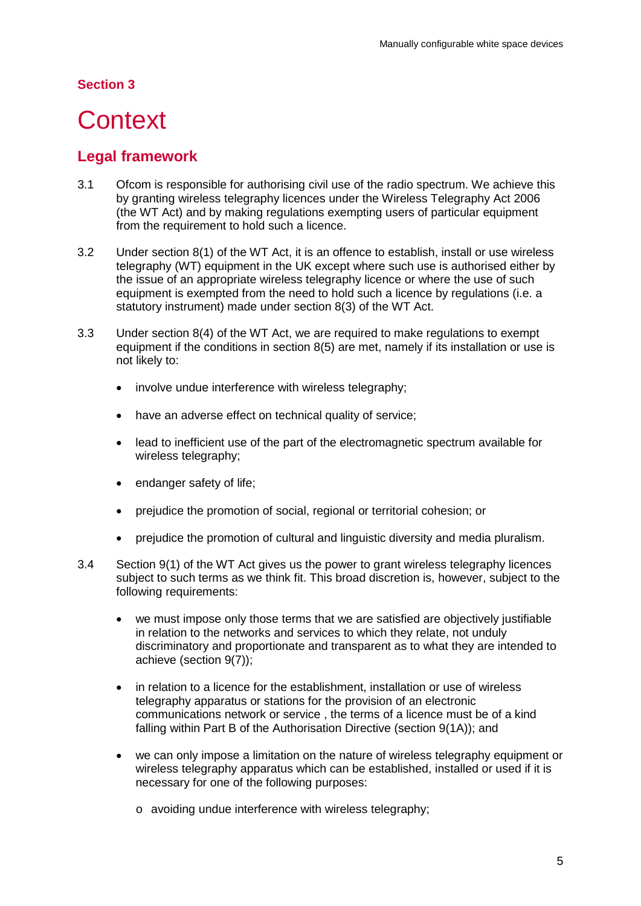## Section 3

# Context

## Legal framework

3.1 Ofcom is responsible for authorising civil use of the radio spectrum. We achieve this by granting wireless telegraphy licences under the Wireless Telegraphy Act 2006 (the WT Act) and by making regulations exempting users of particular equipment from the requirement to hold such a licence.

3.2 Under section 8(1) of the WT Act, it is an offence to establish, install or use wireless telegraphy (WT) equipment in the UK except where such use is authorised either by the issue of an appropriate wireless telegraphy licence or where the use of such equipment is exempted from the need to hold such a licence by regulations (i.e. a statutory instrument) made under section 8(3) of the WT Act.

3.3 Under section 8(4) of the WT Act, we are required to make regulations to exempt equipment if the conditions in section 8(5) are met, namely if its installation or use is not likely to:

- involve undue interference with wireless telegraphy;
- have an adverse effect on technical quality of service;
- lead to inefficient use of the part of the electromagnetic spectrum available for wireless telegraphy;
- endanger safety of life;
- prejudice the promotion of social, regional or territorial cohesion; or
- prejudice the promotion of cultural and linguistic diversity and media pluralism.

3.4 Section 9(1) of the WT Act gives us the power to grant wireless telegraphy licences subject to such terms as we think fit. This broad discretion is, however, subject to the following requirements:

- we must impose only those terms that we are satisfied are objectively justifiable in relation to the networks and services to which they relate, not unduly discriminatory and proportionate and transparent as to what they are intended to achieve (section 9(7));
- in relation to a licence for the establishment, installation or use of wireless telegraphy apparatus or stations for the provision of an electronic communications network or service , the terms of a licence must be of a kind falling within Part B of the Authorisation Directive (section 9(1A)); and
- we can only impose a limitation on the nature of wireless telegraphy equipment or wireless telegraphy apparatus which can be established, installed or used if it is necessary for one of the following purposes:
    - o avoiding undue interference with wireless telegraphy;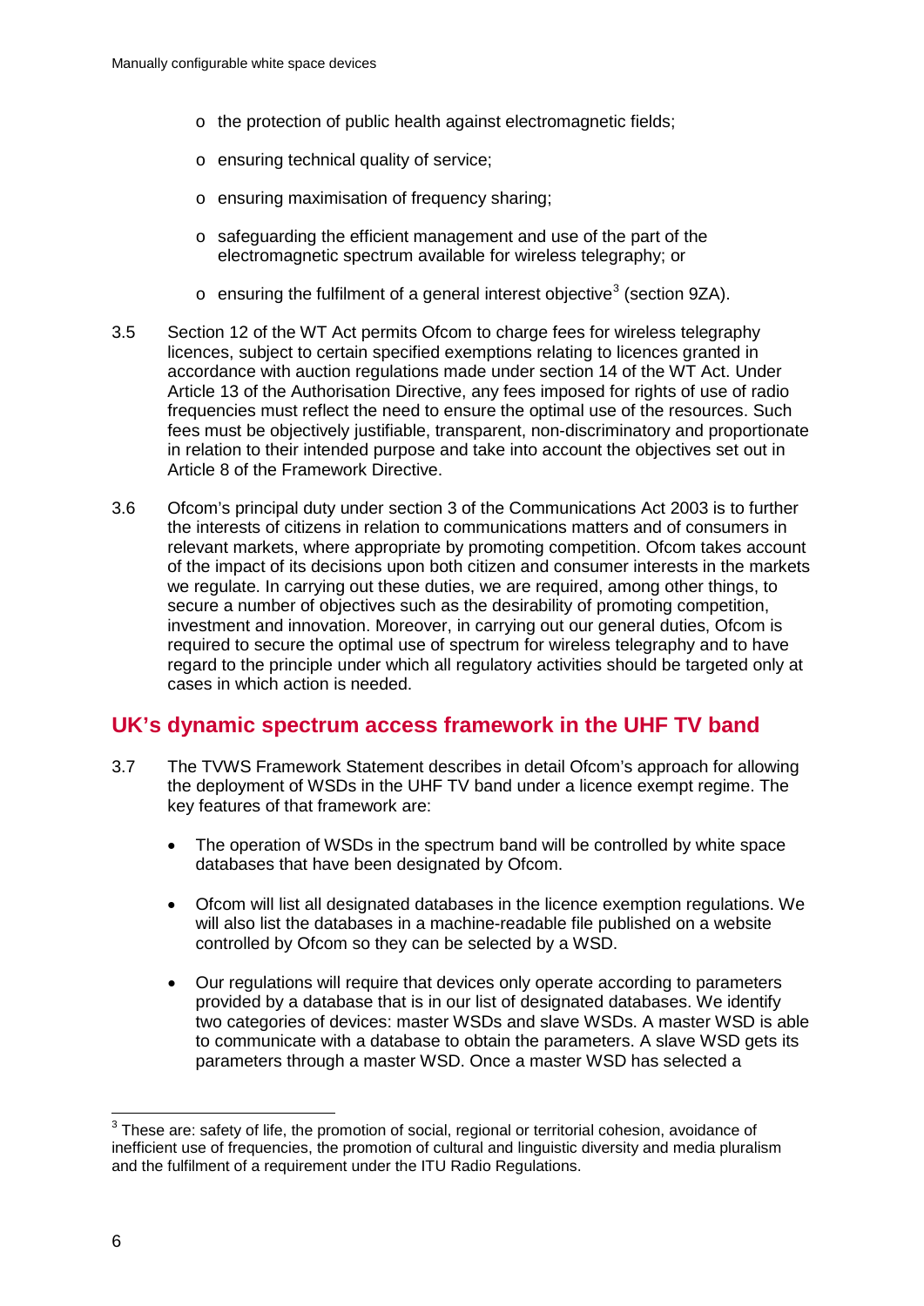- the protection of public health against electromagnetic fields;
- ensuring technical quality of service;
- ensuring maximisation of frequency sharing;
- safeguarding the efficient management and use of the part of the electromagnetic spectrum available for wireless telegraphy; or
- ensuring the fulfilment of a general interest objective[3] (section 9ZA).

3.5 Section 12 of the WT Act permits Ofcom to charge fees for wireless telegraphy licences, subject to certain specified exemptions relating to licences granted in accordance with auction regulations made under section 14 of the WT Act. Under Article 13 of the Authorisation Directive, any fees imposed for rights of use of radio frequencies must reflect the need to ensure the optimal use of the resources. Such fees must be objectively justifiable, transparent, non-discriminatory and proportionate in relation to their intended purpose and take into account the objectives set out in Article 8 of the Framework Directive.

3.6 Ofcom's principal duty under section 3 of the Communications Act 2003 is to further the interests of citizens in relation to communications matters and of consumers in relevant markets, where appropriate by promoting competition. Ofcom takes account of the impact of its decisions upon both citizen and consumer interests in the markets we regulate. In carrying out these duties, we are required, among other things, to secure a number of objectives such as the desirability of promoting competition, investment and innovation. Moreover, in carrying out our general duties, Ofcom is required to secure the optimal use of spectrum for wireless telegraphy and to have regard to the principle under which all regulatory activities should be targeted only at cases in which action is needed.

## UK's dynamic spectrum access framework in the UHF TV band

3.7 The TVWS Framework Statement describes in detail Ofcom's approach for allowing the deployment of WSDs in the UHF TV band under a licence exempt regime. The key features of that framework are:

- The operation of WSDs in the spectrum band will be controlled by white space databases that have been designated by Ofcom.
- Ofcom will list all designated databases in the licence exemption regulations. We will also list the databases in a machine-readable file published on a website controlled by Ofcom so they can be selected by a WSD.
- Our regulations will require that devices only operate according to parameters provided by a database that is in our list of designated databases. We identify two categories of devices: master WSDs and slave WSDs. A master WSD is able to communicate with a database to obtain the parameters. A slave WSD gets its parameters through a master WSD. Once a master WSD has selected a

[3] These are: safety of life, the promotion of social, regional or territorial cohesion, avoidance of inefficient use of frequencies, the promotion of cultural and linguistic diversity and media pluralism and the fulfilment of a requirement under the ITU Radio Regulations.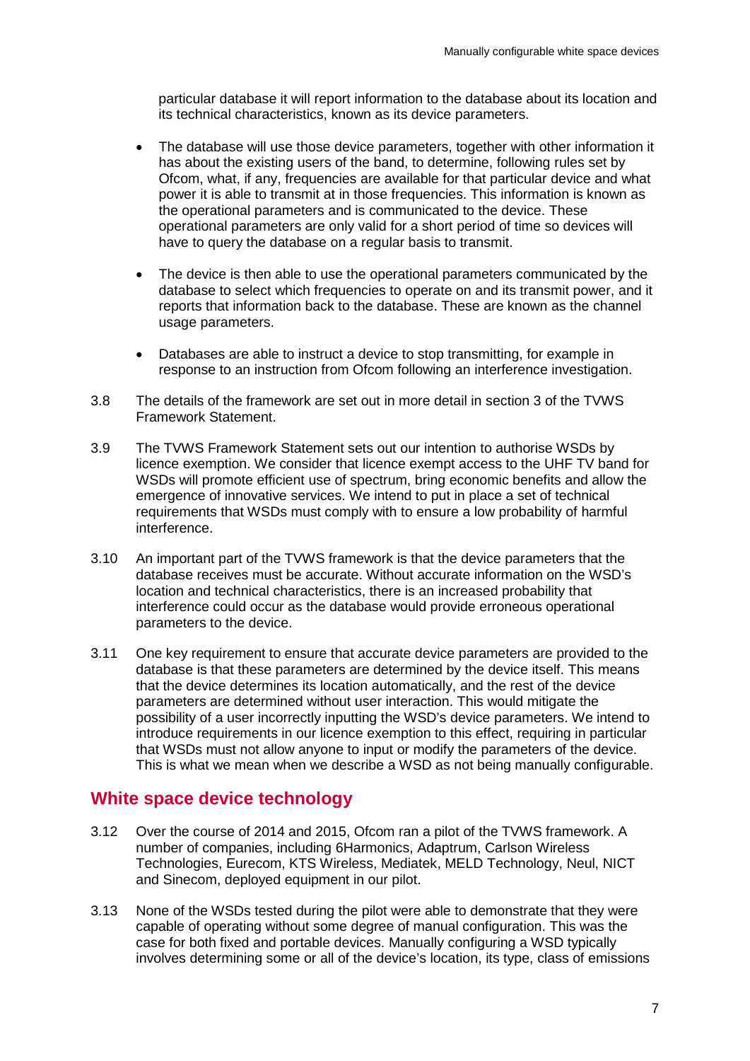particular database it will report information to the database about its location and its technical characteristics, known as its device parameters.

- The database will use those device parameters, together with other information it has about the existing users of the band, to determine, following rules set by Ofcom, what, if any, frequencies are available for that particular device and what power it is able to transmit at in those frequencies. This information is known as the operational parameters and is communicated to the device. These operational parameters are only valid for a short period of time so devices will have to query the database on a regular basis to transmit.

- The device is then able to use the operational parameters communicated by the database to select which frequencies to operate on and its transmit power, and it reports that information back to the database. These are known as the channel usage parameters.

- Databases are able to instruct a device to stop transmitting, for example in response to an instruction from Ofcom following an interference investigation.

3.8 The details of the framework are set out in more detail in section 3 of the TVWS Framework Statement.

3.9 The TVWS Framework Statement sets out our intention to authorise WSDs by licence exemption. We consider that licence exempt access to the UHF TV band for WSDs will promote efficient use of spectrum, bring economic benefits and allow the emergence of innovative services. We intend to put in place a set of technical requirements that WSDs must comply with to ensure a low probability of harmful interference.

3.10 An important part of the TVWS framework is that the device parameters that the database receives must be accurate. Without accurate information on the WSD's location and technical characteristics, there is an increased probability that interference could occur as the database would provide erroneous operational parameters to the device.

3.11 One key requirement to ensure that accurate device parameters are provided to the database is that these parameters are determined by the device itself. This means that the device determines its location automatically, and the rest of the device parameters are determined without user interaction. This would mitigate the possibility of a user incorrectly inputting the WSD's device parameters. We intend to introduce requirements in our licence exemption to this effect, requiring in particular that WSDs must not allow anyone to input or modify the parameters of the device. This is what we mean when we describe a WSD as not being manually configurable.

## White space device technology

3.12 Over the course of 2014 and 2015, Ofcom ran a pilot of the TVWS framework. A number of companies, including 6Harmonics, Adaptrum, Carlson Wireless Technologies, Eurecom, KTS Wireless, Mediatek, MELD Technology, Neul, NICT and Sinecom, deployed equipment in our pilot.

3.13 None of the WSDs tested during the pilot were able to demonstrate that they were capable of operating without some degree of manual configuration. This was the case for both fixed and portable devices. Manually configuring a WSD typically involves determining some or all of the device's location, its type, class of emissions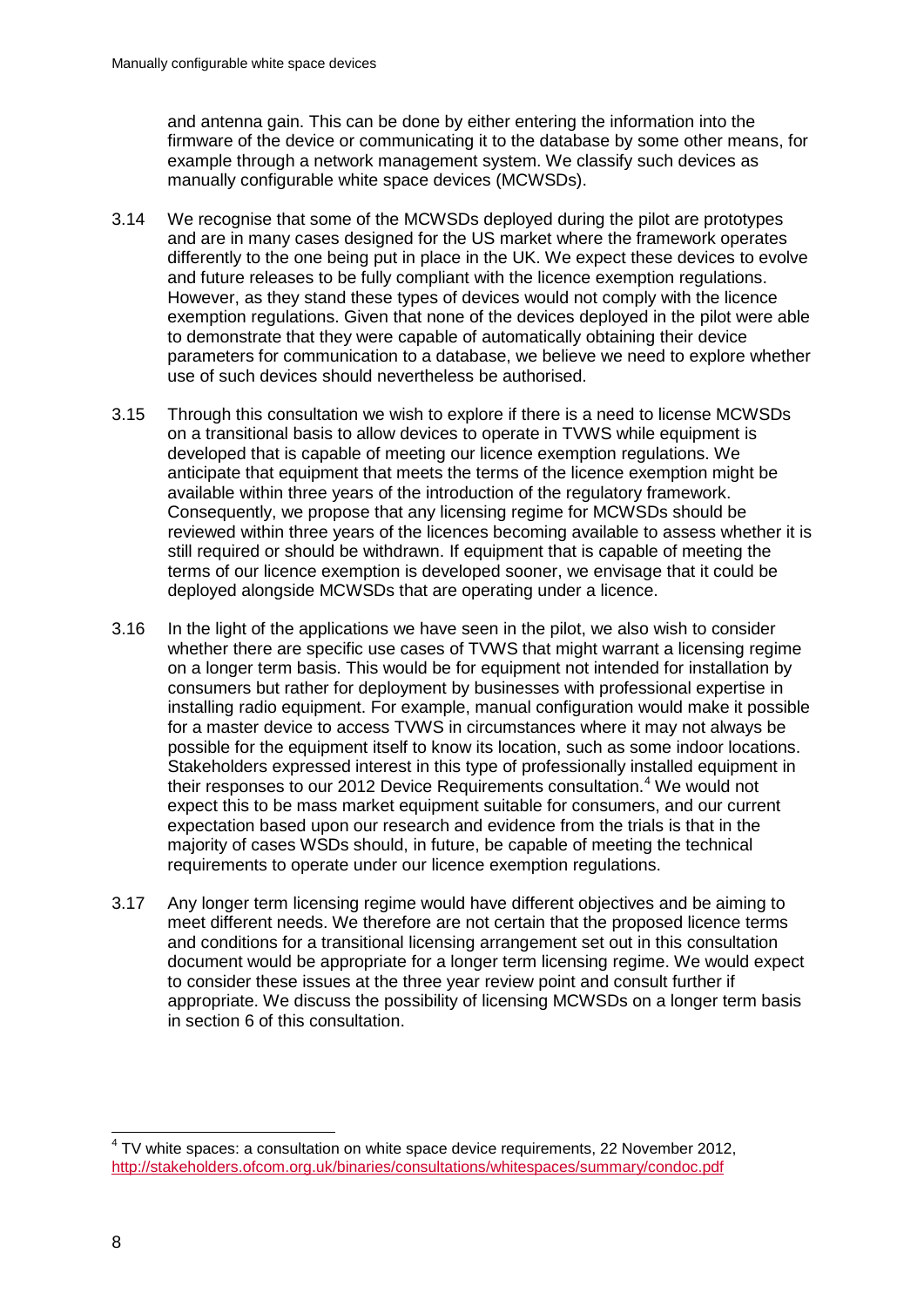and antenna gain. This can be done by either entering the information into the firmware of the device or communicating it to the database by some other means, for example through a network management system. We classify such devices as manually configurable white space devices (MCWSDs).

3.14 We recognise that some of the MCWSDs deployed during the pilot are prototypes and are in many cases designed for the US market where the framework operates differently to the one being put in place in the UK. We expect these devices to evolve and future releases to be fully compliant with the licence exemption regulations. However, as they stand these types of devices would not comply with the licence exemption regulations. Given that none of the devices deployed in the pilot were able to demonstrate that they were capable of automatically obtaining their device parameters for communication to a database, we believe we need to explore whether use of such devices should nevertheless be authorised.

3.15 Through this consultation we wish to explore if there is a need to license MCWSDs on a transitional basis to allow devices to operate in TVWS while equipment is developed that is capable of meeting our licence exemption regulations. We anticipate that equipment that meets the terms of the licence exemption might be available within three years of the introduction of the regulatory framework. Consequently, we propose that any licensing regime for MCWSDs should be reviewed within three years of the licences becoming available to assess whether it is still required or should be withdrawn. If equipment that is capable of meeting the terms of our licence exemption is developed sooner, we envisage that it could be deployed alongside MCWSDs that are operating under a licence.

3.16 In the light of the applications we have seen in the pilot, we also wish to consider whether there are specific use cases of TVWS that might warrant a licensing regime on a longer term basis. This would be for equipment not intended for installation by consumers but rather for deployment by businesses with professional expertise in installing radio equipment. For example, manual configuration would make it possible for a master device to access TVWS in circumstances where it may not always be possible for the equipment itself to know its location, such as some indoor locations. Stakeholders expressed interest in this type of professionally installed equipment in their responses to our 2012 Device Requirements consultation.[4] We would not expect this to be mass market equipment suitable for consumers, and our current expectation based upon our research and evidence from the trials is that in the majority of cases WSDs should, in future, be capable of meeting the technical requirements to operate under our licence exemption regulations.

3.17 Any longer term licensing regime would have different objectives and be aiming to meet different needs. We therefore are not certain that the proposed licence terms and conditions for a transitional licensing arrangement set out in this consultation document would be appropriate for a longer term licensing regime. We would expect to consider these issues at the three year review point and consult further if appropriate. We discuss the possibility of licensing MCWSDs on a longer term basis in section 6 of this consultation.

---

[4] TV white spaces: a consultation on white space device requirements, 22 November 2012, http://stakeholders.ofcom.org.uk/binaries/consultations/whitespaces/summary/condoc.pdf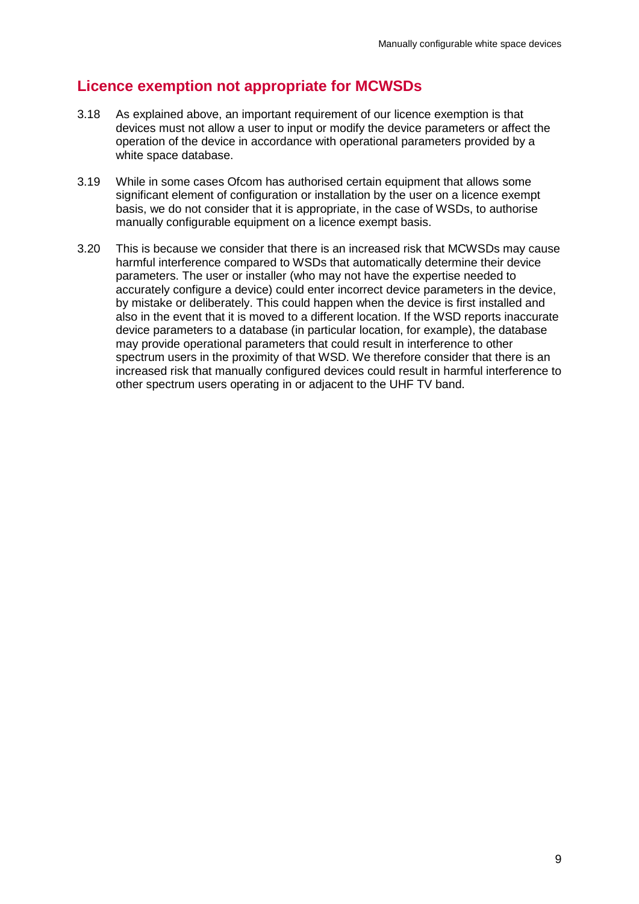## Licence exemption not appropriate for MCWSDs

3.18 As explained above, an important requirement of our licence exemption is that devices must not allow a user to input or modify the device parameters or affect the operation of the device in accordance with operational parameters provided by a white space database.

3.19 While in some cases Ofcom has authorised certain equipment that allows some significant element of configuration or installation by the user on a licence exempt basis, we do not consider that it is appropriate, in the case of WSDs, to authorise manually configurable equipment on a licence exempt basis.

3.20 This is because we consider that there is an increased risk that MCWSDs may cause harmful interference compared to WSDs that automatically determine their device parameters. The user or installer (who may not have the expertise needed to accurately configure a device) could enter incorrect device parameters in the device, by mistake or deliberately. This could happen when the device is first installed and also in the event that it is moved to a different location. If the WSD reports inaccurate device parameters to a database (in particular location, for example), the database may provide operational parameters that could result in interference to other spectrum users in the proximity of that WSD. We therefore consider that there is an increased risk that manually configured devices could result in harmful interference to other spectrum users operating in or adjacent to the UHF TV band.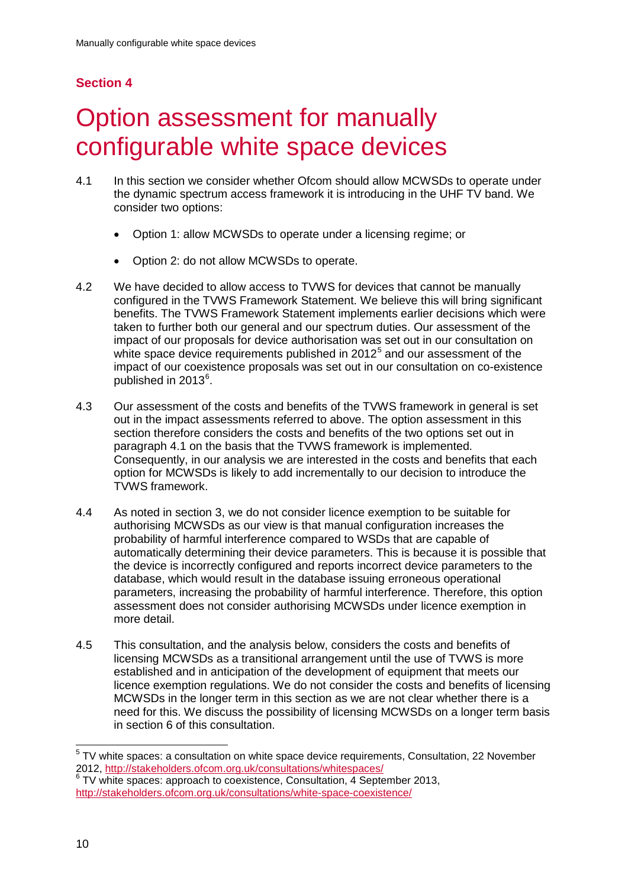## Section 4

# Option assessment for manually configurable white space devices

4.1 In this section we consider whether Ofcom should allow MCWSDs to operate under the dynamic spectrum access framework it is introducing in the UHF TV band. We consider two options:

- Option 1: allow MCWSDs to operate under a licensing regime; or
- Option 2: do not allow MCWSDs to operate.

4.2 We have decided to allow access to TVWS for devices that cannot be manually configured in the TVWS Framework Statement. We believe this will bring significant benefits. The TVWS Framework Statement implements earlier decisions which were taken to further both our general and our spectrum duties. Our assessment of the impact of our proposals for device authorisation was set out in our consultation on white space device requirements published in 2012[5] and our assessment of the impact of our coexistence proposals was set out in our consultation on co-existence published in 2013[6].

4.3 Our assessment of the costs and benefits of the TVWS framework in general is set out in the impact assessments referred to above. The option assessment in this section therefore considers the costs and benefits of the two options set out in paragraph 4.1 on the basis that the TVWS framework is implemented. Consequently, in our analysis we are interested in the costs and benefits that each option for MCWSDs is likely to add incrementally to our decision to introduce the TVWS framework.

4.4 As noted in section 3, we do not consider licence exemption to be suitable for authorising MCWSDs as our view is that manual configuration increases the probability of harmful interference compared to WSDs that are capable of automatically determining their device parameters. This is because it is possible that the device is incorrectly configured and reports incorrect device parameters to the database, which would result in the database issuing erroneous operational parameters, increasing the probability of harmful interference. Therefore, this option assessment does not consider authorising MCWSDs under licence exemption in more detail.

4.5 This consultation, and the analysis below, considers the costs and benefits of licensing MCWSDs as a transitional arrangement until the use of TVWS is more established and in anticipation of the development of equipment that meets our licence exemption regulations. We do not consider the costs and benefits of licensing MCWSDs in the longer term in this section as we are not clear whether there is a need for this. We discuss the possibility of licensing MCWSDs on a longer term basis in section 6 of this consultation.

---

[5] TV white spaces: a consultation on white space device requirements, Consultation, 22 November 2012, http://stakeholders.ofcom.org.uk/consultations/whitespaces/

[6] TV white spaces: approach to coexistence, Consultation, 4 September 2013, http://stakeholders.ofcom.org.uk/consultations/white-space-coexistence/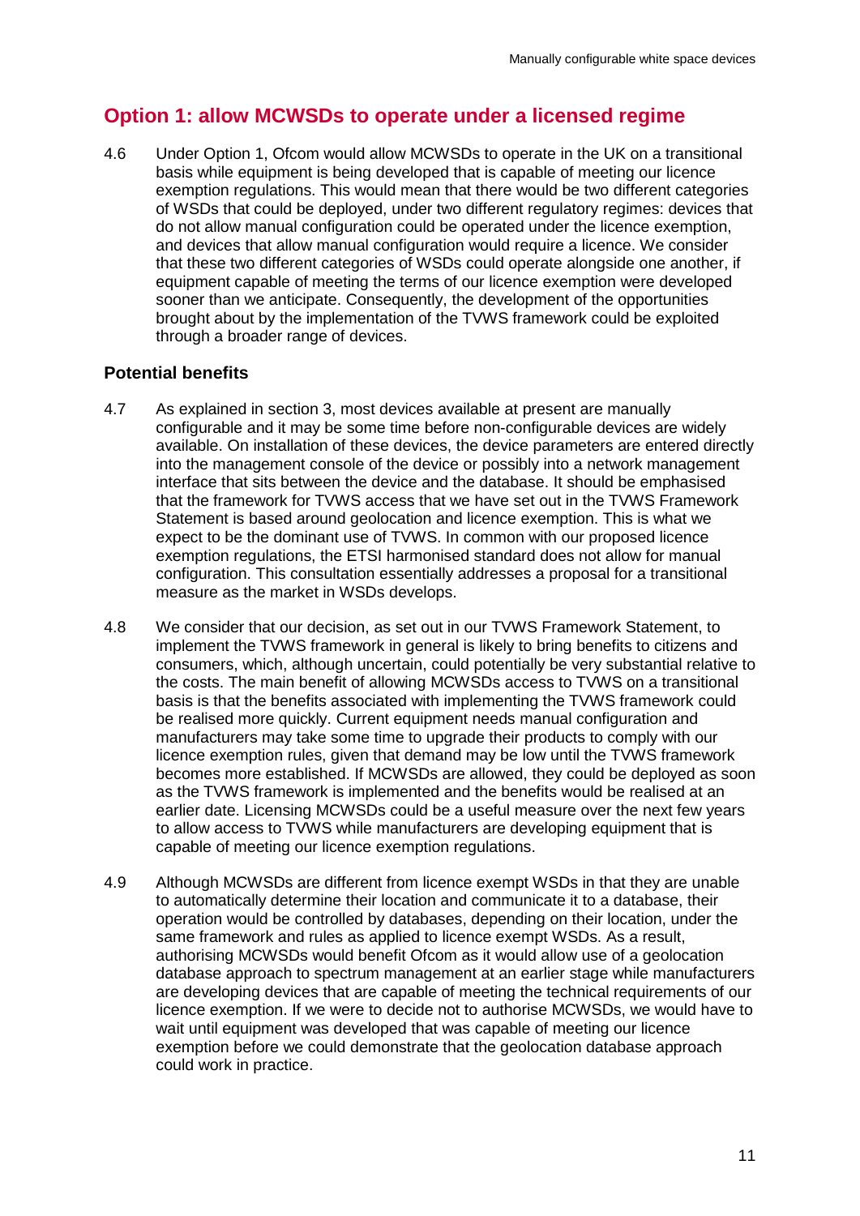## Option 1: allow MCWSDs to operate under a licensed regime

4.6 Under Option 1, Ofcom would allow MCWSDs to operate in the UK on a transitional basis while equipment is being developed that is capable of meeting our licence exemption regulations. This would mean that there would be two different categories of WSDs that could be deployed, under two different regulatory regimes: devices that do not allow manual configuration could be operated under the licence exemption, and devices that allow manual configuration would require a licence. We consider that these two different categories of WSDs could operate alongside one another, if equipment capable of meeting the terms of our licence exemption were developed sooner than we anticipate. Consequently, the development of the opportunities brought about by the implementation of the TVWS framework could be exploited through a broader range of devices.

### Potential benefits

4.7 As explained in section 3, most devices available at present are manually configurable and it may be some time before non-configurable devices are widely available. On installation of these devices, the device parameters are entered directly into the management console of the device or possibly into a network management interface that sits between the device and the database. It should be emphasised that the framework for TVWS access that we have set out in the TVWS Framework Statement is based around geolocation and licence exemption. This is what we expect to be the dominant use of TVWS. In common with our proposed licence exemption regulations, the ETSI harmonised standard does not allow for manual configuration. This consultation essentially addresses a proposal for a transitional measure as the market in WSDs develops.

4.8 We consider that our decision, as set out in our TVWS Framework Statement, to implement the TVWS framework in general is likely to bring benefits to citizens and consumers, which, although uncertain, could potentially be very substantial relative to the costs. The main benefit of allowing MCWSDs access to TVWS on a transitional basis is that the benefits associated with implementing the TVWS framework could be realised more quickly. Current equipment needs manual configuration and manufacturers may take some time to upgrade their products to comply with our licence exemption rules, given that demand may be low until the TVWS framework becomes more established. If MCWSDs are allowed, they could be deployed as soon as the TVWS framework is implemented and the benefits would be realised at an earlier date. Licensing MCWSDs could be a useful measure over the next few years to allow access to TVWS while manufacturers are developing equipment that is capable of meeting our licence exemption regulations.

4.9 Although MCWSDs are different from licence exempt WSDs in that they are unable to automatically determine their location and communicate it to a database, their operation would be controlled by databases, depending on their location, under the same framework and rules as applied to licence exempt WSDs. As a result, authorising MCWSDs would benefit Ofcom as it would allow use of a geolocation database approach to spectrum management at an earlier stage while manufacturers are developing devices that are capable of meeting the technical requirements of our licence exemption. If we were to decide not to authorise MCWSDs, we would have to wait until equipment was developed that was capable of meeting our licence exemption before we could demonstrate that the geolocation database approach could work in practice.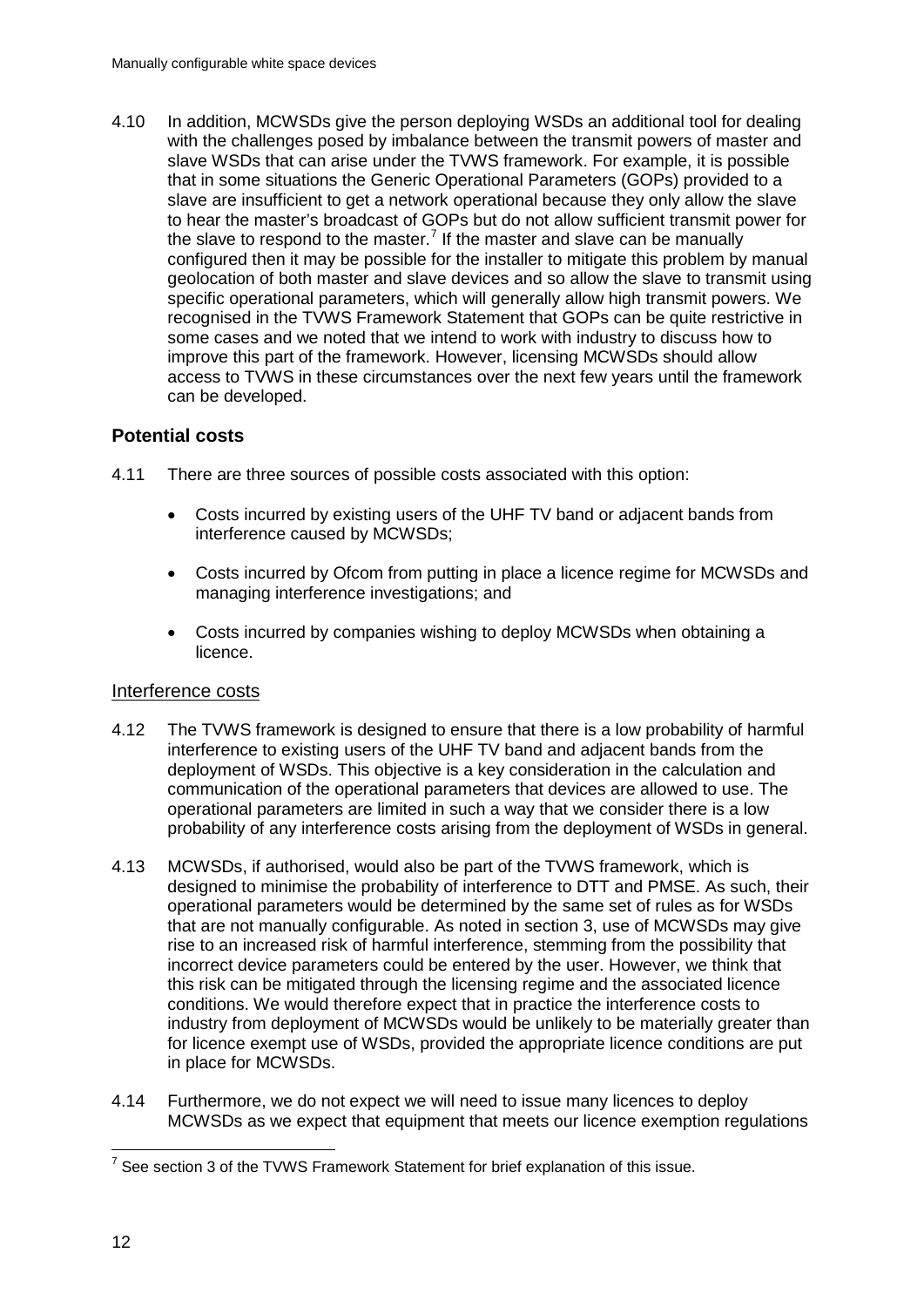4.10 In addition, MCWSDs give the person deploying WSDs an additional tool for dealing with the challenges posed by imbalance between the transmit powers of master and slave WSDs that can arise under the TVWS framework. For example, it is possible that in some situations the Generic Operational Parameters (GOPs) provided to a slave are insufficient to get a network operational because they only allow the slave to hear the master's broadcast of GOPs but do not allow sufficient transmit power for the slave to respond to the master.[7] If the master and slave can be manually configured then it may be possible for the installer to mitigate this problem by manual geolocation of both master and slave devices and so allow the slave to transmit using specific operational parameters, which will generally allow high transmit powers. We recognised in the TVWS Framework Statement that GOPs can be quite restrictive in some cases and we noted that we intend to work with industry to discuss how to improve this part of the framework. However, licensing MCWSDs should allow access to TVWS in these circumstances over the next few years until the framework can be developed.

## Potential costs

4.11 There are three sources of possible costs associated with this option:

- Costs incurred by existing users of the UHF TV band or adjacent bands from interference caused by MCWSDs;
- Costs incurred by Ofcom from putting in place a licence regime for MCWSDs and managing interference investigations; and
- Costs incurred by companies wishing to deploy MCWSDs when obtaining a licence.

### Interference costs

4.12 The TVWS framework is designed to ensure that there is a low probability of harmful interference to existing users of the UHF TV band and adjacent bands from the deployment of WSDs. This objective is a key consideration in the calculation and communication of the operational parameters that devices are allowed to use. The operational parameters are limited in such a way that we consider there is a low probability of any interference costs arising from the deployment of WSDs in general.

4.13 MCWSDs, if authorised, would also be part of the TVWS framework, which is designed to minimise the probability of interference to DTT and PMSE. As such, their operational parameters would be determined by the same set of rules as for WSDs that are not manually configurable. As noted in section 3, use of MCWSDs may give rise to an increased risk of harmful interference, stemming from the possibility that incorrect device parameters could be entered by the user. However, we think that this risk can be mitigated through the licensing regime and the associated licence conditions. We would therefore expect that in practice the interference costs to industry from deployment of MCWSDs would be unlikely to be materially greater than for licence exempt use of WSDs, provided the appropriate licence conditions are put in place for MCWSDs.

4.14 Furthermore, we do not expect we will need to issue many licences to deploy MCWSDs as we expect that equipment that meets our licence exemption regulations

[7] See section 3 of the TVWS Framework Statement for brief explanation of this issue.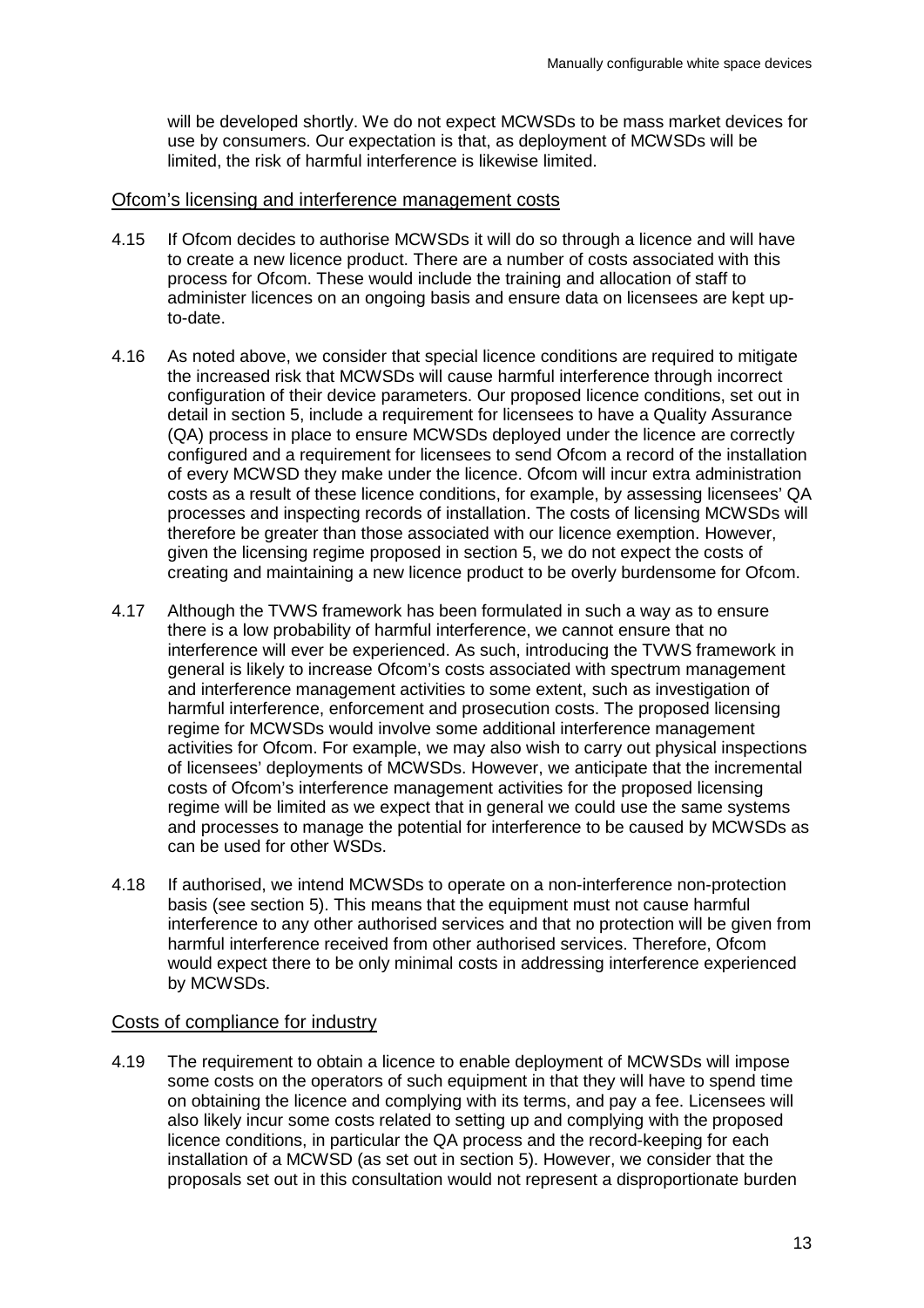will be developed shortly. We do not expect MCWSDs to be mass market devices for use by consumers. Our expectation is that, as deployment of MCWSDs will be limited, the risk of harmful interference is likewise limited.

### Ofcom's licensing and interference management costs

4.15 If Ofcom decides to authorise MCWSDs it will do so through a licence and will have to create a new licence product. There are a number of costs associated with this process for Ofcom. These would include the training and allocation of staff to administer licences on an ongoing basis and ensure data on licensees are kept up-to-date.

4.16 As noted above, we consider that special licence conditions are required to mitigate the increased risk that MCWSDs will cause harmful interference through incorrect configuration of their device parameters. Our proposed licence conditions, set out in detail in section 5, include a requirement for licensees to have a Quality Assurance (QA) process in place to ensure MCWSDs deployed under the licence are correctly configured and a requirement for licensees to send Ofcom a record of the installation of every MCWSD they make under the licence. Ofcom will incur extra administration costs as a result of these licence conditions, for example, by assessing licensees' QA processes and inspecting records of installation. The costs of licensing MCWSDs will therefore be greater than those associated with our licence exemption. However, given the licensing regime proposed in section 5, we do not expect the costs of creating and maintaining a new licence product to be overly burdensome for Ofcom.

4.17 Although the TVWS framework has been formulated in such a way as to ensure there is a low probability of harmful interference, we cannot ensure that no interference will ever be experienced. As such, introducing the TVWS framework in general is likely to increase Ofcom's costs associated with spectrum management and interference management activities to some extent, such as investigation of harmful interference, enforcement and prosecution costs. The proposed licensing regime for MCWSDs would involve some additional interference management activities for Ofcom. For example, we may also wish to carry out physical inspections of licensees' deployments of MCWSDs. However, we anticipate that the incremental costs of Ofcom's interference management activities for the proposed licensing regime will be limited as we expect that in general we could use the same systems and processes to manage the potential for interference to be caused by MCWSDs as can be used for other WSDs.

4.18 If authorised, we intend MCWSDs to operate on a non-interference non-protection basis (see section 5). This means that the equipment must not cause harmful interference to any other authorised services and that no protection will be given from harmful interference received from other authorised services. Therefore, Ofcom would expect there to be only minimal costs in addressing interference experienced by MCWSDs.

### Costs of compliance for industry

4.19 The requirement to obtain a licence to enable deployment of MCWSDs will impose some costs on the operators of such equipment in that they will have to spend time on obtaining the licence and complying with its terms, and pay a fee. Licensees will also likely incur some costs related to setting up and complying with the proposed licence conditions, in particular the QA process and the record-keeping for each installation of a MCWSD (as set out in section 5). However, we consider that the proposals set out in this consultation would not represent a disproportionate burden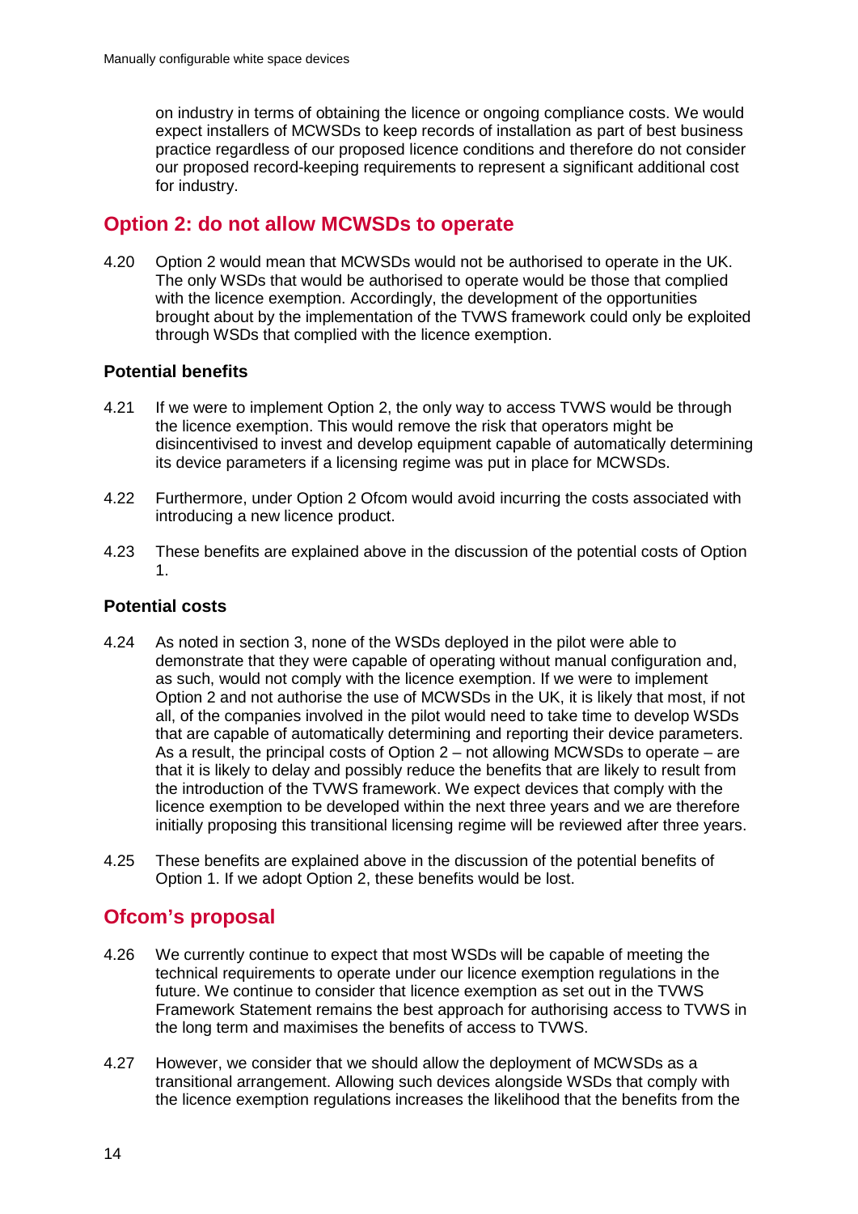on industry in terms of obtaining the licence or ongoing compliance costs. We would expect installers of MCWSDs to keep records of installation as part of best business practice regardless of our proposed licence conditions and therefore do not consider our proposed record-keeping requirements to represent a significant additional cost for industry.

## Option 2: do not allow MCWSDs to operate

4.20 Option 2 would mean that MCWSDs would not be authorised to operate in the UK. The only WSDs that would be authorised to operate would be those that complied with the licence exemption. Accordingly, the development of the opportunities brought about by the implementation of the TVWS framework could only be exploited through WSDs that complied with the licence exemption.

### Potential benefits

4.21 If we were to implement Option 2, the only way to access TVWS would be through the licence exemption. This would remove the risk that operators might be disincentivised to invest and develop equipment capable of automatically determining its device parameters if a licensing regime was put in place for MCWSDs.

4.22 Furthermore, under Option 2 Ofcom would avoid incurring the costs associated with introducing a new licence product.

4.23 These benefits are explained above in the discussion of the potential costs of Option 1.

### Potential costs

4.24 As noted in section 3, none of the WSDs deployed in the pilot were able to demonstrate that they were capable of operating without manual configuration and, as such, would not comply with the licence exemption. If we were to implement Option 2 and not authorise the use of MCWSDs in the UK, it is likely that most, if not all, of the companies involved in the pilot would need to take time to develop WSDs that are capable of automatically determining and reporting their device parameters. As a result, the principal costs of Option 2 – not allowing MCWSDs to operate – are that it is likely to delay and possibly reduce the benefits that are likely to result from the introduction of the TVWS framework. We expect devices that comply with the licence exemption to be developed within the next three years and we are therefore initially proposing this transitional licensing regime will be reviewed after three years.

4.25 These benefits are explained above in the discussion of the potential benefits of Option 1. If we adopt Option 2, these benefits would be lost.

## Ofcom's proposal

4.26 We currently continue to expect that most WSDs will be capable of meeting the technical requirements to operate under our licence exemption regulations in the future. We continue to consider that licence exemption as set out in the TVWS Framework Statement remains the best approach for authorising access to TVWS in the long term and maximises the benefits of access to TVWS.

4.27 However, we consider that we should allow the deployment of MCWSDs as a transitional arrangement. Allowing such devices alongside WSDs that comply with the licence exemption regulations increases the likelihood that the benefits from the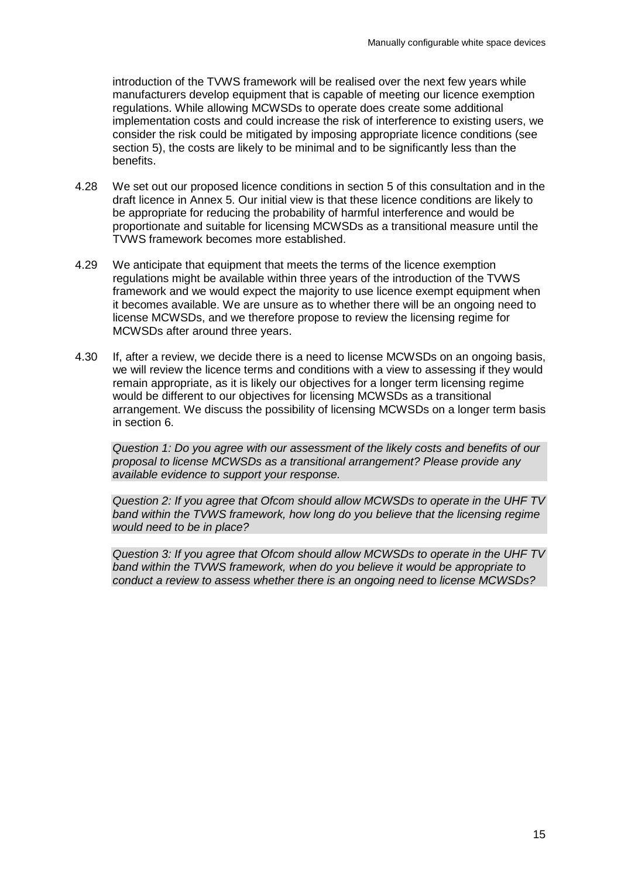introduction of the TVWS framework will be realised over the next few years while manufacturers develop equipment that is capable of meeting our licence exemption regulations. While allowing MCWSDs to operate does create some additional implementation costs and could increase the risk of interference to existing users, we consider the risk could be mitigated by imposing appropriate licence conditions (see section 5), the costs are likely to be minimal and to be significantly less than the benefits.

4.28 We set out our proposed licence conditions in section 5 of this consultation and in the draft licence in Annex 5. Our initial view is that these licence conditions are likely to be appropriate for reducing the probability of harmful interference and would be proportionate and suitable for licensing MCWSDs as a transitional measure until the TVWS framework becomes more established.

4.29 We anticipate that equipment that meets the terms of the licence exemption regulations might be available within three years of the introduction of the TVWS framework and we would expect the majority to use licence exempt equipment when it becomes available. We are unsure as to whether there will be an ongoing need to license MCWSDs, and we therefore propose to review the licensing regime for MCWSDs after around three years.

4.30 If, after a review, we decide there is a need to license MCWSDs on an ongoing basis, we will review the licence terms and conditions with a view to assessing if they would remain appropriate, as it is likely our objectives for a longer term licensing regime would be different to our objectives for licensing MCWSDs as a transitional arrangement. We discuss the possibility of licensing MCWSDs on a longer term basis in section 6.

*Question 1: Do you agree with our assessment of the likely costs and benefits of our proposal to license MCWSDs as a transitional arrangement? Please provide any available evidence to support your response.*

*Question 2: If you agree that Ofcom should allow MCWSDs to operate in the UHF TV band within the TVWS framework, how long do you believe that the licensing regime would need to be in place?*

*Question 3: If you agree that Ofcom should allow MCWSDs to operate in the UHF TV band within the TVWS framework, when do you believe it would be appropriate to conduct a review to assess whether there is an ongoing need to license MCWSDs?*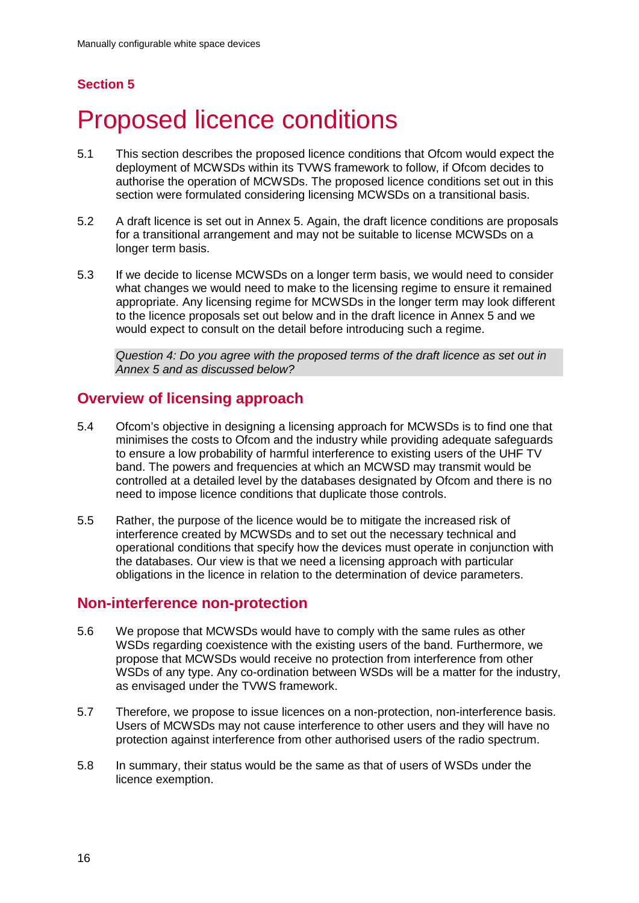## Section 5

# Proposed licence conditions

5.1 This section describes the proposed licence conditions that Ofcom would expect the deployment of MCWSDs within its TVWS framework to follow, if Ofcom decides to authorise the operation of MCWSDs. The proposed licence conditions set out in this section were formulated considering licensing MCWSDs on a transitional basis.

5.2 A draft licence is set out in Annex 5. Again, the draft licence conditions are proposals for a transitional arrangement and may not be suitable to license MCWSDs on a longer term basis.

5.3 If we decide to license MCWSDs on a longer term basis, we would need to consider what changes we would need to make to the licensing regime to ensure it remained appropriate. Any licensing regime for MCWSDs in the longer term may look different to the licence proposals set out below and in the draft licence in Annex 5 and we would expect to consult on the detail before introducing such a regime.

> *Question 4: Do you agree with the proposed terms of the draft licence as set out in Annex 5 and as discussed below?*

## Overview of licensing approach

5.4 Ofcom's objective in designing a licensing approach for MCWSDs is to find one that minimises the costs to Ofcom and the industry while providing adequate safeguards to ensure a low probability of harmful interference to existing users of the UHF TV band. The powers and frequencies at which an MCWSD may transmit would be controlled at a detailed level by the databases designated by Ofcom and there is no need to impose licence conditions that duplicate those controls.

5.5 Rather, the purpose of the licence would be to mitigate the increased risk of interference created by MCWSDs and to set out the necessary technical and operational conditions that specify how the devices must operate in conjunction with the databases. Our view is that we need a licensing approach with particular obligations in the licence in relation to the determination of device parameters.

## Non-interference non-protection

5.6 We propose that MCWSDs would have to comply with the same rules as other WSDs regarding coexistence with the existing users of the band. Furthermore, we propose that MCWSDs would receive no protection from interference from other WSDs of any type. Any co-ordination between WSDs will be a matter for the industry, as envisaged under the TVWS framework.

5.7 Therefore, we propose to issue licences on a non-protection, non-interference basis. Users of MCWSDs may not cause interference to other users and they will have no protection against interference from other authorised users of the radio spectrum.

5.8 In summary, their status would be the same as that of users of WSDs under the licence exemption.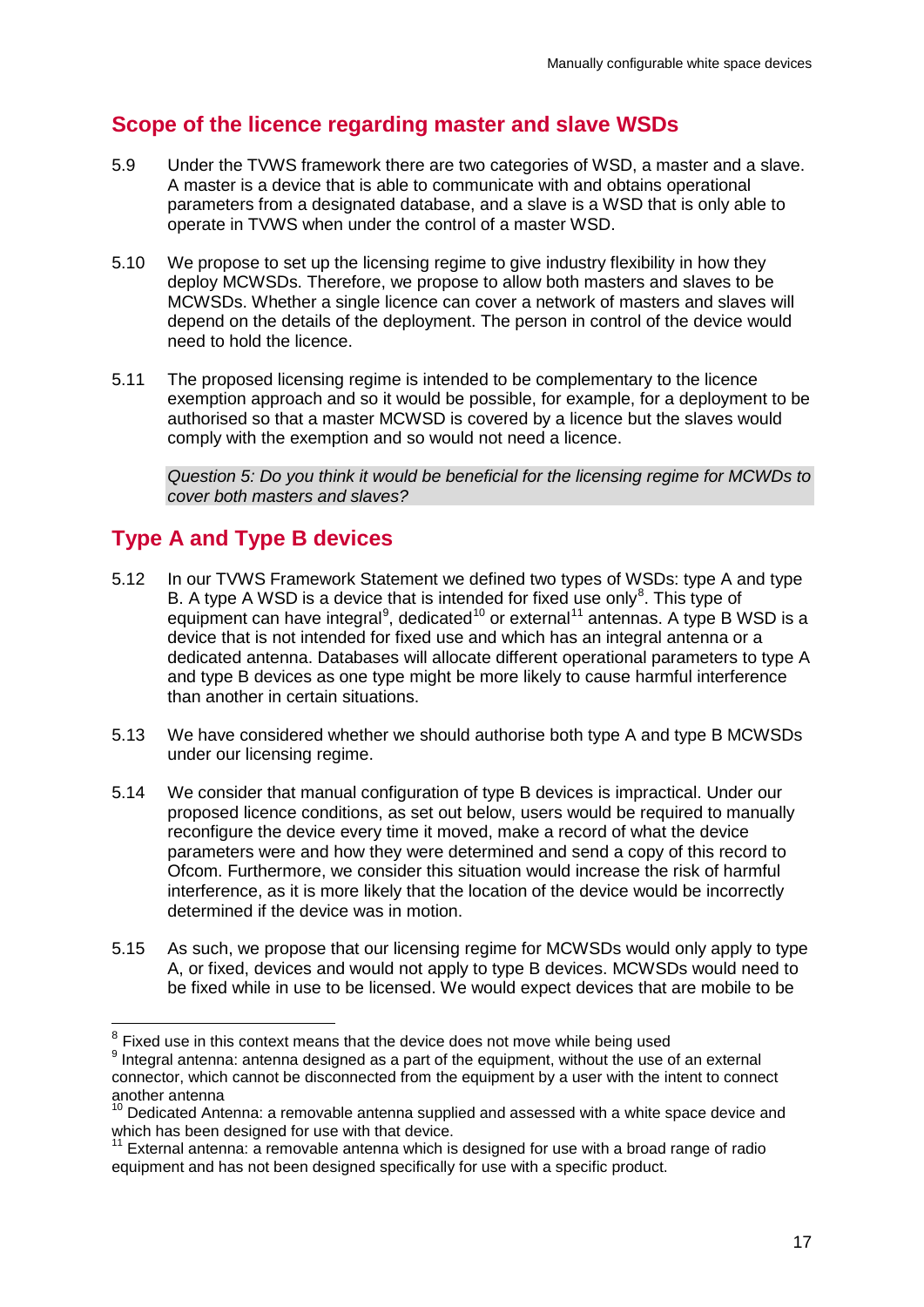## Scope of the licence regarding master and slave WSDs

5.9 Under the TVWS framework there are two categories of WSD, a master and a slave. A master is a device that is able to communicate with and obtains operational parameters from a designated database, and a slave is a WSD that is only able to operate in TVWS when under the control of a master WSD.

5.10 We propose to set up the licensing regime to give industry flexibility in how they deploy MCWSDs. Therefore, we propose to allow both masters and slaves to be MCWSDs. Whether a single licence can cover a network of masters and slaves will depend on the details of the deployment. The person in control of the device would need to hold the licence.

5.11 The proposed licensing regime is intended to be complementary to the licence exemption approach and so it would be possible, for example, for a deployment to be authorised so that a master MCWSD is covered by a licence but the slaves would comply with the exemption and so would not need a licence.

*Question 5: Do you think it would be beneficial for the licensing regime for MCWDs to cover both masters and slaves?*

## Type A and Type B devices

5.12 In our TVWS Framework Statement we defined two types of WSDs: type A and type B. A type A WSD is a device that is intended for fixed use only[8]. This type of equipment can have integral[9], dedicated[10] or external[11] antennas. A type B WSD is a device that is not intended for fixed use and which has an integral antenna or a dedicated antenna. Databases will allocate different operational parameters to type A and type B devices as one type might be more likely to cause harmful interference than another in certain situations.

5.13 We have considered whether we should authorise both type A and type B MCWSDs under our licensing regime.

5.14 We consider that manual configuration of type B devices is impractical. Under our proposed licence conditions, as set out below, users would be required to manually reconfigure the device every time it moved, make a record of what the device parameters were and how they were determined and send a copy of this record to Ofcom. Furthermore, we consider this situation would increase the risk of harmful interference, as it is more likely that the location of the device would be incorrectly determined if the device was in motion.

5.15 As such, we propose that our licensing regime for MCWSDs would only apply to type A, or fixed, devices and would not apply to type B devices. MCWSDs would need to be fixed while in use to be licensed. We would expect devices that are mobile to be

---

[8] Fixed use in this context means that the device does not move while being used

[9] Integral antenna: antenna designed as a part of the equipment, without the use of an external connector, which cannot be disconnected from the equipment by a user with the intent to connect another antenna

[10] Dedicated Antenna: a removable antenna supplied and assessed with a white space device and which has been designed for use with that device.

[11] External antenna: a removable antenna which is designed for use with a broad range of radio equipment and has not been designed specifically for use with a specific product.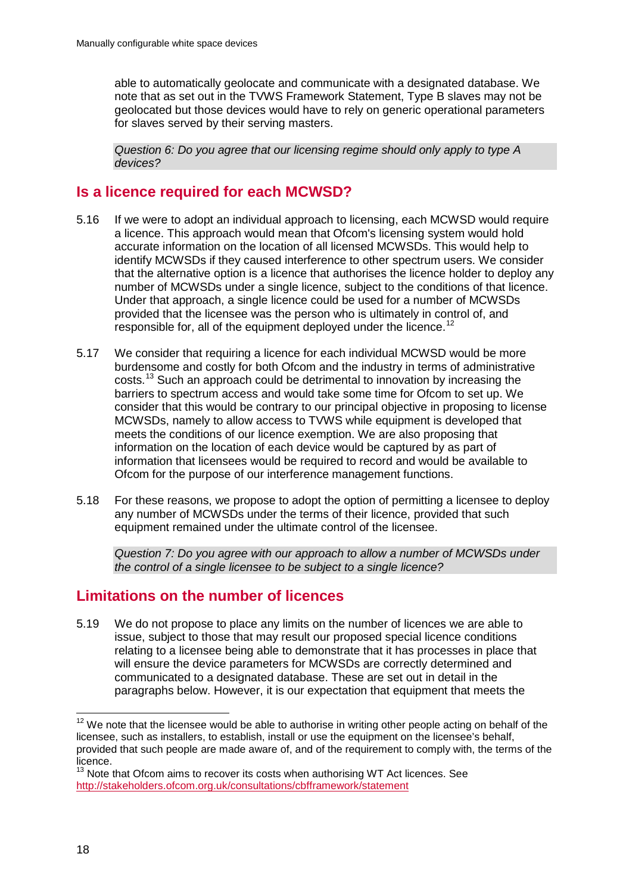able to automatically geolocate and communicate with a designated database. We note that as set out in the TVWS Framework Statement, Type B slaves may not be geolocated but those devices would have to rely on generic operational parameters for slaves served by their serving masters.

*Question 6: Do you agree that our licensing regime should only apply to type A devices?*

## Is a licence required for each MCWSD?

5.16 If we were to adopt an individual approach to licensing, each MCWSD would require a licence. This approach would mean that Ofcom's licensing system would hold accurate information on the location of all licensed MCWSDs. This would help to identify MCWSDs if they caused interference to other spectrum users. We consider that the alternative option is a licence that authorises the licence holder to deploy any number of MCWSDs under a single licence, subject to the conditions of that licence. Under that approach, a single licence could be used for a number of MCWSDs provided that the licensee was the person who is ultimately in control of, and responsible for, all of the equipment deployed under the licence.[12]

5.17 We consider that requiring a licence for each individual MCWSD would be more burdensome and costly for both Ofcom and the industry in terms of administrative costs.[13] Such an approach could be detrimental to innovation by increasing the barriers to spectrum access and would take some time for Ofcom to set up. We consider that this would be contrary to our principal objective in proposing to license MCWSDs, namely to allow access to TVWS while equipment is developed that meets the conditions of our licence exemption. We are also proposing that information on the location of each device would be captured by as part of information that licensees would be required to record and would be available to Ofcom for the purpose of our interference management functions.

5.18 For these reasons, we propose to adopt the option of permitting a licensee to deploy any number of MCWSDs under the terms of their licence, provided that such equipment remained under the ultimate control of the licensee.

*Question 7: Do you agree with our approach to allow a number of MCWSDs under the control of a single licensee to be subject to a single licence?*

## Limitations on the number of licences

5.19 We do not propose to place any limits on the number of licences we are able to issue, subject to those that may result our proposed special licence conditions relating to a licensee being able to demonstrate that it has processes in place that will ensure the device parameters for MCWSDs are correctly determined and communicated to a designated database. These are set out in detail in the paragraphs below. However, it is our expectation that equipment that meets the

---

[12] We note that the licensee would be able to authorise in writing other people acting on behalf of the licensee, such as installers, to establish, install or use the equipment on the licensee's behalf, provided that such people are made aware of, and of the requirement to comply with, the terms of the licence.

[13] Note that Ofcom aims to recover its costs when authorising WT Act licences. See http://stakeholders.ofcom.org.uk/consultations/cbfframework/statement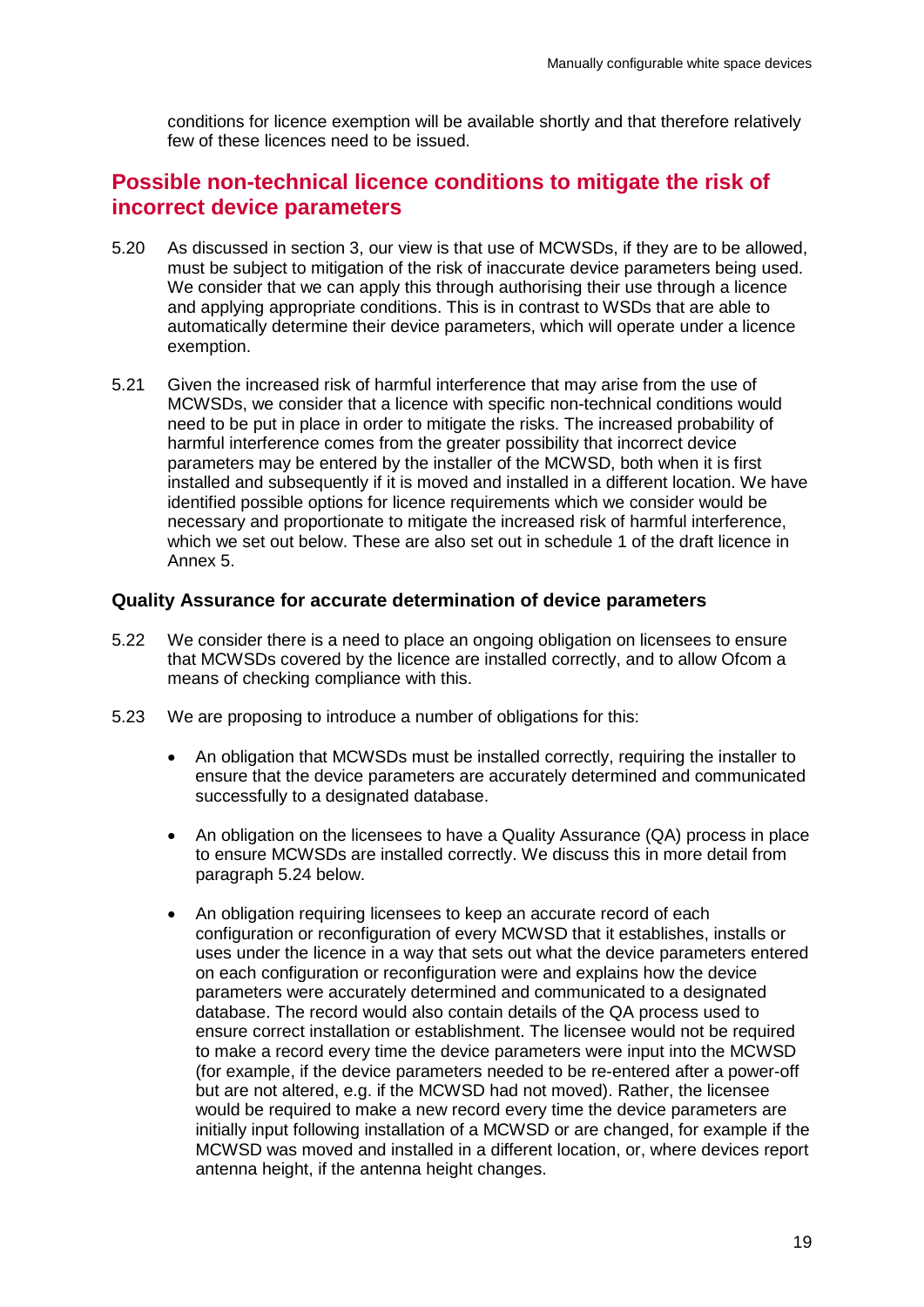conditions for licence exemption will be available shortly and that therefore relatively few of these licences need to be issued.

## Possible non-technical licence conditions to mitigate the risk of incorrect device parameters

5.20 As discussed in section 3, our view is that use of MCWSDs, if they are to be allowed, must be subject to mitigation of the risk of inaccurate device parameters being used. We consider that we can apply this through authorising their use through a licence and applying appropriate conditions. This is in contrast to WSDs that are able to automatically determine their device parameters, which will operate under a licence exemption.

5.21 Given the increased risk of harmful interference that may arise from the use of MCWSDs, we consider that a licence with specific non-technical conditions would need to be put in place in order to mitigate the risks. The increased probability of harmful interference comes from the greater possibility that incorrect device parameters may be entered by the installer of the MCWSD, both when it is first installed and subsequently if it is moved and installed in a different location. We have identified possible options for licence requirements which we consider would be necessary and proportionate to mitigate the increased risk of harmful interference, which we set out below. These are also set out in schedule 1 of the draft licence in Annex 5.

### Quality Assurance for accurate determination of device parameters

5.22 We consider there is a need to place an ongoing obligation on licensees to ensure that MCWSDs covered by the licence are installed correctly, and to allow Ofcom a means of checking compliance with this.

5.23 We are proposing to introduce a number of obligations for this:

- An obligation that MCWSDs must be installed correctly, requiring the installer to ensure that the device parameters are accurately determined and communicated successfully to a designated database.

- An obligation on the licensees to have a Quality Assurance (QA) process in place to ensure MCWSDs are installed correctly. We discuss this in more detail from paragraph 5.24 below.

- An obligation requiring licensees to keep an accurate record of each configuration or reconfiguration of every MCWSD that it establishes, installs or uses under the licence in a way that sets out what the device parameters entered on each configuration or reconfiguration were and explains how the device parameters were accurately determined and communicated to a designated database. The record would also contain details of the QA process used to ensure correct installation or establishment. The licensee would not be required to make a record every time the device parameters were input into the MCWSD (for example, if the device parameters needed to be re-entered after a power-off but are not altered, e.g. if the MCWSD had not moved). Rather, the licensee would be required to make a new record every time the device parameters are initially input following installation of a MCWSD or are changed, for example if the MCWSD was moved and installed in a different location, or, where devices report antenna height, if the antenna height changes.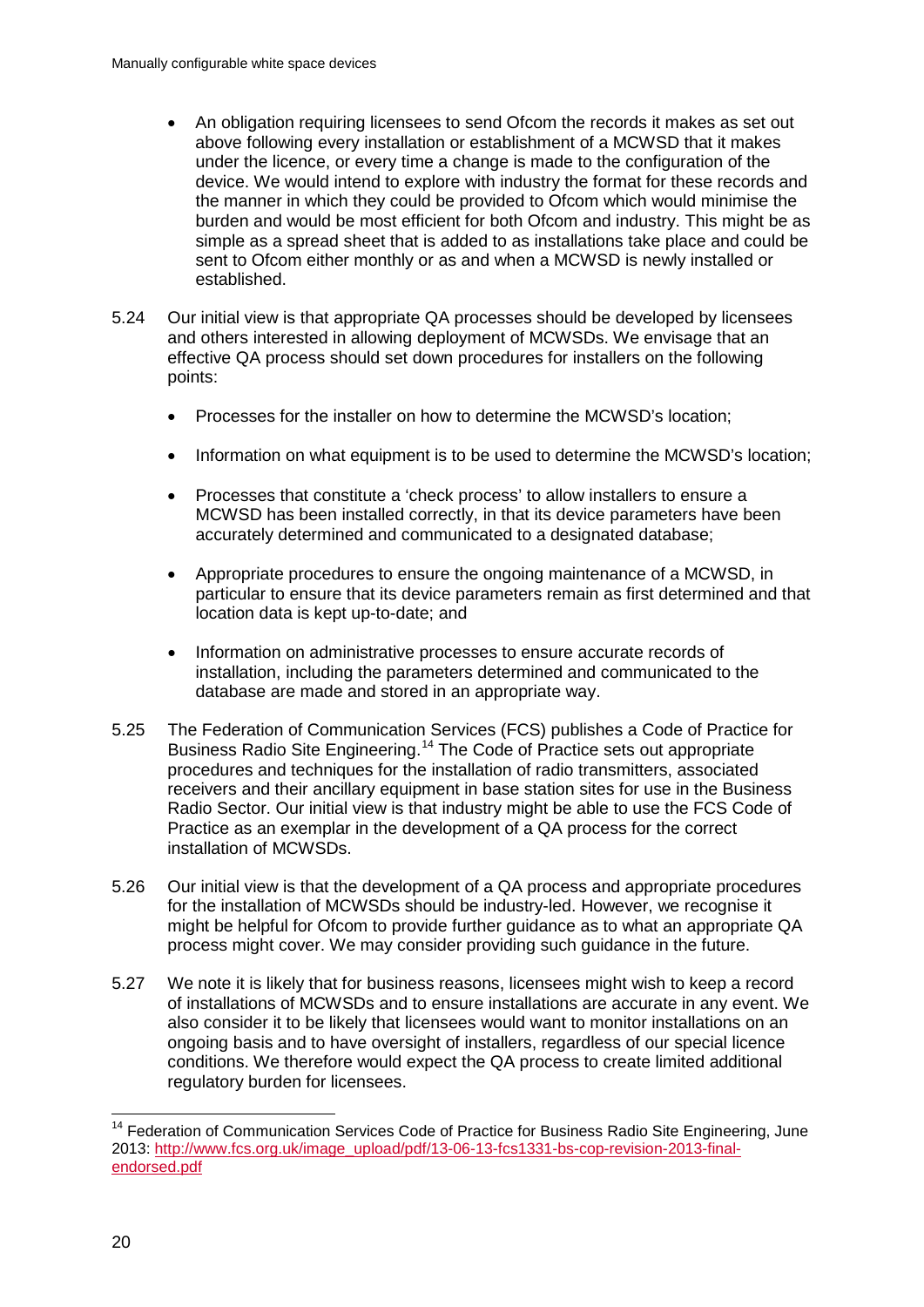- An obligation requiring licensees to send Ofcom the records it makes as set out above following every installation or establishment of a MCWSD that it makes under the licence, or every time a change is made to the configuration of the device. We would intend to explore with industry the format for these records and the manner in which they could be provided to Ofcom which would minimise the burden and would be most efficient for both Ofcom and industry. This might be as simple as a spread sheet that is added to as installations take place and could be sent to Ofcom either monthly or as and when a MCWSD is newly installed or established.

5.24 Our initial view is that appropriate QA processes should be developed by licensees and others interested in allowing deployment of MCWSDs. We envisage that an effective QA process should set down procedures for installers on the following points:

- Processes for the installer on how to determine the MCWSD's location;
- Information on what equipment is to be used to determine the MCWSD's location;
- Processes that constitute a 'check process' to allow installers to ensure a MCWSD has been installed correctly, in that its device parameters have been accurately determined and communicated to a designated database;
- Appropriate procedures to ensure the ongoing maintenance of a MCWSD, in particular to ensure that its device parameters remain as first determined and that location data is kept up-to-date; and
- Information on administrative processes to ensure accurate records of installation, including the parameters determined and communicated to the database are made and stored in an appropriate way.

5.25 The Federation of Communication Services (FCS) publishes a Code of Practice for Business Radio Site Engineering.[14] The Code of Practice sets out appropriate procedures and techniques for the installation of radio transmitters, associated receivers and their ancillary equipment in base station sites for use in the Business Radio Sector. Our initial view is that industry might be able to use the FCS Code of Practice as an exemplar in the development of a QA process for the correct installation of MCWSDs.

5.26 Our initial view is that the development of a QA process and appropriate procedures for the installation of MCWSDs should be industry-led. However, we recognise it might be helpful for Ofcom to provide further guidance as to what an appropriate QA process might cover. We may consider providing such guidance in the future.

5.27 We note it is likely that for business reasons, licensees might wish to keep a record of installations of MCWSDs and to ensure installations are accurate in any event. We also consider it to be likely that licensees would want to monitor installations on an ongoing basis and to have oversight of installers, regardless of our special licence conditions. We therefore would expect the QA process to create limited additional regulatory burden for licensees.

---

[14] Federation of Communication Services Code of Practice for Business Radio Site Engineering, June 2013: [http://www.fcs.org.uk/image_upload/pdf/13-06-13-fcs1331-bs-cop-revision-2013-final-endorsed.pdf](http://www.fcs.org.uk/image_upload/pdf/13-06-13-fcs1331-bs-cop-revision-2013-final-endorsed.pdf)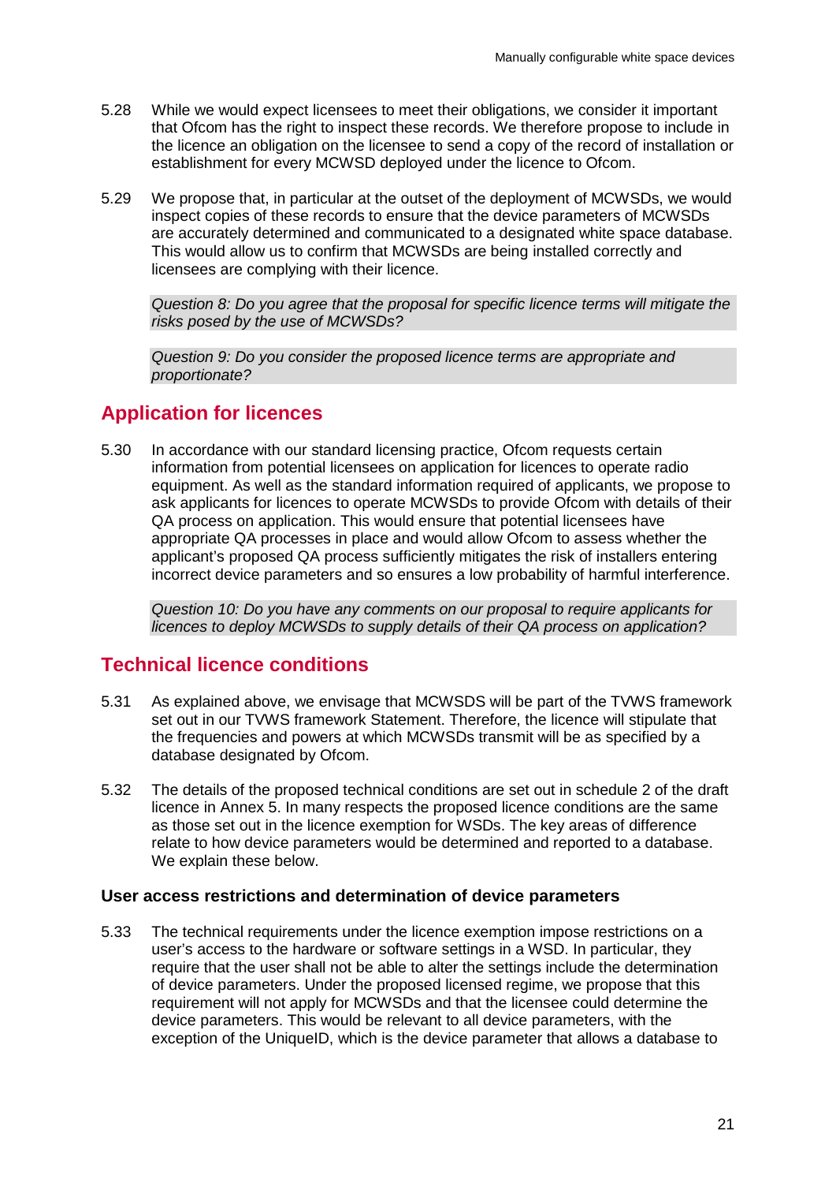5.28 While we would expect licensees to meet their obligations, we consider it important that Ofcom has the right to inspect these records. We therefore propose to include in the licence an obligation on the licensee to send a copy of the record of installation or establishment for every MCWSD deployed under the licence to Ofcom.

5.29 We propose that, in particular at the outset of the deployment of MCWSDs, we would inspect copies of these records to ensure that the device parameters of MCWSDs are accurately determined and communicated to a designated white space database. This would allow us to confirm that MCWSDs are being installed correctly and licensees are complying with their licence.

> *Question 8: Do you agree that the proposal for specific licence terms will mitigate the risks posed by the use of MCWSDs?*

> *Question 9: Do you consider the proposed licence terms are appropriate and proportionate?*

## Application for licences

5.30 In accordance with our standard licensing practice, Ofcom requests certain information from potential licensees on application for licences to operate radio equipment. As well as the standard information required of applicants, we propose to ask applicants for licences to operate MCWSDs to provide Ofcom with details of their QA process on application. This would ensure that potential licensees have appropriate QA processes in place and would allow Ofcom to assess whether the applicant's proposed QA process sufficiently mitigates the risk of installers entering incorrect device parameters and so ensures a low probability of harmful interference.

> *Question 10: Do you have any comments on our proposal to require applicants for licences to deploy MCWSDs to supply details of their QA process on application?*

## Technical licence conditions

5.31 As explained above, we envisage that MCWSDS will be part of the TVWS framework set out in our TVWS framework Statement. Therefore, the licence will stipulate that the frequencies and powers at which MCWSDs transmit will be as specified by a database designated by Ofcom.

5.32 The details of the proposed technical conditions are set out in schedule 2 of the draft licence in Annex 5. In many respects the proposed licence conditions are the same as those set out in the licence exemption for WSDs. The key areas of difference relate to how device parameters would be determined and reported to a database. We explain these below.

### User access restrictions and determination of device parameters

5.33 The technical requirements under the licence exemption impose restrictions on a user's access to the hardware or software settings in a WSD. In particular, they require that the user shall not be able to alter the settings include the determination of device parameters. Under the proposed licensed regime, we propose that this requirement will not apply for MCWSDs and that the licensee could determine the device parameters. This would be relevant to all device parameters, with the exception of the UniqueID, which is the device parameter that allows a database to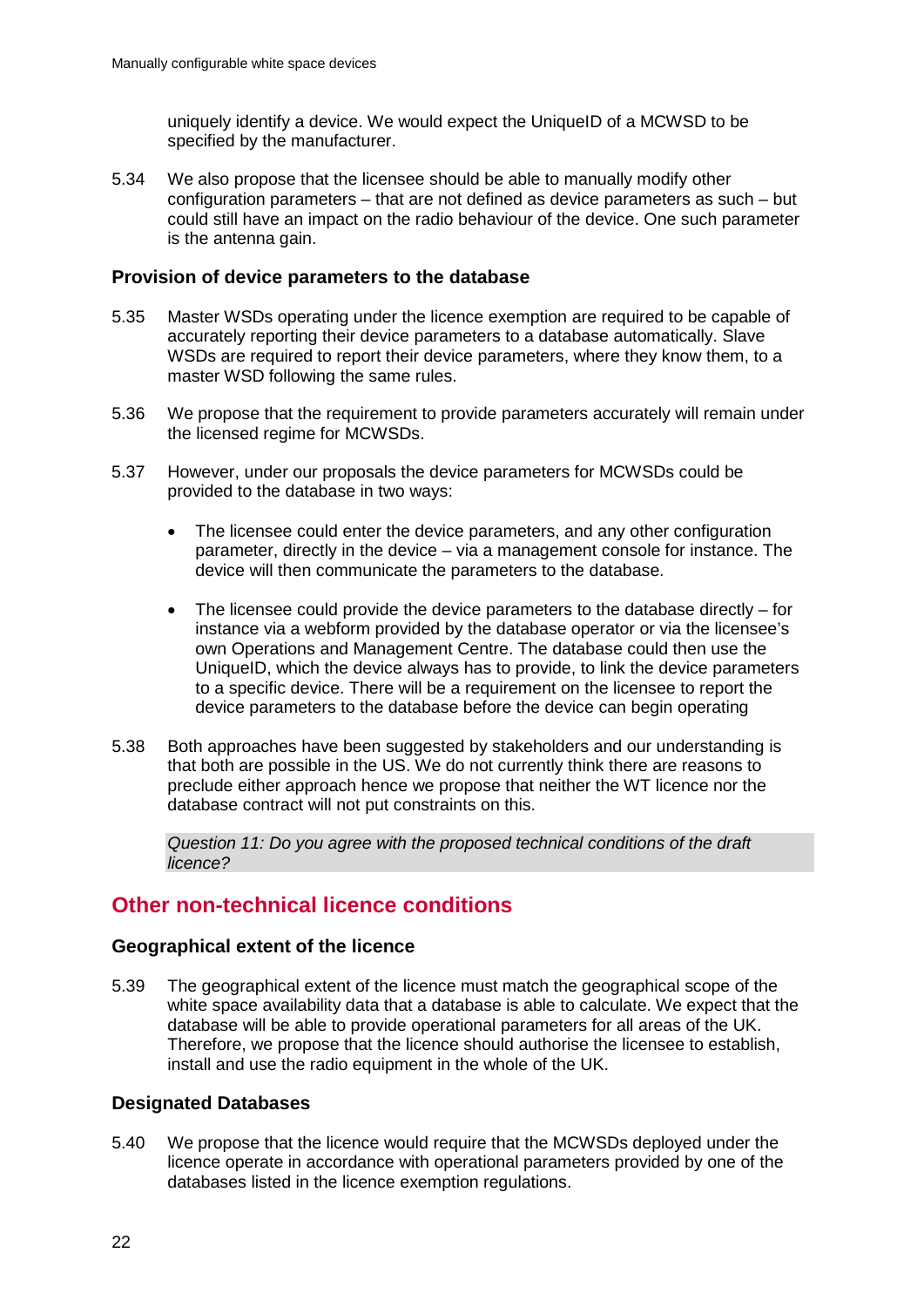uniquely identify a device. We would expect the UniqueID of a MCWSD to be specified by the manufacturer.

5.34 We also propose that the licensee should be able to manually modify other configuration parameters – that are not defined as device parameters as such – but could still have an impact on the radio behaviour of the device. One such parameter is the antenna gain.

### Provision of device parameters to the database

5.35 Master WSDs operating under the licence exemption are required to be capable of accurately reporting their device parameters to a database automatically. Slave WSDs are required to report their device parameters, where they know them, to a master WSD following the same rules.

5.36 We propose that the requirement to provide parameters accurately will remain under the licensed regime for MCWSDs.

5.37 However, under our proposals the device parameters for MCWSDs could be provided to the database in two ways:

- The licensee could enter the device parameters, and any other configuration parameter, directly in the device – via a management console for instance. The device will then communicate the parameters to the database.
- The licensee could provide the device parameters to the database directly – for instance via a webform provided by the database operator or via the licensee's own Operations and Management Centre. The database could then use the UniqueID, which the device always has to provide, to link the device parameters to a specific device. There will be a requirement on the licensee to report the device parameters to the database before the device can begin operating

5.38 Both approaches have been suggested by stakeholders and our understanding is that both are possible in the US. We do not currently think there are reasons to preclude either approach hence we propose that neither the WT licence nor the database contract will not put constraints on this.

*Question 11: Do you agree with the proposed technical conditions of the draft licence?*

## Other non-technical licence conditions

### Geographical extent of the licence

5.39 The geographical extent of the licence must match the geographical scope of the white space availability data that a database is able to calculate. We expect that the database will be able to provide operational parameters for all areas of the UK. Therefore, we propose that the licence should authorise the licensee to establish, install and use the radio equipment in the whole of the UK.

### Designated Databases

5.40 We propose that the licence would require that the MCWSDs deployed under the licence operate in accordance with operational parameters provided by one of the databases listed in the licence exemption regulations.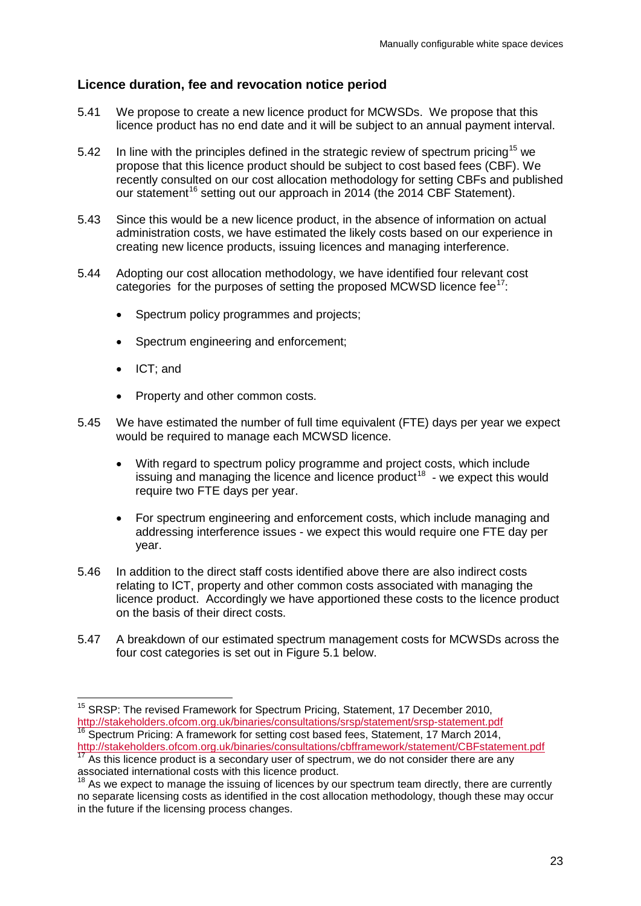## Licence duration, fee and revocation notice period

5.41 We propose to create a new licence product for MCWSDs. We propose that this licence product has no end date and it will be subject to an annual payment interval.

5.42 In line with the principles defined in the strategic review of spectrum pricing[15] we propose that this licence product should be subject to cost based fees (CBF). We recently consulted on our cost allocation methodology for setting CBFs and published our statement[16] setting out our approach in 2014 (the 2014 CBF Statement).

5.43 Since this would be a new licence product, in the absence of information on actual administration costs, we have estimated the likely costs based on our experience in creating new licence products, issuing licences and managing interference.

5.44 Adopting our cost allocation methodology, we have identified four relevant cost categories for the purposes of setting the proposed MCWSD licence fee[17]:

- Spectrum policy programmes and projects;
- Spectrum engineering and enforcement;
- ICT; and
- Property and other common costs.

5.45 We have estimated the number of full time equivalent (FTE) days per year we expect would be required to manage each MCWSD licence.

- With regard to spectrum policy programme and project costs, which include issuing and managing the licence and licence product[18] - we expect this would require two FTE days per year.
- For spectrum engineering and enforcement costs, which include managing and addressing interference issues - we expect this would require one FTE day per year.

5.46 In addition to the direct staff costs identified above there are also indirect costs relating to ICT, property and other common costs associated with managing the licence product. Accordingly we have apportioned these costs to the licence product on the basis of their direct costs.

5.47 A breakdown of our estimated spectrum management costs for MCWSDs across the four cost categories is set out in Figure 5.1 below.

---

[15] SRSP: The revised Framework for Spectrum Pricing, Statement, 17 December 2010, http://stakeholders.ofcom.org.uk/binaries/consultations/srsp/statement/srsp-statement.pdf

[16] Spectrum Pricing: A framework for setting cost based fees, Statement, 17 March 2014, http://stakeholders.ofcom.org.uk/binaries/consultations/cbfframework/statement/CBFstatement.pdf

[17] As this licence product is a secondary user of spectrum, we do not consider there are any associated international costs with this licence product.

[18] As we expect to manage the issuing of licences by our spectrum team directly, there are currently no separate licensing costs as identified in the cost allocation methodology, though these may occur in the future if the licensing process changes.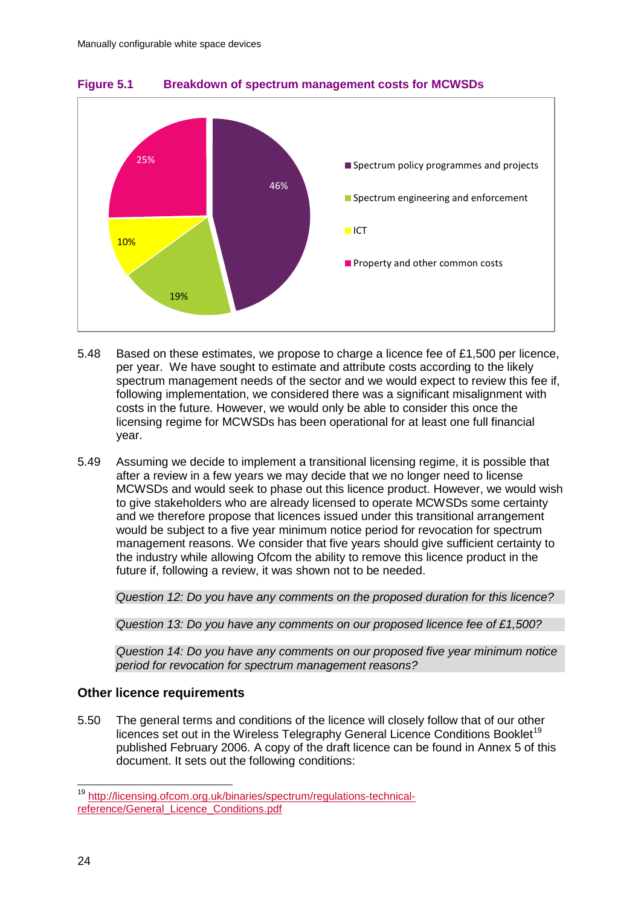**Figure 5.1 Breakdown of spectrum management costs for MCWSDs**

| Category | Share |
| --- | --- |
| Spectrum policy programmes and projects | 46% |
| Spectrum engineering and enforcement | 19% |
| ICT | 10% |
| Property and other common costs | 25% |

5.48 Based on these estimates, we propose to charge a licence fee of £1,500 per licence, per year. We have sought to estimate and attribute costs according to the likely spectrum management needs of the sector and we would expect to review this fee if, following implementation, we considered there was a significant misalignment with costs in the future. However, we would only be able to consider this once the licensing regime for MCWSDs has been operational for at least one full financial year.

5.49 Assuming we decide to implement a transitional licensing regime, it is possible that after a review in a few years we may decide that we no longer need to license MCWSDs and would seek to phase out this licence product. However, we would wish to give stakeholders who are already licensed to operate MCWSDs some certainty and we therefore propose that licences issued under this transitional arrangement would be subject to a five year minimum notice period for revocation for spectrum management reasons. We consider that five years should give sufficient certainty to the industry while allowing Ofcom the ability to remove this licence product in the future if, following a review, it was shown not to be needed.

*Question 12: Do you have any comments on the proposed duration for this licence?*

*Question 13: Do you have any comments on our proposed licence fee of £1,500?*

*Question 14: Do you have any comments on our proposed five year minimum notice period for revocation for spectrum management reasons?*

## Other licence requirements

5.50 The general terms and conditions of the licence will closely follow that of our other licences set out in the Wireless Telegraphy General Licence Conditions Booklet[19] published February 2006. A copy of the draft licence can be found in Annex 5 of this document. It sets out the following conditions:

[19] http://licensing.ofcom.org.uk/binaries/spectrum/regulations-technical-reference/General_Licence_Conditions.pdf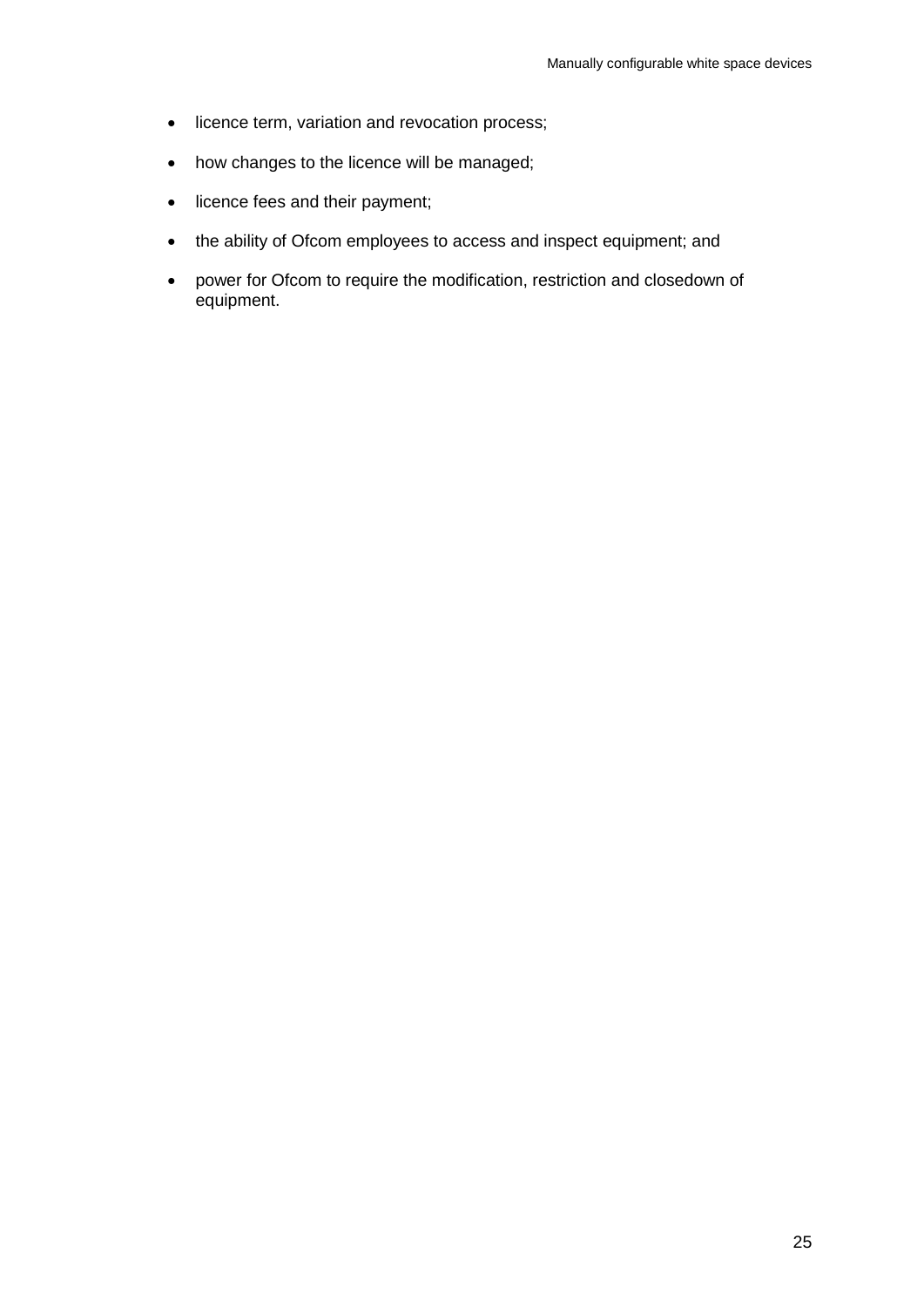- licence term, variation and revocation process;
- how changes to the licence will be managed;
- licence fees and their payment;
- the ability of Ofcom employees to access and inspect equipment; and
- power for Ofcom to require the modification, restriction and closedown of equipment.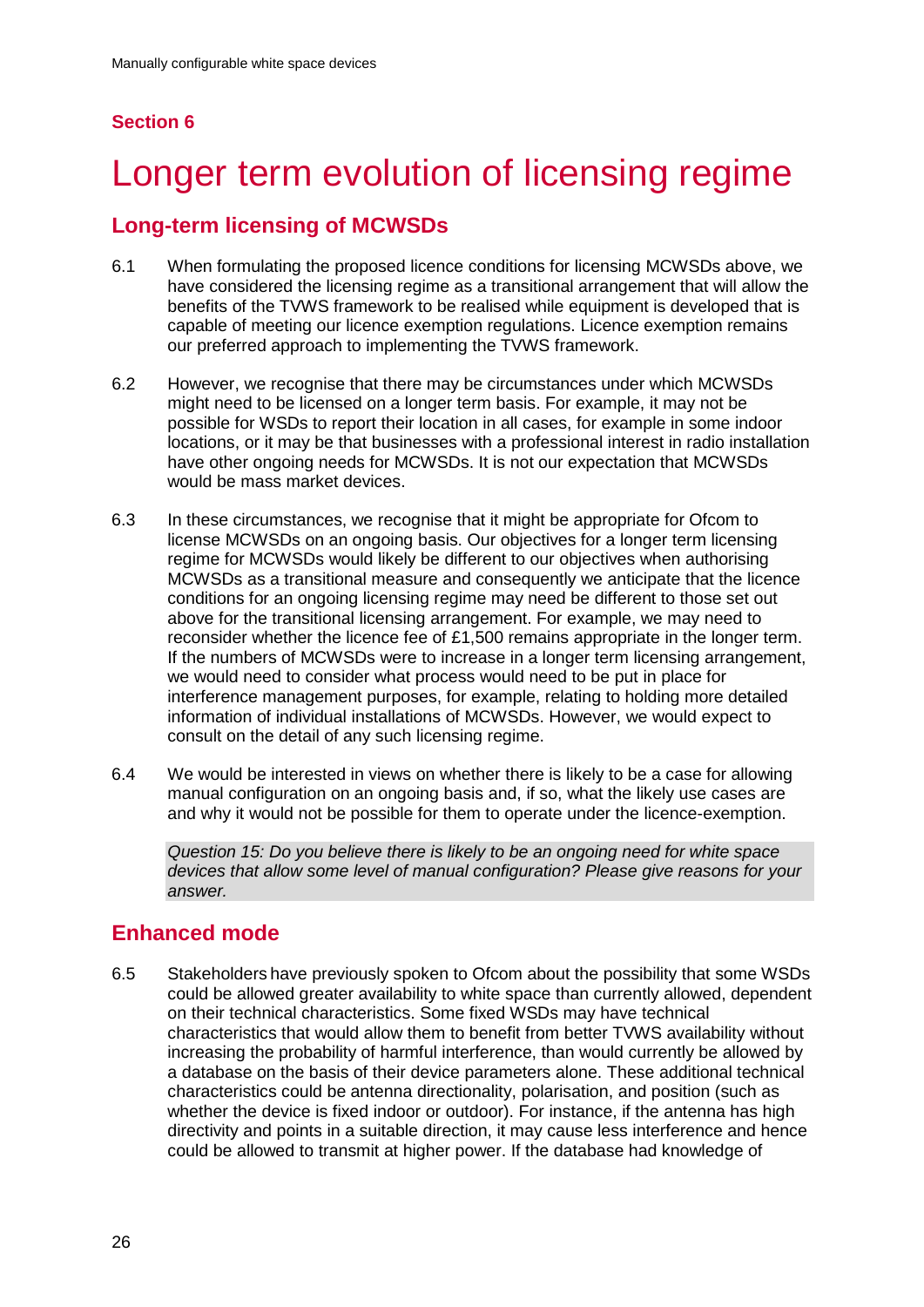## Section 6

# Longer term evolution of licensing regime

## Long-term licensing of MCWSDs

6.1 When formulating the proposed licence conditions for licensing MCWSDs above, we have considered the licensing regime as a transitional arrangement that will allow the benefits of the TVWS framework to be realised while equipment is developed that is capable of meeting our licence exemption regulations. Licence exemption remains our preferred approach to implementing the TVWS framework.

6.2 However, we recognise that there may be circumstances under which MCWSDs might need to be licensed on a longer term basis. For example, it may not be possible for WSDs to report their location in all cases, for example in some indoor locations, or it may be that businesses with a professional interest in radio installation have other ongoing needs for MCWSDs. It is not our expectation that MCWSDs would be mass market devices.

6.3 In these circumstances, we recognise that it might be appropriate for Ofcom to license MCWSDs on an ongoing basis. Our objectives for a longer term licensing regime for MCWSDs would likely be different to our objectives when authorising MCWSDs as a transitional measure and consequently we anticipate that the licence conditions for an ongoing licensing regime may need be different to those set out above for the transitional licensing arrangement. For example, we may need to reconsider whether the licence fee of £1,500 remains appropriate in the longer term. If the numbers of MCWSDs were to increase in a longer term licensing arrangement, we would need to consider what process would need to be put in place for interference management purposes, for example, relating to holding more detailed information of individual installations of MCWSDs. However, we would expect to consult on the detail of any such licensing regime.

6.4 We would be interested in views on whether there is likely to be a case for allowing manual configuration on an ongoing basis and, if so, what the likely use cases are and why it would not be possible for them to operate under the licence-exemption.

*Question 15: Do you believe there is likely to be an ongoing need for white space devices that allow some level of manual configuration? Please give reasons for your answer.*

## Enhanced mode

6.5 Stakeholders have previously spoken to Ofcom about the possibility that some WSDs could be allowed greater availability to white space than currently allowed, dependent on their technical characteristics. Some fixed WSDs may have technical characteristics that would allow them to benefit from better TVWS availability without increasing the probability of harmful interference, than would currently be allowed by a database on the basis of their device parameters alone. These additional technical characteristics could be antenna directionality, polarisation, and position (such as whether the device is fixed indoor or outdoor). For instance, if the antenna has high directivity and points in a suitable direction, it may cause less interference and hence could be allowed to transmit at higher power. If the database had knowledge of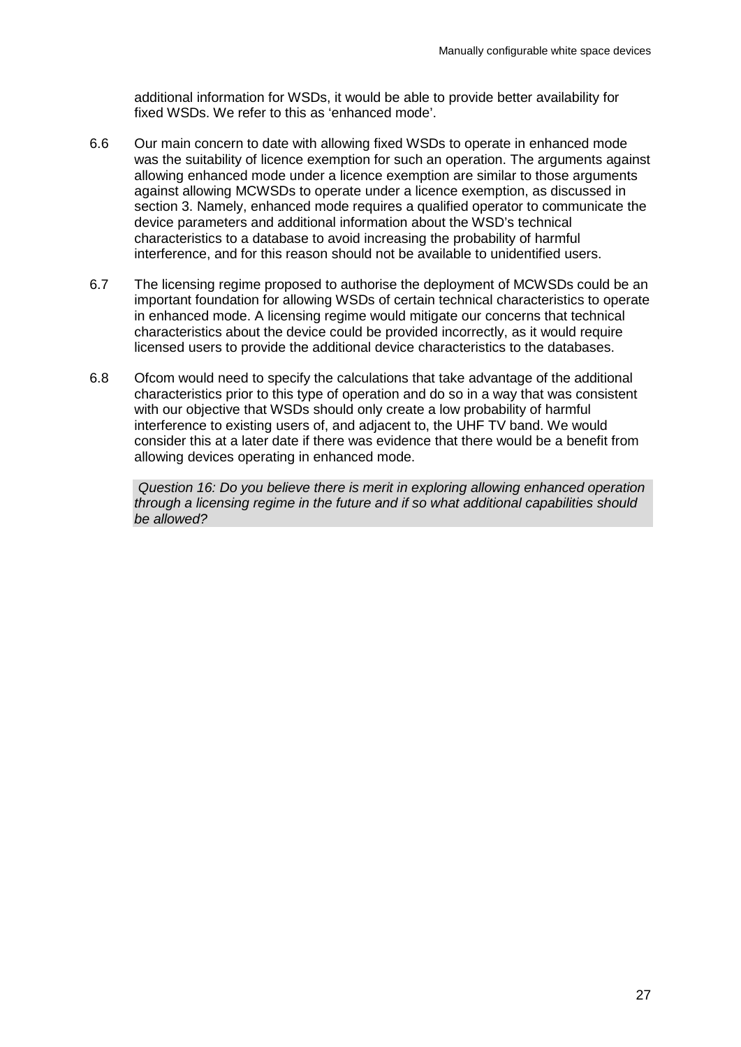additional information for WSDs, it would be able to provide better availability for fixed WSDs. We refer to this as 'enhanced mode'.

6.6 Our main concern to date with allowing fixed WSDs to operate in enhanced mode was the suitability of licence exemption for such an operation. The arguments against allowing enhanced mode under a licence exemption are similar to those arguments against allowing MCWSDs to operate under a licence exemption, as discussed in section 3. Namely, enhanced mode requires a qualified operator to communicate the device parameters and additional information about the WSD's technical characteristics to a database to avoid increasing the probability of harmful interference, and for this reason should not be available to unidentified users.

6.7 The licensing regime proposed to authorise the deployment of MCWSDs could be an important foundation for allowing WSDs of certain technical characteristics to operate in enhanced mode. A licensing regime would mitigate our concerns that technical characteristics about the device could be provided incorrectly, as it would require licensed users to provide the additional device characteristics to the databases.

6.8 Ofcom would need to specify the calculations that take advantage of the additional characteristics prior to this type of operation and do so in a way that was consistent with our objective that WSDs should only create a low probability of harmful interference to existing users of, and adjacent to, the UHF TV band. We would consider this at a later date if there was evidence that there would be a benefit from allowing devices operating in enhanced mode.

*Question 16: Do you believe there is merit in exploring allowing enhanced operation through a licensing regime in the future and if so what additional capabilities should be allowed?*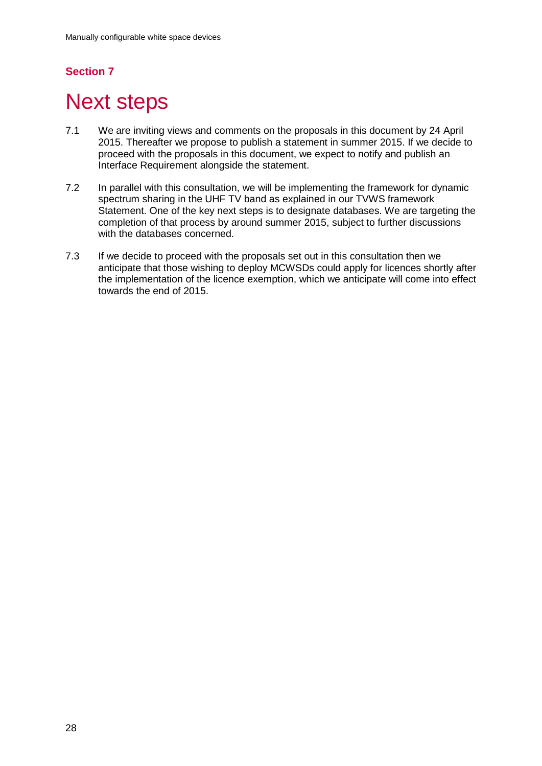## Section 7

# Next steps

7.1 We are inviting views and comments on the proposals in this document by 24 April 2015. Thereafter we propose to publish a statement in summer 2015. If we decide to proceed with the proposals in this document, we expect to notify and publish an Interface Requirement alongside the statement.

7.2 In parallel with this consultation, we will be implementing the framework for dynamic spectrum sharing in the UHF TV band as explained in our TVWS framework Statement. One of the key next steps is to designate databases. We are targeting the completion of that process by around summer 2015, subject to further discussions with the databases concerned.

7.3 If we decide to proceed with the proposals set out in this consultation then we anticipate that those wishing to deploy MCWSDs could apply for licences shortly after the implementation of the licence exemption, which we anticipate will come into effect towards the end of 2015.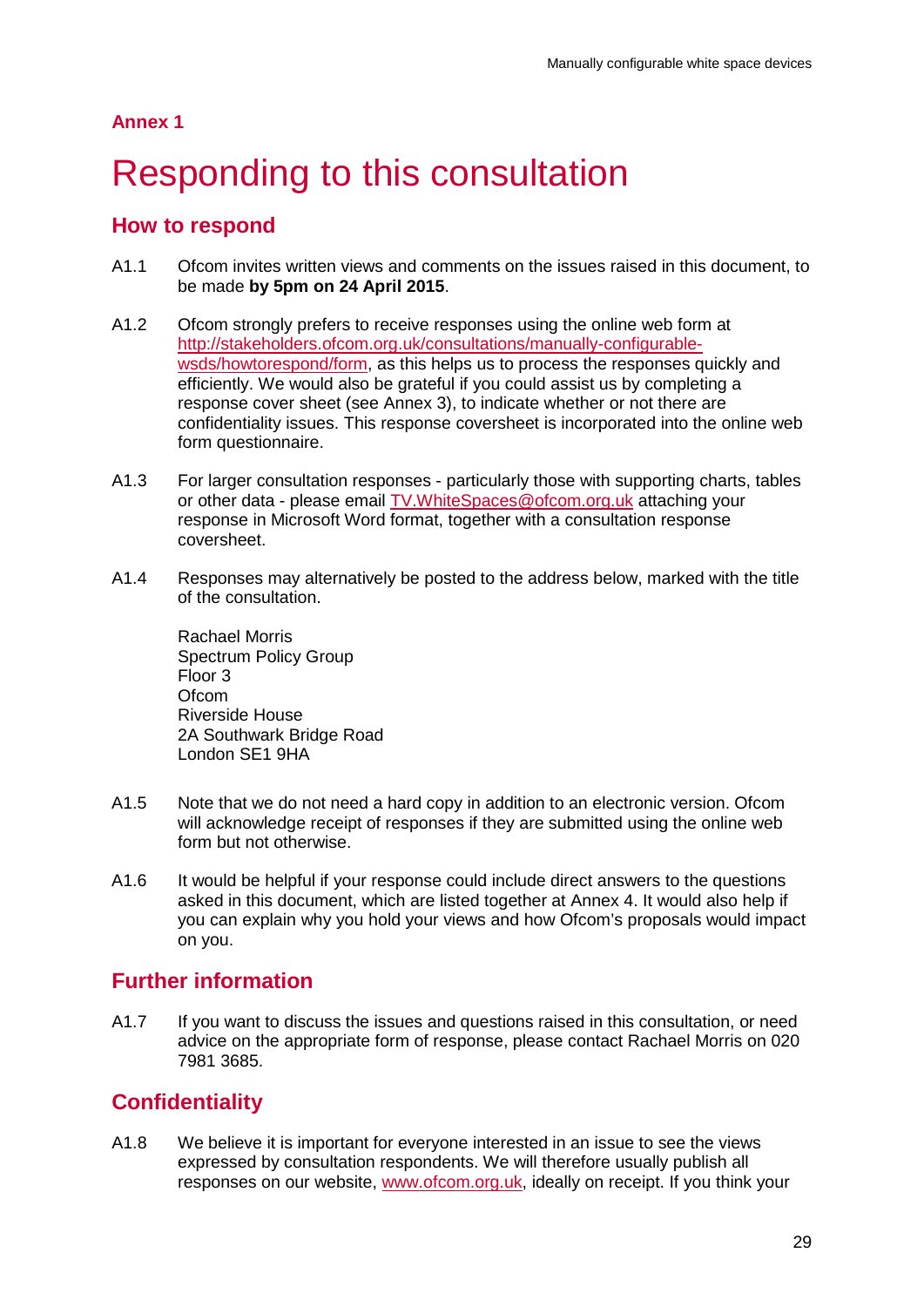## Annex 1

# Responding to this consultation

## How to respond

A1.1 Ofcom invites written views and comments on the issues raised in this document, to be made **by 5pm on 24 April 2015**.

A1.2 Ofcom strongly prefers to receive responses using the online web form at http://stakeholders.ofcom.org.uk/consultations/manually-configurable-wsds/howtorespond/form, as this helps us to process the responses quickly and efficiently. We would also be grateful if you could assist us by completing a response cover sheet (see Annex 3), to indicate whether or not there are confidentiality issues. This response coversheet is incorporated into the online web form questionnaire.

A1.3 For larger consultation responses - particularly those with supporting charts, tables or other data - please email TV.WhiteSpaces@ofcom.org.uk attaching your response in Microsoft Word format, together with a consultation response coversheet.

A1.4 Responses may alternatively be posted to the address below, marked with the title of the consultation.

Rachael Morris
Spectrum Policy Group
Floor 3
Ofcom
Riverside House
2A Southwark Bridge Road
London SE1 9HA

A1.5 Note that we do not need a hard copy in addition to an electronic version. Ofcom will acknowledge receipt of responses if they are submitted using the online web form but not otherwise.

A1.6 It would be helpful if your response could include direct answers to the questions asked in this document, which are listed together at Annex 4. It would also help if you can explain why you hold your views and how Ofcom's proposals would impact on you.

## Further information

A1.7 If you want to discuss the issues and questions raised in this consultation, or need advice on the appropriate form of response, please contact Rachael Morris on 020 7981 3685.

## Confidentiality

A1.8 We believe it is important for everyone interested in an issue to see the views expressed by consultation respondents. We will therefore usually publish all responses on our website, www.ofcom.org.uk, ideally on receipt. If you think your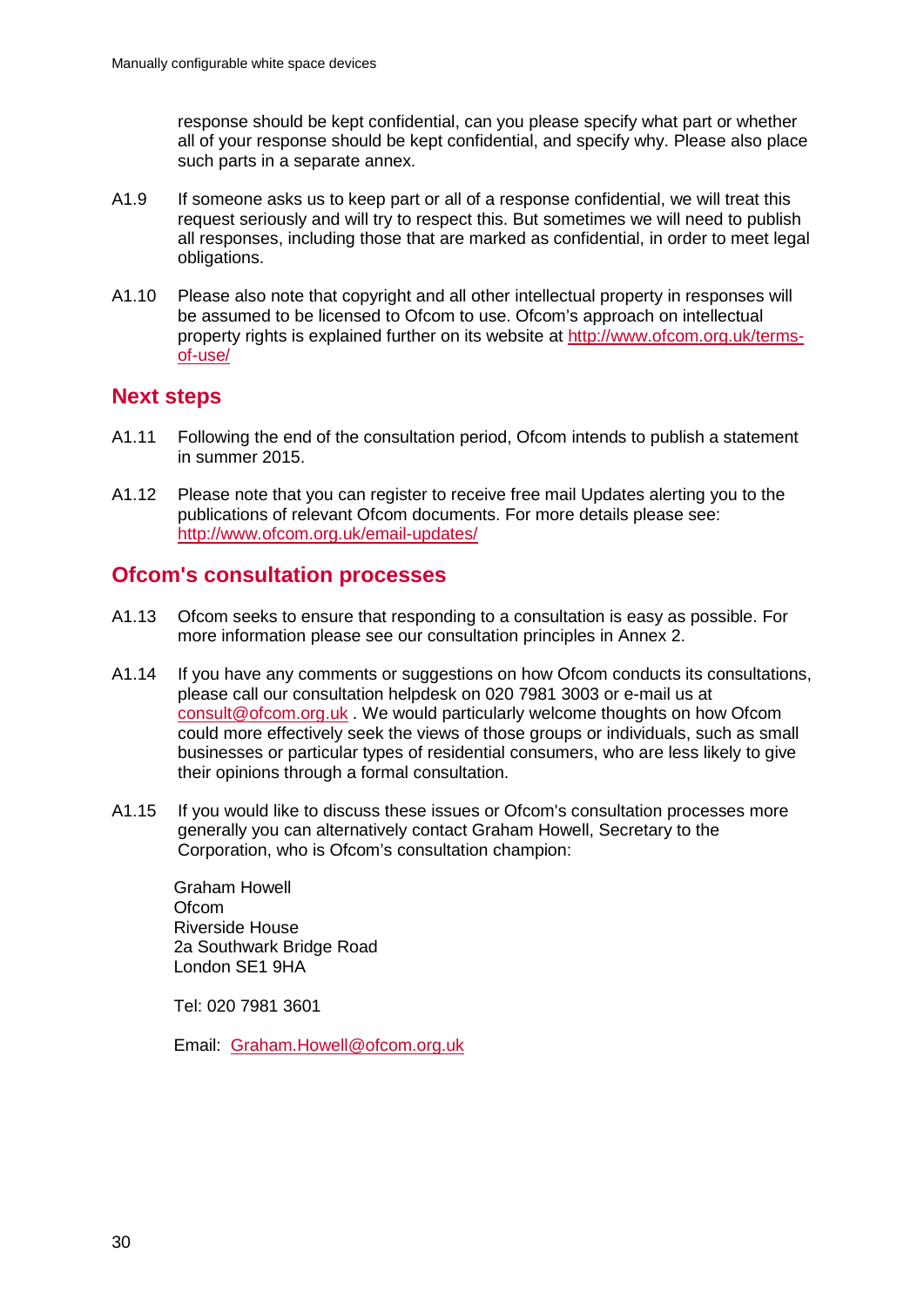response should be kept confidential, can you please specify what part or whether all of your response should be kept confidential, and specify why. Please also place such parts in a separate annex.

A1.9 If someone asks us to keep part or all of a response confidential, we will treat this request seriously and will try to respect this. But sometimes we will need to publish all responses, including those that are marked as confidential, in order to meet legal obligations.

A1.10 Please also note that copyright and all other intellectual property in responses will be assumed to be licensed to Ofcom to use. Ofcom's approach on intellectual property rights is explained further on its website at http://www.ofcom.org.uk/terms-of-use/

## Next steps

A1.11 Following the end of the consultation period, Ofcom intends to publish a statement in summer 2015.

A1.12 Please note that you can register to receive free mail Updates alerting you to the publications of relevant Ofcom documents. For more details please see: http://www.ofcom.org.uk/email-updates/

## Ofcom's consultation processes

A1.13 Ofcom seeks to ensure that responding to a consultation is easy as possible. For more information please see our consultation principles in Annex 2.

A1.14 If you have any comments or suggestions on how Ofcom conducts its consultations, please call our consultation helpdesk on 020 7981 3003 or e-mail us at consult@ofcom.org.uk . We would particularly welcome thoughts on how Ofcom could more effectively seek the views of those groups or individuals, such as small businesses or particular types of residential consumers, who are less likely to give their opinions through a formal consultation.

A1.15 If you would like to discuss these issues or Ofcom's consultation processes more generally you can alternatively contact Graham Howell, Secretary to the Corporation, who is Ofcom's consultation champion:

Graham Howell
Ofcom
Riverside House
2a Southwark Bridge Road
London SE1 9HA

Tel: 020 7981 3601

Email: Graham.Howell@ofcom.org.uk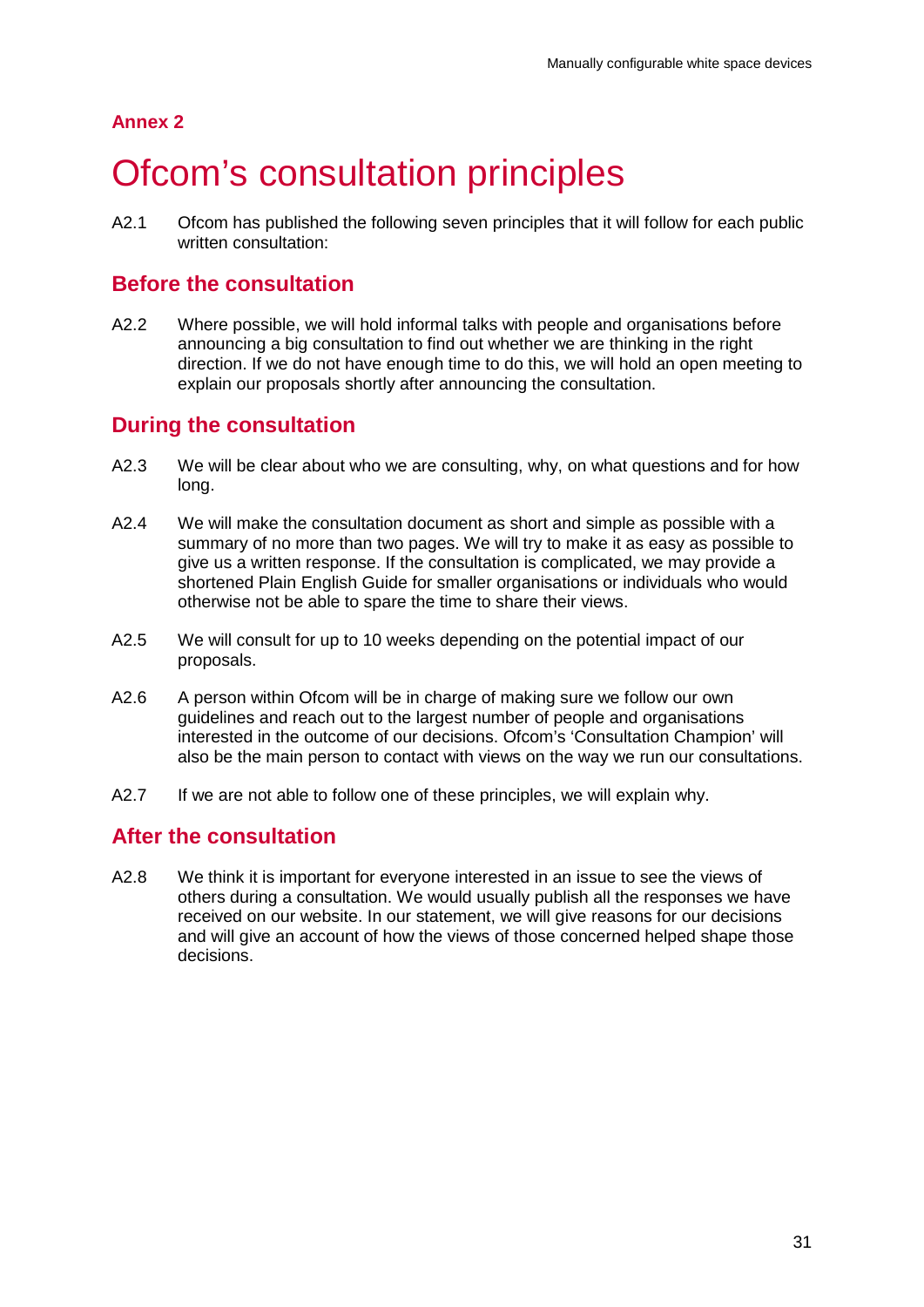**Annex 2**

# Ofcom's consultation principles

A2.1 Ofcom has published the following seven principles that it will follow for each public written consultation:

## Before the consultation

A2.2 Where possible, we will hold informal talks with people and organisations before announcing a big consultation to find out whether we are thinking in the right direction. If we do not have enough time to do this, we will hold an open meeting to explain our proposals shortly after announcing the consultation.

## During the consultation

A2.3 We will be clear about who we are consulting, why, on what questions and for how long.

A2.4 We will make the consultation document as short and simple as possible with a summary of no more than two pages. We will try to make it as easy as possible to give us a written response. If the consultation is complicated, we may provide a shortened Plain English Guide for smaller organisations or individuals who would otherwise not be able to spare the time to share their views.

A2.5 We will consult for up to 10 weeks depending on the potential impact of our proposals.

A2.6 A person within Ofcom will be in charge of making sure we follow our own guidelines and reach out to the largest number of people and organisations interested in the outcome of our decisions. Ofcom's 'Consultation Champion' will also be the main person to contact with views on the way we run our consultations.

A2.7 If we are not able to follow one of these principles, we will explain why.

## After the consultation

A2.8 We think it is important for everyone interested in an issue to see the views of others during a consultation. We would usually publish all the responses we have received on our website. In our statement, we will give reasons for our decisions and will give an account of how the views of those concerned helped shape those decisions.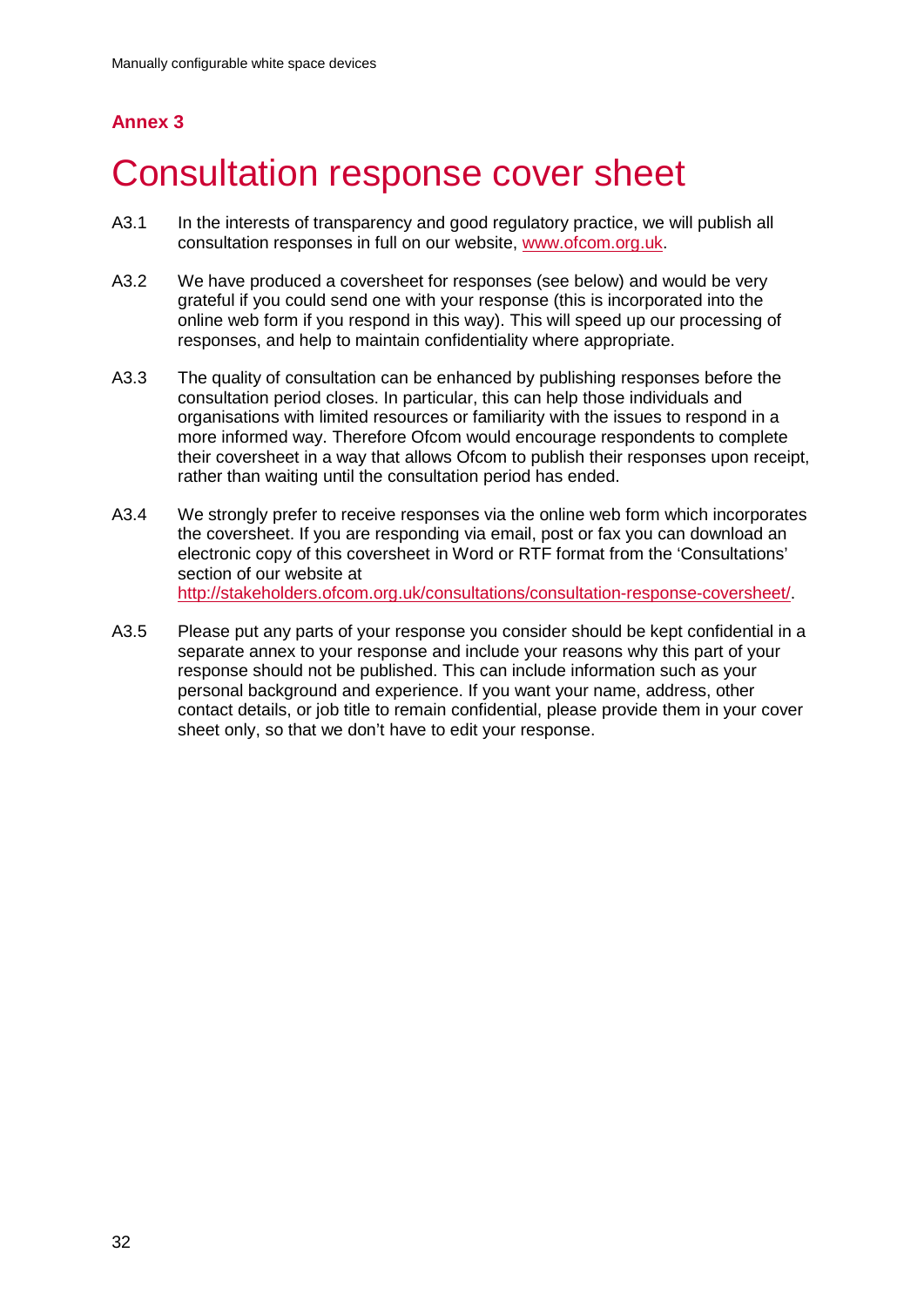## Annex 3

# Consultation response cover sheet

A3.1 In the interests of transparency and good regulatory practice, we will publish all consultation responses in full on our website, [www.ofcom.org.uk](http://www.ofcom.org.uk).

A3.2 We have produced a coversheet for responses (see below) and would be very grateful if you could send one with your response (this is incorporated into the online web form if you respond in this way). This will speed up our processing of responses, and help to maintain confidentiality where appropriate.

A3.3 The quality of consultation can be enhanced by publishing responses before the consultation period closes. In particular, this can help those individuals and organisations with limited resources or familiarity with the issues to respond in a more informed way. Therefore Ofcom would encourage respondents to complete their coversheet in a way that allows Ofcom to publish their responses upon receipt, rather than waiting until the consultation period has ended.

A3.4 We strongly prefer to receive responses via the online web form which incorporates the coversheet. If you are responding via email, post or fax you can download an electronic copy of this coversheet in Word or RTF format from the 'Consultations' section of our website at [http://stakeholders.ofcom.org.uk/consultations/consultation-response-coversheet/](http://stakeholders.ofcom.org.uk/consultations/consultation-response-coversheet/).

A3.5 Please put any parts of your response you consider should be kept confidential in a separate annex to your response and include your reasons why this part of your response should not be published. This can include information such as your personal background and experience. If you want your name, address, other contact details, or job title to remain confidential, please provide them in your cover sheet only, so that we don't have to edit your response.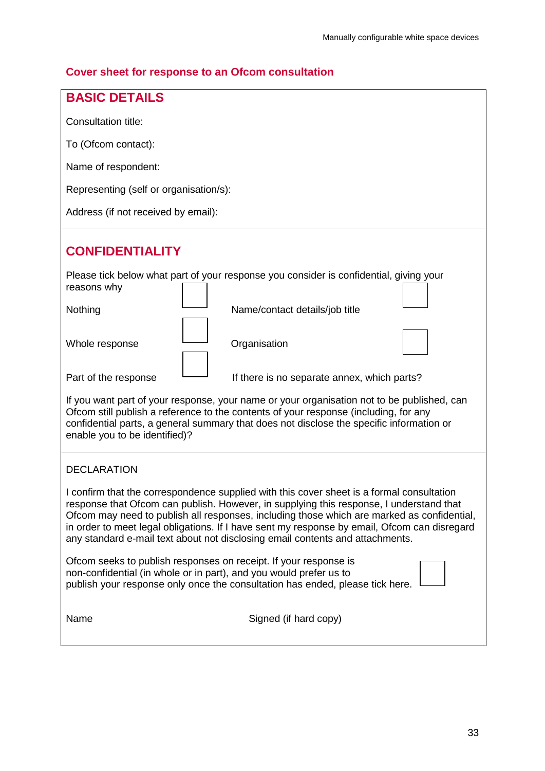## Cover sheet for response to an Ofcom consultation

### BASIC DETAILS

Consultation title:

To (Ofcom contact):

Name of respondent:

Representing (self or organisation/s):

Address (if not received by email):

### CONFIDENTIALITY

Please tick below what part of your response you consider is confidential, giving your reasons why

| | | | |
|---|---|---|---|
| Nothing | ☐ | Name/contact details/job title | ☐ |
| Whole response | ☐ | Organisation | ☐ |
| Part of the response | ☐ | If there is no separate annex, which parts? | |

If you want part of your response, your name or your organisation not to be published, can Ofcom still publish a reference to the contents of your response (including, for any confidential parts, a general summary that does not disclose the specific information or enable you to be identified)?

DECLARATION

I confirm that the correspondence supplied with this cover sheet is a formal consultation response that Ofcom can publish. However, in supplying this response, I understand that Ofcom may need to publish all responses, including those which are marked as confidential, in order to meet legal obligations. If I have sent my response by email, Ofcom can disregard any standard e-mail text about not disclosing email contents and attachments.

Ofcom seeks to publish responses on receipt. If your response is non-confidential (in whole or in part), and you would prefer us to publish your response only once the consultation has ended, please tick here. ☐

Name Signed (if hard copy)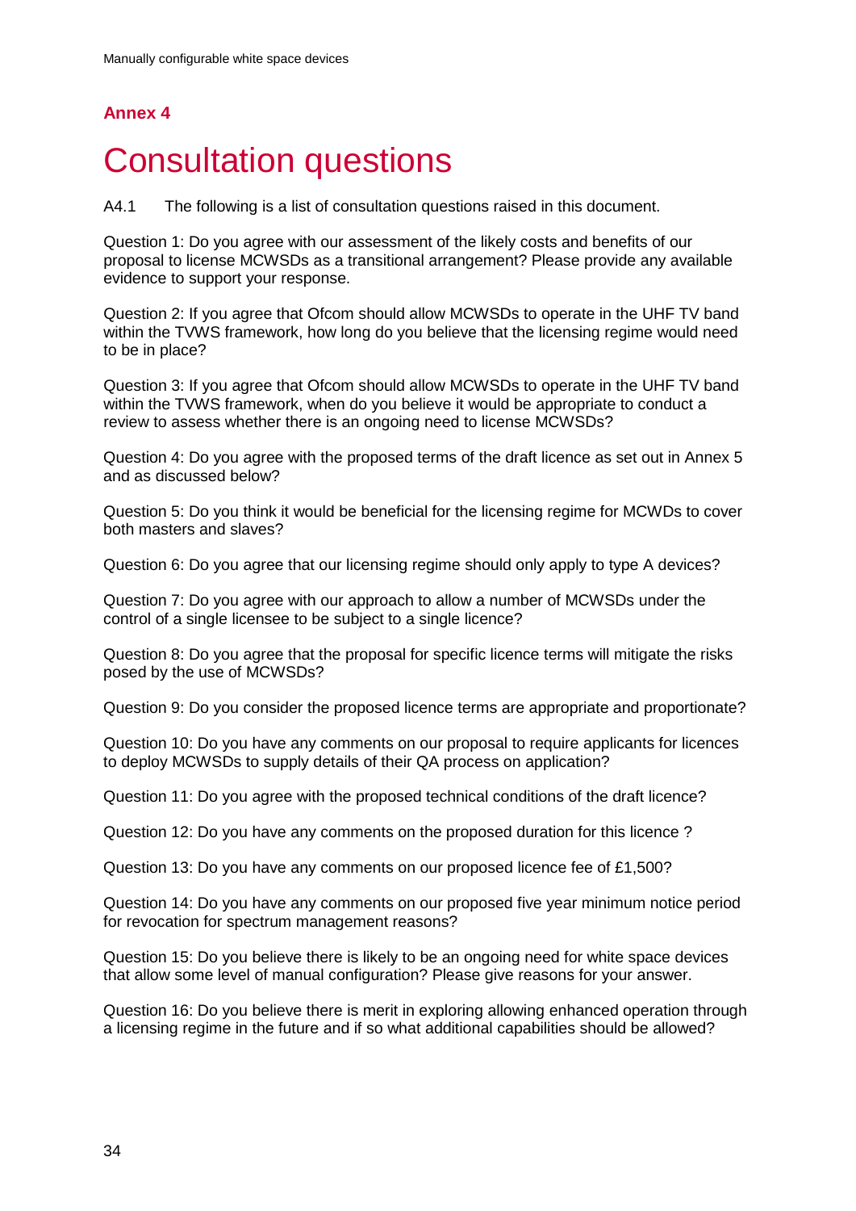## Annex 4

# Consultation questions

A4.1 The following is a list of consultation questions raised in this document.

Question 1: Do you agree with our assessment of the likely costs and benefits of our proposal to license MCWSDs as a transitional arrangement? Please provide any available evidence to support your response.

Question 2: If you agree that Ofcom should allow MCWSDs to operate in the UHF TV band within the TVWS framework, how long do you believe that the licensing regime would need to be in place?

Question 3: If you agree that Ofcom should allow MCWSDs to operate in the UHF TV band within the TVWS framework, when do you believe it would be appropriate to conduct a review to assess whether there is an ongoing need to license MCWSDs?

Question 4: Do you agree with the proposed terms of the draft licence as set out in Annex 5 and as discussed below?

Question 5: Do you think it would be beneficial for the licensing regime for MCWDs to cover both masters and slaves?

Question 6: Do you agree that our licensing regime should only apply to type A devices?

Question 7: Do you agree with our approach to allow a number of MCWSDs under the control of a single licensee to be subject to a single licence?

Question 8: Do you agree that the proposal for specific licence terms will mitigate the risks posed by the use of MCWSDs?

Question 9: Do you consider the proposed licence terms are appropriate and proportionate?

Question 10: Do you have any comments on our proposal to require applicants for licences to deploy MCWSDs to supply details of their QA process on application?

Question 11: Do you agree with the proposed technical conditions of the draft licence?

Question 12: Do you have any comments on the proposed duration for this licence ?

Question 13: Do you have any comments on our proposed licence fee of £1,500?

Question 14: Do you have any comments on our proposed five year minimum notice period for revocation for spectrum management reasons?

Question 15: Do you believe there is likely to be an ongoing need for white space devices that allow some level of manual configuration? Please give reasons for your answer.

Question 16: Do you believe there is merit in exploring allowing enhanced operation through a licensing regime in the future and if so what additional capabilities should be allowed?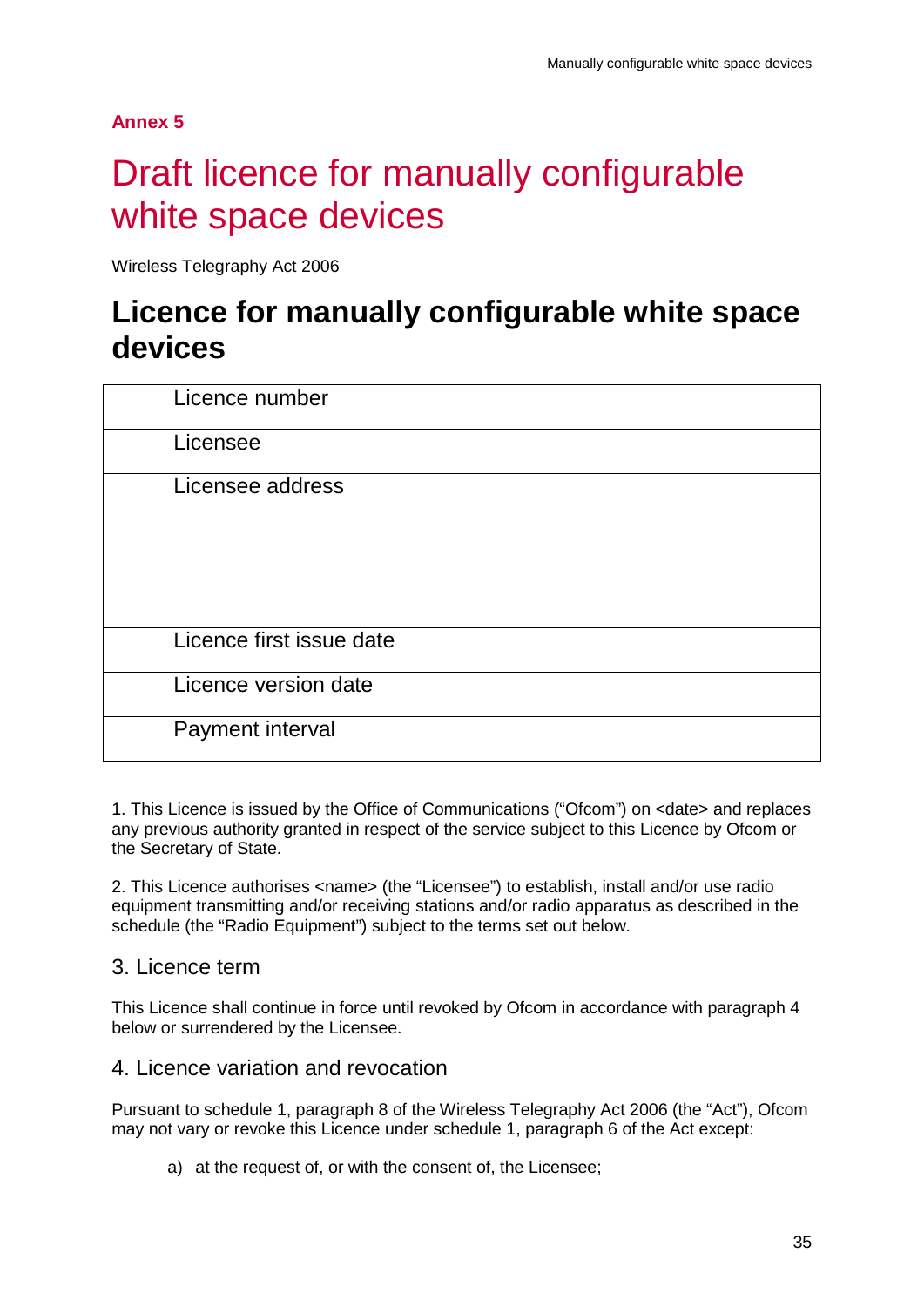**Annex 5**

# Draft licence for manually configurable white space devices

Wireless Telegraphy Act 2006

## Licence for manually configurable white space devices

| Licence number | |
|---|---|
| Licensee | |
| Licensee address | |
| Licence first issue date | |
| Licence version date | |
| Payment interval | |

1. This Licence is issued by the Office of Communications ("Ofcom") on <date> and replaces any previous authority granted in respect of the service subject to this Licence by Ofcom or the Secretary of State.

2. This Licence authorises <name> (the "Licensee") to establish, install and/or use radio equipment transmitting and/or receiving stations and/or radio apparatus as described in the schedule (the "Radio Equipment") subject to the terms set out below.

### 3. Licence term

This Licence shall continue in force until revoked by Ofcom in accordance with paragraph 4 below or surrendered by the Licensee.

### 4. Licence variation and revocation

Pursuant to schedule 1, paragraph 8 of the Wireless Telegraphy Act 2006 (the "Act"), Ofcom may not vary or revoke this Licence under schedule 1, paragraph 6 of the Act except:

a) at the request of, or with the consent of, the Licensee;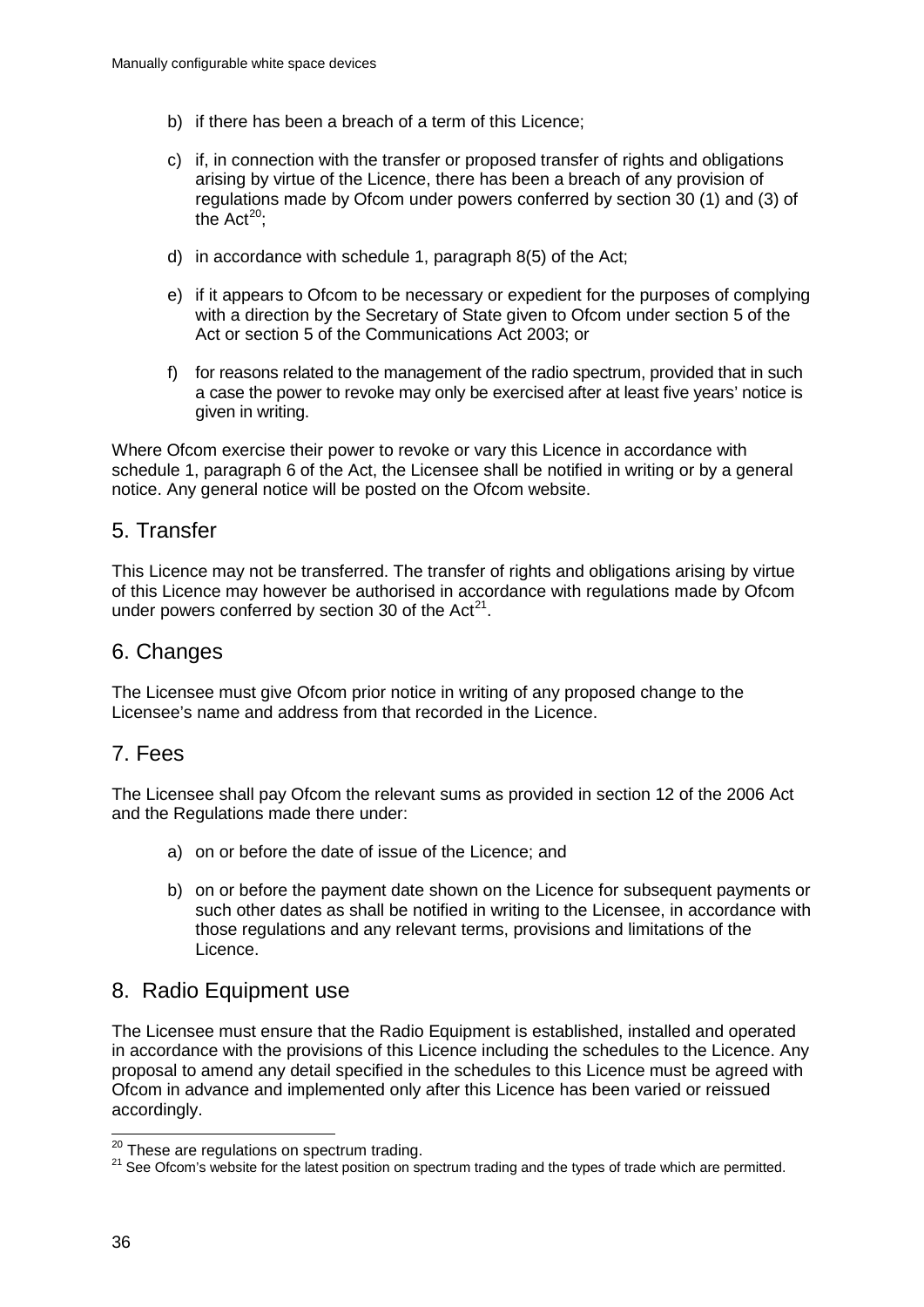b) if there has been a breach of a term of this Licence;

c) if, in connection with the transfer or proposed transfer of rights and obligations arising by virtue of the Licence, there has been a breach of any provision of regulations made by Ofcom under powers conferred by section 30 (1) and (3) of the Act[20];

d) in accordance with schedule 1, paragraph 8(5) of the Act;

e) if it appears to Ofcom to be necessary or expedient for the purposes of complying with a direction by the Secretary of State given to Ofcom under section 5 of the Act or section 5 of the Communications Act 2003; or

f) for reasons related to the management of the radio spectrum, provided that in such a case the power to revoke may only be exercised after at least five years' notice is given in writing.

Where Ofcom exercise their power to revoke or vary this Licence in accordance with schedule 1, paragraph 6 of the Act, the Licensee shall be notified in writing or by a general notice. Any general notice will be posted on the Ofcom website.

## 5. Transfer

This Licence may not be transferred. The transfer of rights and obligations arising by virtue of this Licence may however be authorised in accordance with regulations made by Ofcom under powers conferred by section 30 of the Act[21].

## 6. Changes

The Licensee must give Ofcom prior notice in writing of any proposed change to the Licensee's name and address from that recorded in the Licence.

## 7. Fees

The Licensee shall pay Ofcom the relevant sums as provided in section 12 of the 2006 Act and the Regulations made there under:

a) on or before the date of issue of the Licence; and

b) on or before the payment date shown on the Licence for subsequent payments or such other dates as shall be notified in writing to the Licensee, in accordance with those regulations and any relevant terms, provisions and limitations of the Licence.

## 8. Radio Equipment use

The Licensee must ensure that the Radio Equipment is established, installed and operated in accordance with the provisions of this Licence including the schedules to the Licence. Any proposal to amend any detail specified in the schedules to this Licence must be agreed with Ofcom in advance and implemented only after this Licence has been varied or reissued accordingly.

---

[20] These are regulations on spectrum trading.

[21] See Ofcom's website for the latest position on spectrum trading and the types of trade which are permitted.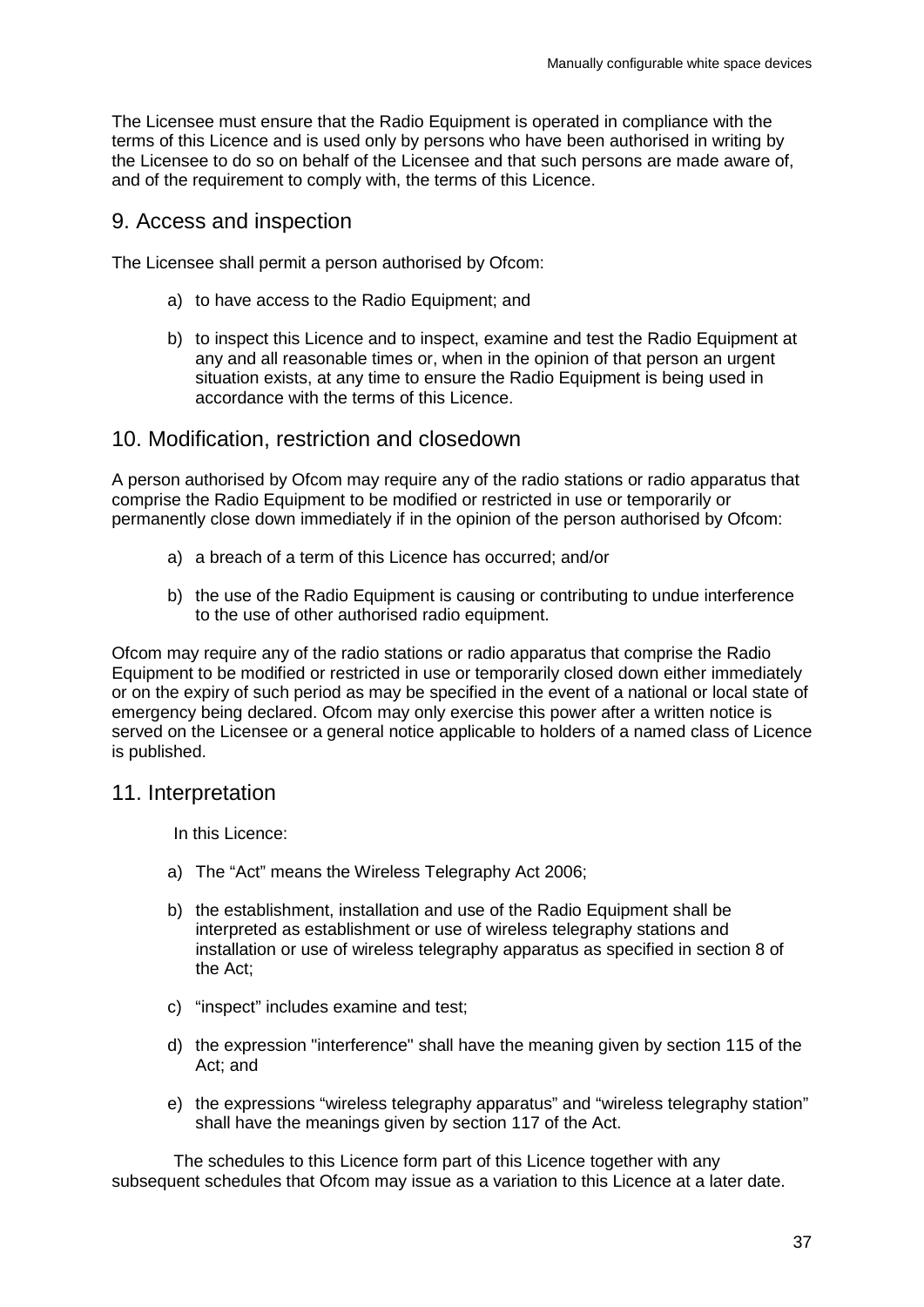The Licensee must ensure that the Radio Equipment is operated in compliance with the terms of this Licence and is used only by persons who have been authorised in writing by the Licensee to do so on behalf of the Licensee and that such persons are made aware of, and of the requirement to comply with, the terms of this Licence.

## 9. Access and inspection

The Licensee shall permit a person authorised by Ofcom:

a) to have access to the Radio Equipment; and

b) to inspect this Licence and to inspect, examine and test the Radio Equipment at any and all reasonable times or, when in the opinion of that person an urgent situation exists, at any time to ensure the Radio Equipment is being used in accordance with the terms of this Licence.

## 10. Modification, restriction and closedown

A person authorised by Ofcom may require any of the radio stations or radio apparatus that comprise the Radio Equipment to be modified or restricted in use or temporarily or permanently close down immediately if in the opinion of the person authorised by Ofcom:

a) a breach of a term of this Licence has occurred; and/or

b) the use of the Radio Equipment is causing or contributing to undue interference to the use of other authorised radio equipment.

Ofcom may require any of the radio stations or radio apparatus that comprise the Radio Equipment to be modified or restricted in use or temporarily closed down either immediately or on the expiry of such period as may be specified in the event of a national or local state of emergency being declared. Ofcom may only exercise this power after a written notice is served on the Licensee or a general notice applicable to holders of a named class of Licence is published.

## 11. Interpretation

In this Licence:

a) The "Act" means the Wireless Telegraphy Act 2006;

b) the establishment, installation and use of the Radio Equipment shall be interpreted as establishment or use of wireless telegraphy stations and installation or use of wireless telegraphy apparatus as specified in section 8 of the Act;

c) "inspect" includes examine and test;

d) the expression "interference" shall have the meaning given by section 115 of the Act; and

e) the expressions "wireless telegraphy apparatus" and "wireless telegraphy station" shall have the meanings given by section 117 of the Act.

The schedules to this Licence form part of this Licence together with any subsequent schedules that Ofcom may issue as a variation to this Licence at a later date.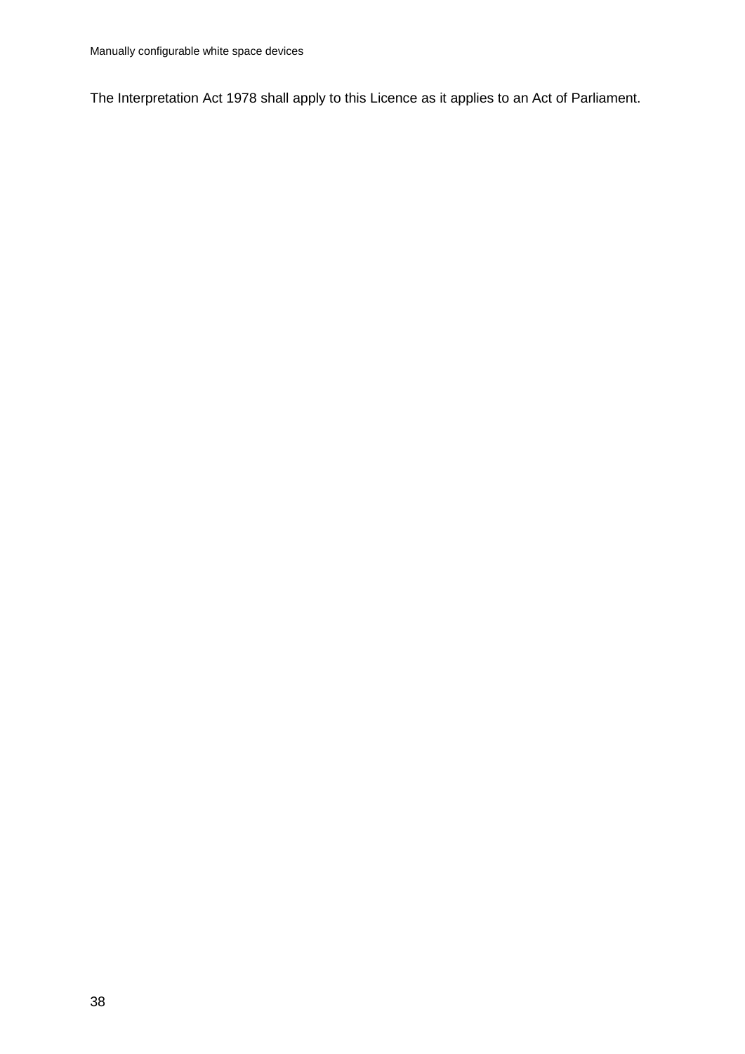The Interpretation Act 1978 shall apply to this Licence as it applies to an Act of Parliament.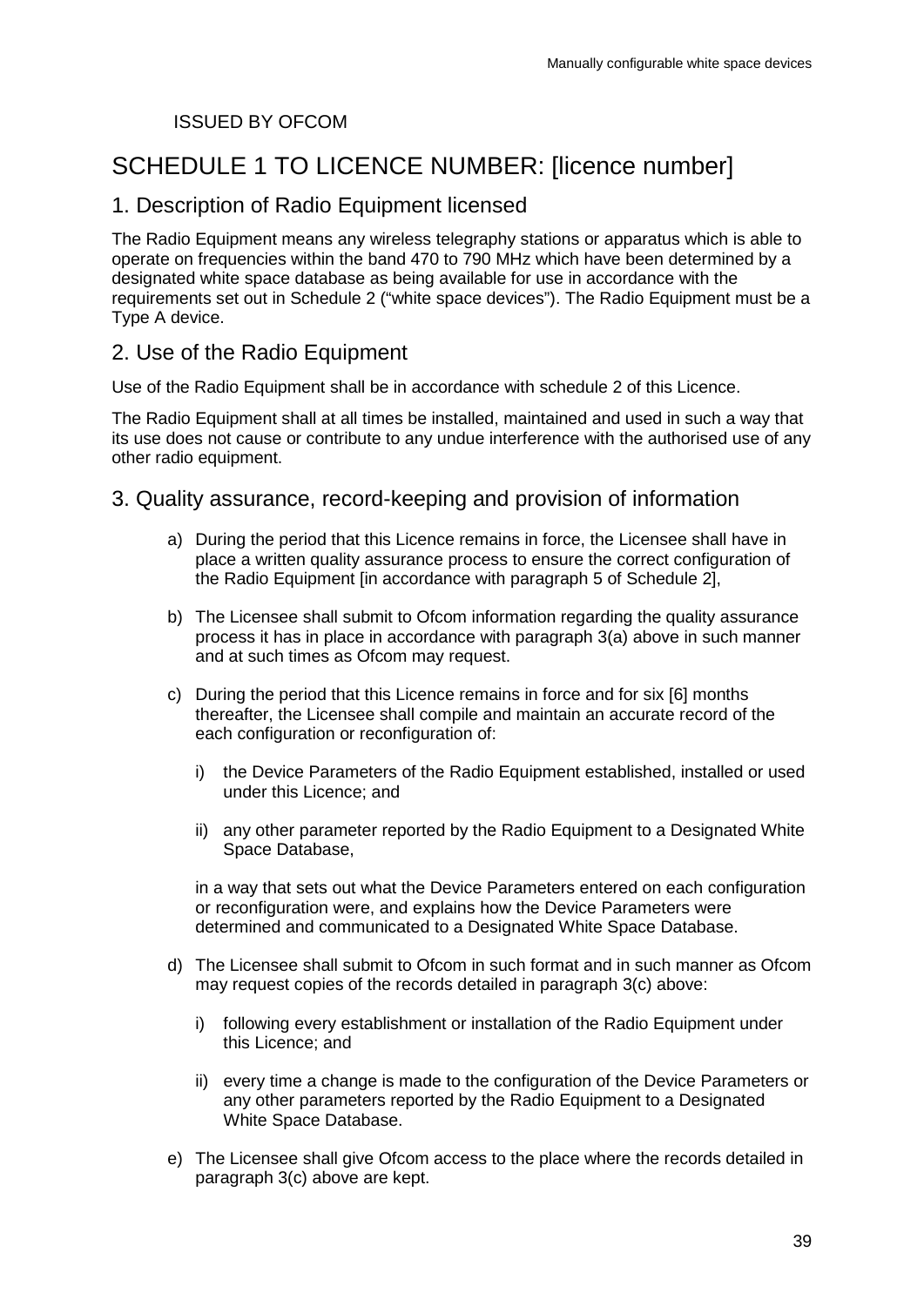ISSUED BY OFCOM

# SCHEDULE 1 TO LICENCE NUMBER: [licence number]

## 1. Description of Radio Equipment licensed

The Radio Equipment means any wireless telegraphy stations or apparatus which is able to operate on frequencies within the band 470 to 790 MHz which have been determined by a designated white space database as being available for use in accordance with the requirements set out in Schedule 2 ("white space devices"). The Radio Equipment must be a Type A device.

## 2. Use of the Radio Equipment

Use of the Radio Equipment shall be in accordance with schedule 2 of this Licence.

The Radio Equipment shall at all times be installed, maintained and used in such a way that its use does not cause or contribute to any undue interference with the authorised use of any other radio equipment.

## 3. Quality assurance, record-keeping and provision of information

a) During the period that this Licence remains in force, the Licensee shall have in place a written quality assurance process to ensure the correct configuration of the Radio Equipment [in accordance with paragraph 5 of Schedule 2],

b) The Licensee shall submit to Ofcom information regarding the quality assurance process it has in place in accordance with paragraph 3(a) above in such manner and at such times as Ofcom may request.

c) During the period that this Licence remains in force and for six [6] months thereafter, the Licensee shall compile and maintain an accurate record of the each configuration or reconfiguration of:

   i) the Device Parameters of the Radio Equipment established, installed or used under this Licence; and

   ii) any other parameter reported by the Radio Equipment to a Designated White Space Database,

   in a way that sets out what the Device Parameters entered on each configuration or reconfiguration were, and explains how the Device Parameters were determined and communicated to a Designated White Space Database.

d) The Licensee shall submit to Ofcom in such format and in such manner as Ofcom may request copies of the records detailed in paragraph 3(c) above:

   i) following every establishment or installation of the Radio Equipment under this Licence; and

   ii) every time a change is made to the configuration of the Device Parameters or any other parameters reported by the Radio Equipment to a Designated White Space Database.

e) The Licensee shall give Ofcom access to the place where the records detailed in paragraph 3(c) above are kept.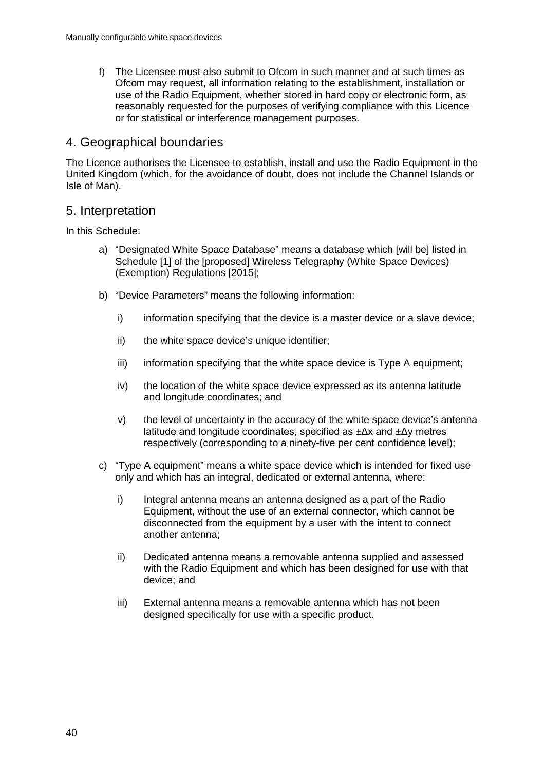f) The Licensee must also submit to Ofcom in such manner and at such times as Ofcom may request, all information relating to the establishment, installation or use of the Radio Equipment, whether stored in hard copy or electronic form, as reasonably requested for the purposes of verifying compliance with this Licence or for statistical or interference management purposes.

## 4. Geographical boundaries

The Licence authorises the Licensee to establish, install and use the Radio Equipment in the United Kingdom (which, for the avoidance of doubt, does not include the Channel Islands or Isle of Man).

## 5. Interpretation

In this Schedule:

a) "Designated White Space Database" means a database which [will be] listed in Schedule [1] of the [proposed] Wireless Telegraphy (White Space Devices) (Exemption) Regulations [2015];

b) "Device Parameters" means the following information:

   i) information specifying that the device is a master device or a slave device;

   ii) the white space device's unique identifier;

   iii) information specifying that the white space device is Type A equipment;

   iv) the location of the white space device expressed as its antenna latitude and longitude coordinates; and

   v) the level of uncertainty in the accuracy of the white space device's antenna latitude and longitude coordinates, specified as $\pm\Delta x$ and $\pm\Delta y$ metres respectively (corresponding to a ninety-five per cent confidence level);

c) "Type A equipment" means a white space device which is intended for fixed use only and which has an integral, dedicated or external antenna, where:

   i) Integral antenna means an antenna designed as a part of the Radio Equipment, without the use of an external connector, which cannot be disconnected from the equipment by a user with the intent to connect another antenna;

   ii) Dedicated antenna means a removable antenna supplied and assessed with the Radio Equipment and which has been designed for use with that device; and

   iii) External antenna means a removable antenna which has not been designed specifically for use with a specific product.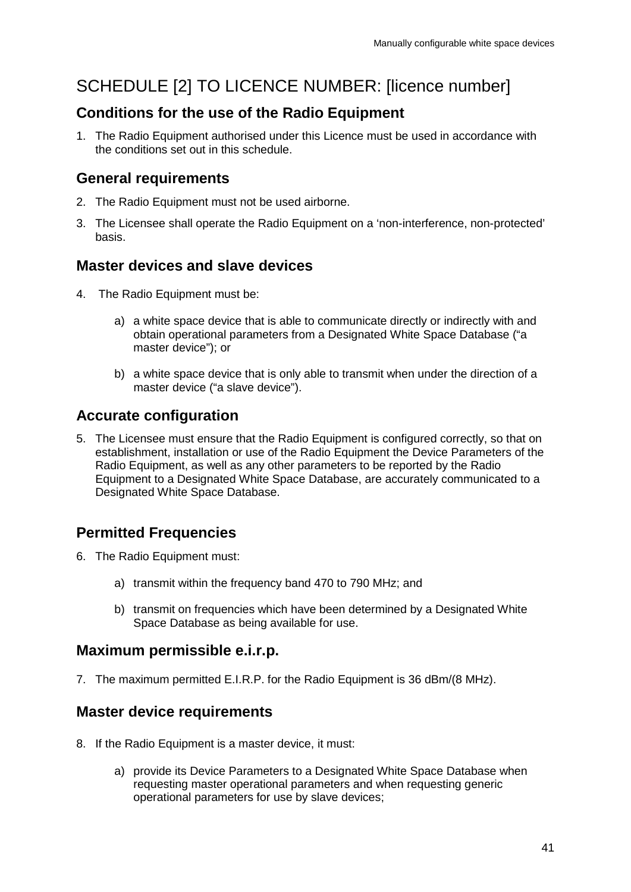# SCHEDULE [2] TO LICENCE NUMBER: [licence number]

## Conditions for the use of the Radio Equipment

1. The Radio Equipment authorised under this Licence must be used in accordance with the conditions set out in this schedule.

## General requirements

2. The Radio Equipment must not be used airborne.
3. The Licensee shall operate the Radio Equipment on a 'non-interference, non-protected' basis.

## Master devices and slave devices

4. The Radio Equipment must be:

   a) a white space device that is able to communicate directly or indirectly with and obtain operational parameters from a Designated White Space Database ("a master device"); or

   b) a white space device that is only able to transmit when under the direction of a master device ("a slave device").

## Accurate configuration

5. The Licensee must ensure that the Radio Equipment is configured correctly, so that on establishment, installation or use of the Radio Equipment the Device Parameters of the Radio Equipment, as well as any other parameters to be reported by the Radio Equipment to a Designated White Space Database, are accurately communicated to a Designated White Space Database.

## Permitted Frequencies

6. The Radio Equipment must:

   a) transmit within the frequency band 470 to 790 MHz; and

   b) transmit on frequencies which have been determined by a Designated White Space Database as being available for use.

## Maximum permissible e.i.r.p.

7. The maximum permitted E.I.R.P. for the Radio Equipment is 36 dBm/(8 MHz).

## Master device requirements

8. If the Radio Equipment is a master device, it must:

   a) provide its Device Parameters to a Designated White Space Database when requesting master operational parameters and when requesting generic operational parameters for use by slave devices;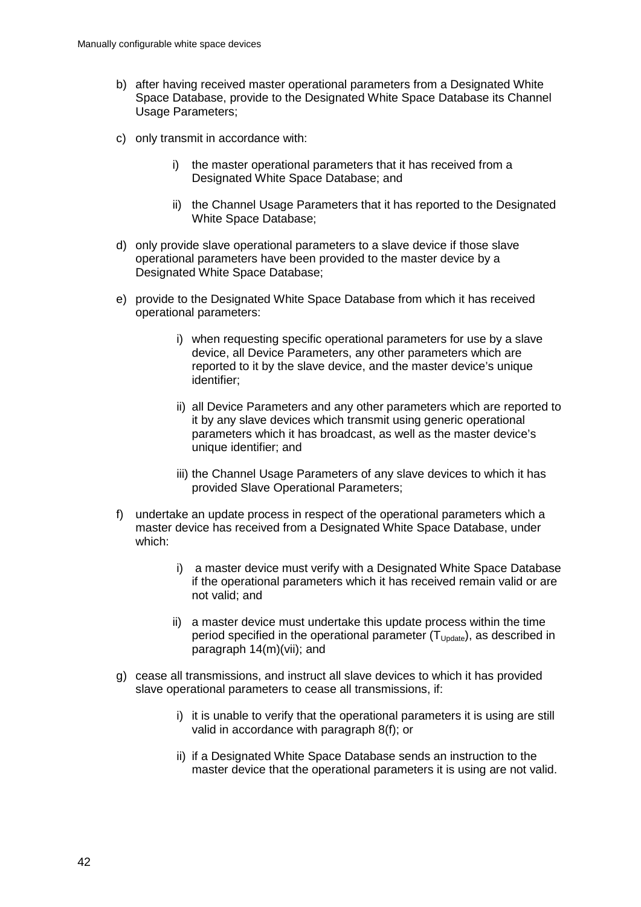b) after having received master operational parameters from a Designated White Space Database, provide to the Designated White Space Database its Channel Usage Parameters;

c) only transmit in accordance with:

   i) the master operational parameters that it has received from a Designated White Space Database; and

   ii) the Channel Usage Parameters that it has reported to the Designated White Space Database;

d) only provide slave operational parameters to a slave device if those slave operational parameters have been provided to the master device by a Designated White Space Database;

e) provide to the Designated White Space Database from which it has received operational parameters:

   i) when requesting specific operational parameters for use by a slave device, all Device Parameters, any other parameters which are reported to it by the slave device, and the master device's unique identifier;

   ii) all Device Parameters and any other parameters which are reported to it by any slave devices which transmit using generic operational parameters which it has broadcast, as well as the master device's unique identifier; and

   iii) the Channel Usage Parameters of any slave devices to which it has provided Slave Operational Parameters;

f) undertake an update process in respect of the operational parameters which a master device has received from a Designated White Space Database, under which:

   i) a master device must verify with a Designated White Space Database if the operational parameters which it has received remain valid or are not valid; and

   ii) a master device must undertake this update process within the time period specified in the operational parameter ($T_{Update}$), as described in paragraph 14(m)(vii); and

g) cease all transmissions, and instruct all slave devices to which it has provided slave operational parameters to cease all transmissions, if:

   i) it is unable to verify that the operational parameters it is using are still valid in accordance with paragraph 8(f); or

   ii) if a Designated White Space Database sends an instruction to the master device that the operational parameters it is using are not valid.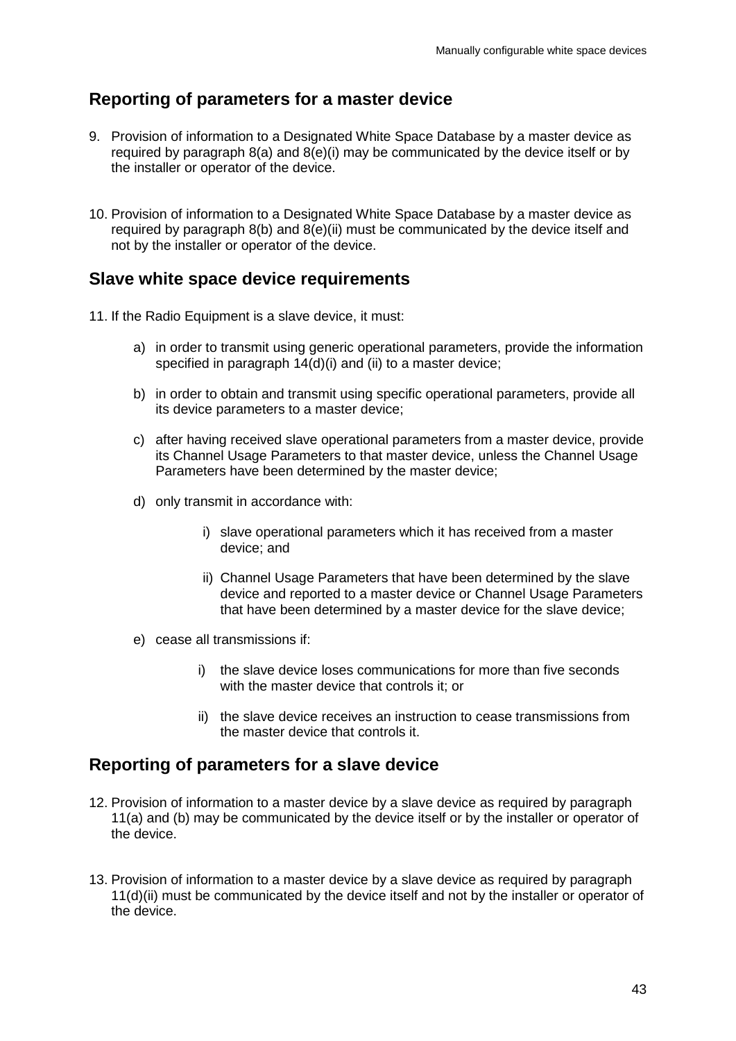## Reporting of parameters for a master device

9. Provision of information to a Designated White Space Database by a master device as required by paragraph 8(a) and 8(e)(i) may be communicated by the device itself or by the installer or operator of the device.

10. Provision of information to a Designated White Space Database by a master device as required by paragraph 8(b) and 8(e)(ii) must be communicated by the device itself and not by the installer or operator of the device.

## Slave white space device requirements

11. If the Radio Equipment is a slave device, it must:

    a) in order to transmit using generic operational parameters, provide the information specified in paragraph 14(d)(i) and (ii) to a master device;

    b) in order to obtain and transmit using specific operational parameters, provide all its device parameters to a master device;

    c) after having received slave operational parameters from a master device, provide its Channel Usage Parameters to that master device, unless the Channel Usage Parameters have been determined by the master device;

    d) only transmit in accordance with:

        i) slave operational parameters which it has received from a master device; and

        ii) Channel Usage Parameters that have been determined by the slave device and reported to a master device or Channel Usage Parameters that have been determined by a master device for the slave device;

    e) cease all transmissions if:

        i) the slave device loses communications for more than five seconds with the master device that controls it; or

        ii) the slave device receives an instruction to cease transmissions from the master device that controls it.

## Reporting of parameters for a slave device

12. Provision of information to a master device by a slave device as required by paragraph 11(a) and (b) may be communicated by the device itself or by the installer or operator of the device.

13. Provision of information to a master device by a slave device as required by paragraph 11(d)(ii) must be communicated by the device itself and not by the installer or operator of the device.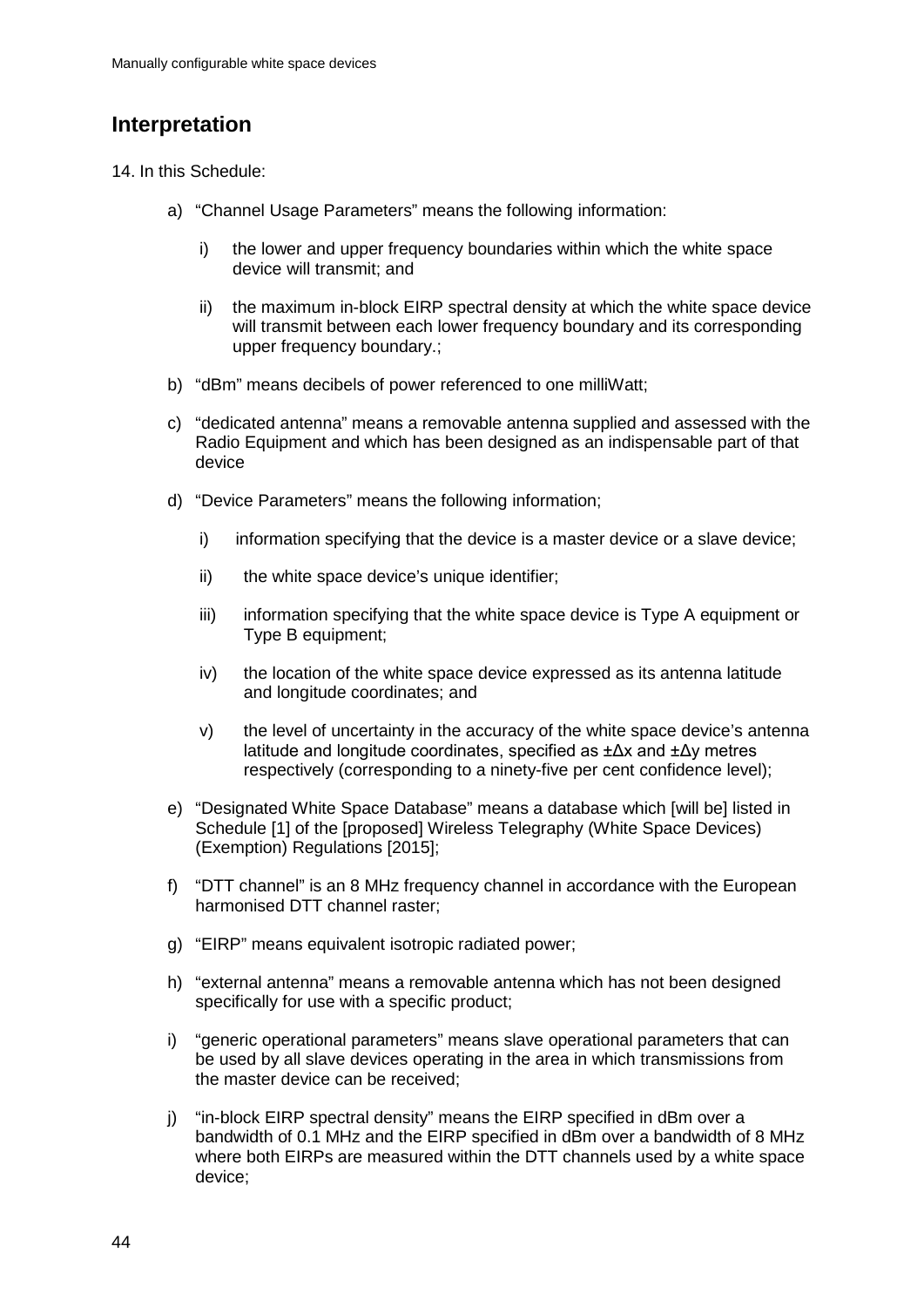## Interpretation

14. In this Schedule:

a) "Channel Usage Parameters" means the following information:

   i) the lower and upper frequency boundaries within which the white space device will transmit; and

   ii) the maximum in-block EIRP spectral density at which the white space device will transmit between each lower frequency boundary and its corresponding upper frequency boundary.;

b) "dBm" means decibels of power referenced to one milliWatt;

c) "dedicated antenna" means a removable antenna supplied and assessed with the Radio Equipment and which has been designed as an indispensable part of that device

d) "Device Parameters" means the following information;

   i) information specifying that the device is a master device or a slave device;

   ii) the white space device's unique identifier;

   iii) information specifying that the white space device is Type A equipment or Type B equipment;

   iv) the location of the white space device expressed as its antenna latitude and longitude coordinates; and

   v) the level of uncertainty in the accuracy of the white space device's antenna latitude and longitude coordinates, specified as $\pm\Delta x$ and $\pm\Delta y$ metres respectively (corresponding to a ninety-five per cent confidence level);

e) "Designated White Space Database" means a database which [will be] listed in Schedule [1] of the [proposed] Wireless Telegraphy (White Space Devices) (Exemption) Regulations [2015];

f) "DTT channel" is an 8 MHz frequency channel in accordance with the European harmonised DTT channel raster;

g) "EIRP" means equivalent isotropic radiated power;

h) "external antenna" means a removable antenna which has not been designed specifically for use with a specific product;

i) "generic operational parameters" means slave operational parameters that can be used by all slave devices operating in the area in which transmissions from the master device can be received;

j) "in-block EIRP spectral density" means the EIRP specified in dBm over a bandwidth of 0.1 MHz and the EIRP specified in dBm over a bandwidth of 8 MHz where both EIRPs are measured within the DTT channels used by a white space device;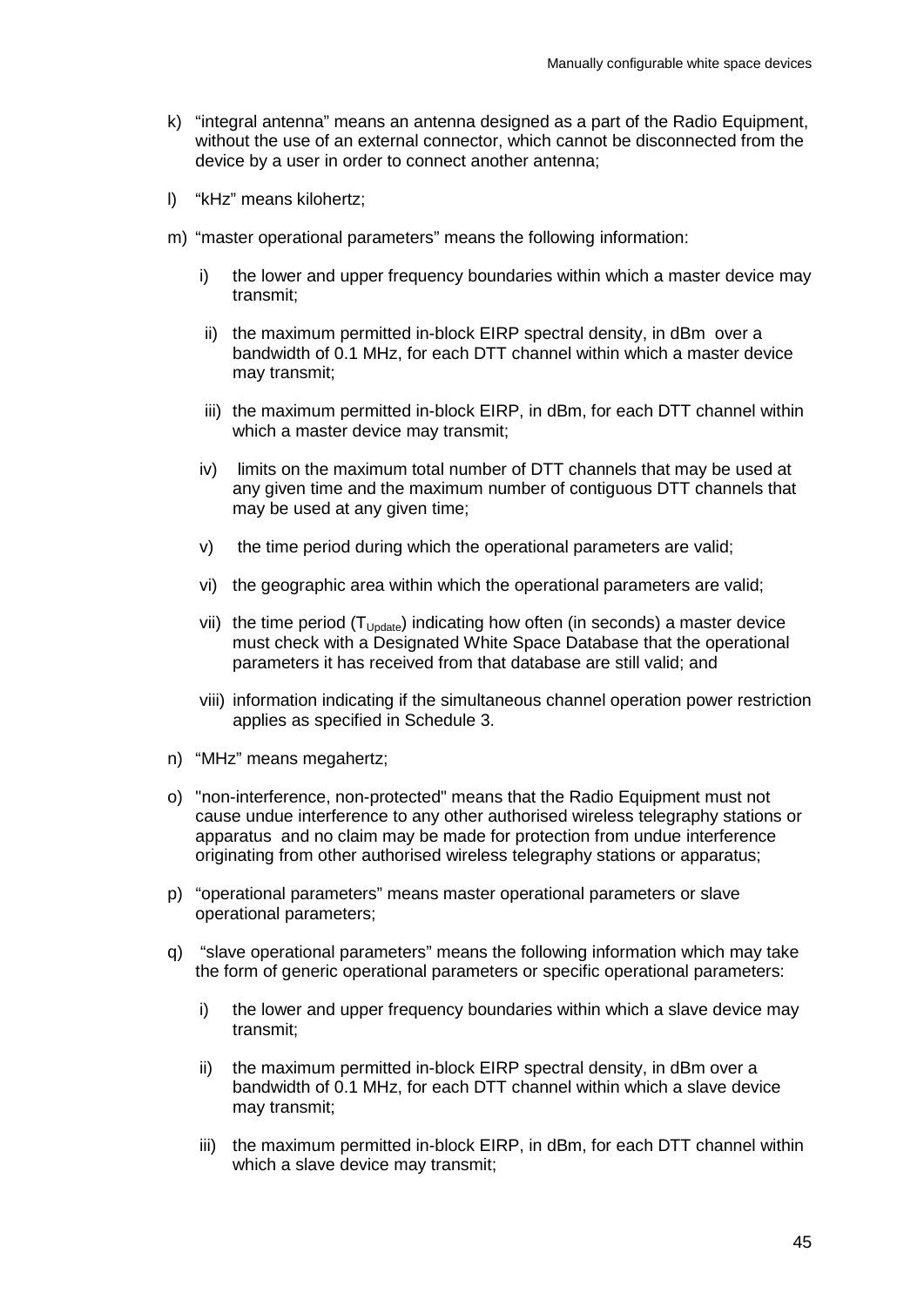k) "integral antenna" means an antenna designed as a part of the Radio Equipment, without the use of an external connector, which cannot be disconnected from the device by a user in order to connect another antenna;

l) "kHz" means kilohertz;

m) "master operational parameters" means the following information:

   i) the lower and upper frequency boundaries within which a master device may transmit;

   ii) the maximum permitted in-block EIRP spectral density, in dBm over a bandwidth of 0.1 MHz, for each DTT channel within which a master device may transmit;

   iii) the maximum permitted in-block EIRP, in dBm, for each DTT channel within which a master device may transmit;

   iv) limits on the maximum total number of DTT channels that may be used at any given time and the maximum number of contiguous DTT channels that may be used at any given time;

   v) the time period during which the operational parameters are valid;

   vi) the geographic area within which the operational parameters are valid;

   vii) the time period ($T_{Update}$) indicating how often (in seconds) a master device must check with a Designated White Space Database that the operational parameters it has received from that database are still valid; and

   viii) information indicating if the simultaneous channel operation power restriction applies as specified in Schedule 3.

n) "MHz" means megahertz;

o) "non-interference, non-protected" means that the Radio Equipment must not cause undue interference to any other authorised wireless telegraphy stations or apparatus and no claim may be made for protection from undue interference originating from other authorised wireless telegraphy stations or apparatus;

p) "operational parameters" means master operational parameters or slave operational parameters;

q) "slave operational parameters" means the following information which may take the form of generic operational parameters or specific operational parameters:

   i) the lower and upper frequency boundaries within which a slave device may transmit;

   ii) the maximum permitted in-block EIRP spectral density, in dBm over a bandwidth of 0.1 MHz, for each DTT channel within which a slave device may transmit;

   iii) the maximum permitted in-block EIRP, in dBm, for each DTT channel within which a slave device may transmit;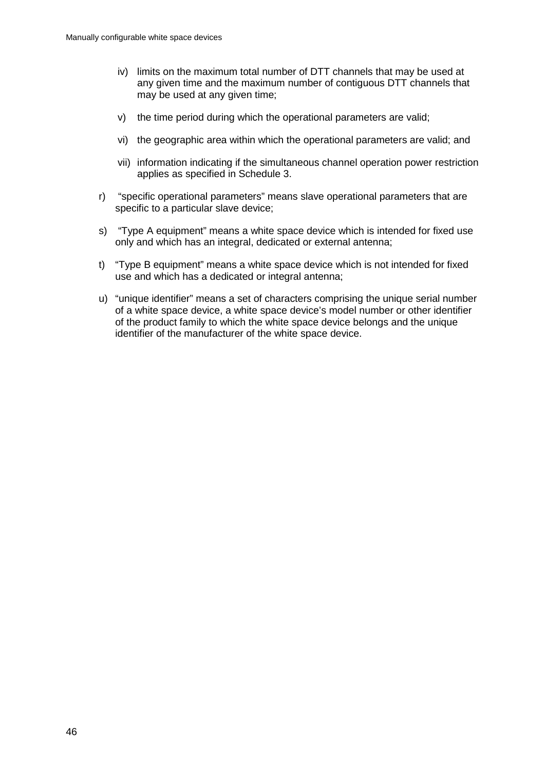iv) limits on the maximum total number of DTT channels that may be used at any given time and the maximum number of contiguous DTT channels that may be used at any given time;

v) the time period during which the operational parameters are valid;

vi) the geographic area within which the operational parameters are valid; and

vii) information indicating if the simultaneous channel operation power restriction applies as specified in Schedule 3.

r) "specific operational parameters" means slave operational parameters that are specific to a particular slave device;

s) "Type A equipment" means a white space device which is intended for fixed use only and which has an integral, dedicated or external antenna;

t) "Type B equipment" means a white space device which is not intended for fixed use and which has a dedicated or integral antenna;

u) "unique identifier" means a set of characters comprising the unique serial number of a white space device, a white space device's model number or other identifier of the product family to which the white space device belongs and the unique identifier of the manufacturer of the white space device.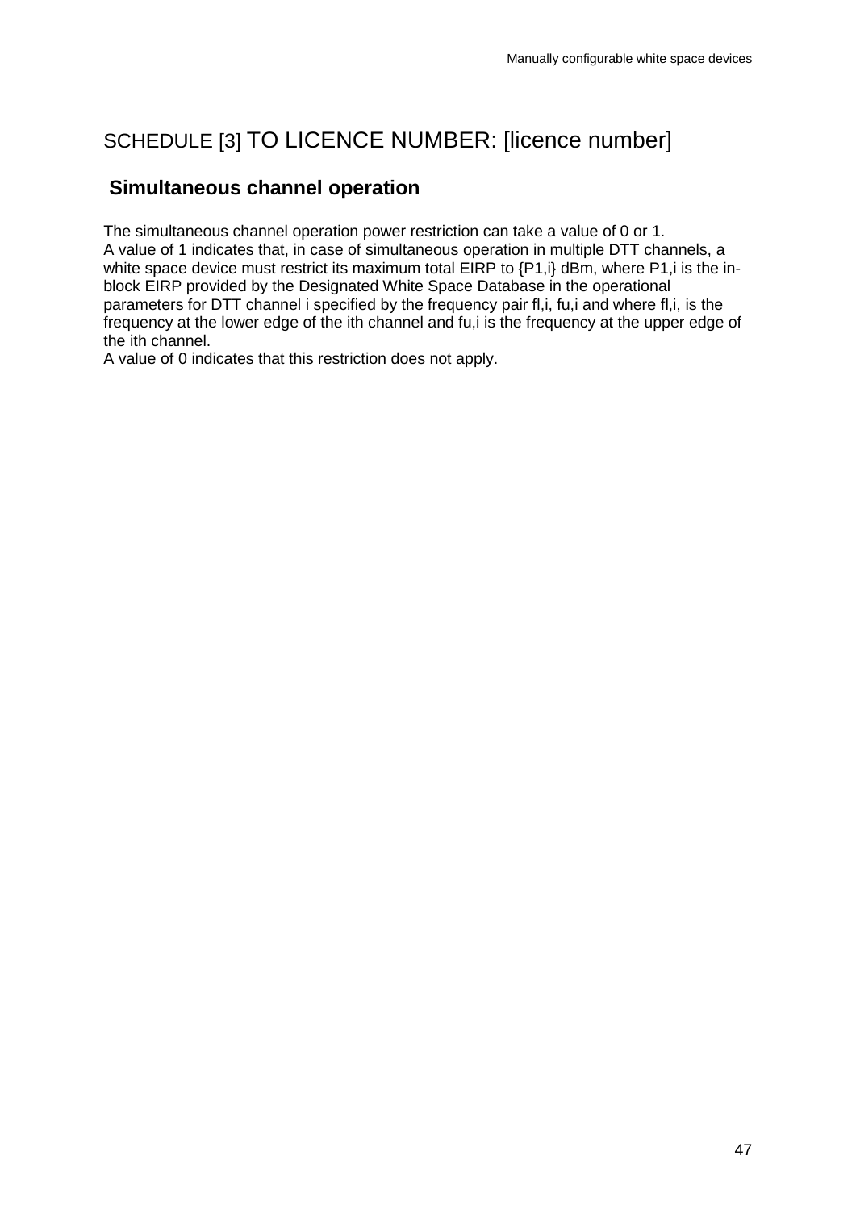## SCHEDULE [3] TO LICENCE NUMBER: [licence number]

### Simultaneous channel operation

The simultaneous channel operation power restriction can take a value of 0 or 1.
A value of 1 indicates that, in case of simultaneous operation in multiple DTT channels, a white space device must restrict its maximum total EIRP to $\{P_{1,i}\}$ dBm, where $P_{1,i}$ is the in-block EIRP provided by the Designated White Space Database in the operational parameters for DTT channel i specified by the frequency pair $f_{l,i}$, $f_{u,i}$ and where $f_{l,i}$, is the frequency at the lower edge of the ith channel and $f_{u,i}$ is the frequency at the upper edge of the ith channel.
A value of 0 indicates that this restriction does not apply.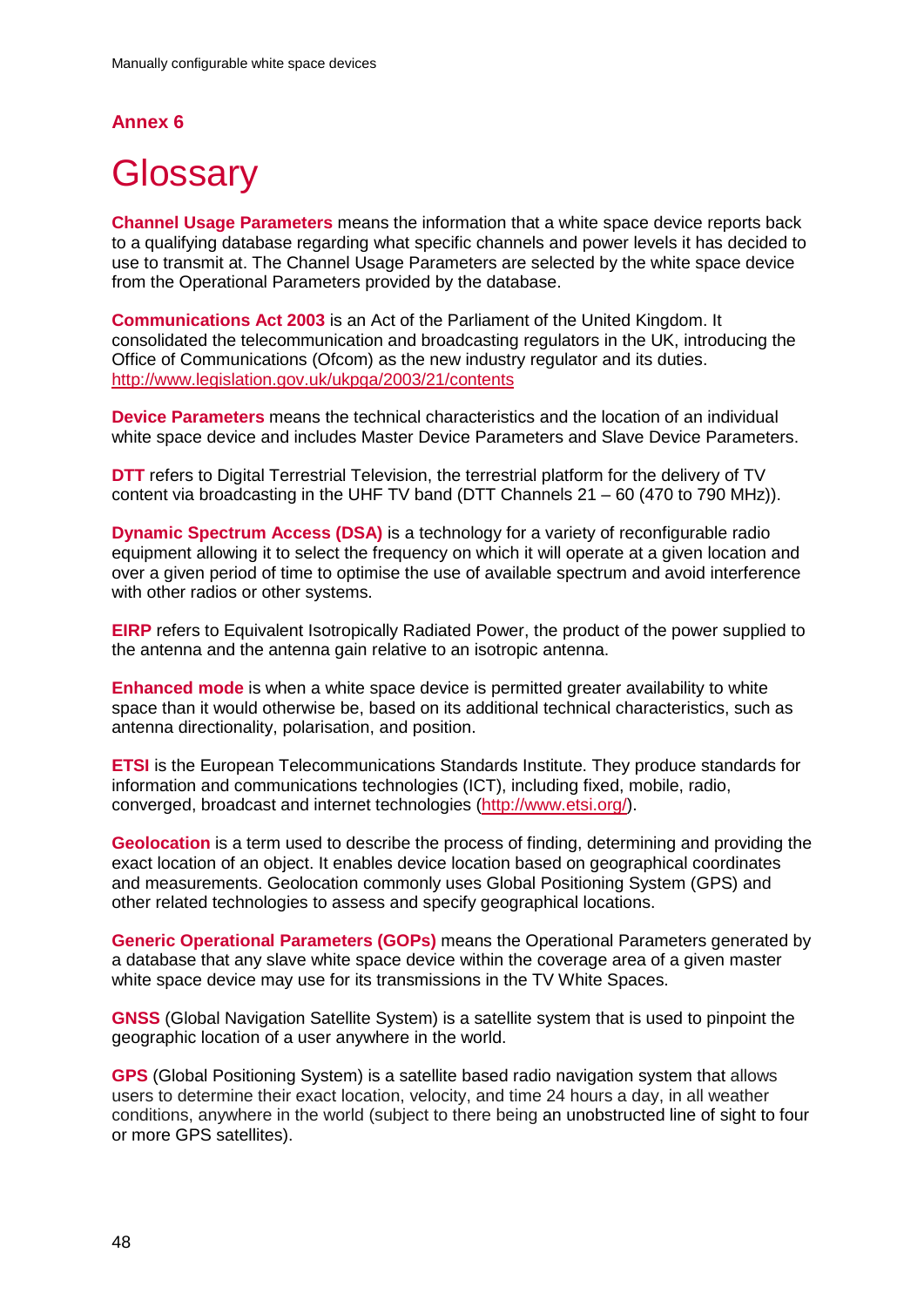## Annex 6

# Glossary

**Channel Usage Parameters** means the information that a white space device reports back to a qualifying database regarding what specific channels and power levels it has decided to use to transmit at. The Channel Usage Parameters are selected by the white space device from the Operational Parameters provided by the database.

**Communications Act 2003** is an Act of the Parliament of the United Kingdom. It consolidated the telecommunication and broadcasting regulators in the UK, introducing the Office of Communications (Ofcom) as the new industry regulator and its duties. http://www.legislation.gov.uk/ukpga/2003/21/contents

**Device Parameters** means the technical characteristics and the location of an individual white space device and includes Master Device Parameters and Slave Device Parameters.

**DTT** refers to Digital Terrestrial Television, the terrestrial platform for the delivery of TV content via broadcasting in the UHF TV band (DTT Channels 21 – 60 (470 to 790 MHz)).

**Dynamic Spectrum Access (DSA)** is a technology for a variety of reconfigurable radio equipment allowing it to select the frequency on which it will operate at a given location and over a given period of time to optimise the use of available spectrum and avoid interference with other radios or other systems.

**EIRP** refers to Equivalent Isotropically Radiated Power, the product of the power supplied to the antenna and the antenna gain relative to an isotropic antenna.

**Enhanced mode** is when a white space device is permitted greater availability to white space than it would otherwise be, based on its additional technical characteristics, such as antenna directionality, polarisation, and position.

**ETSI** is the European Telecommunications Standards Institute. They produce standards for information and communications technologies (ICT), including fixed, mobile, radio, converged, broadcast and internet technologies (http://www.etsi.org/).

**Geolocation** is a term used to describe the process of finding, determining and providing the exact location of an object. It enables device location based on geographical coordinates and measurements. Geolocation commonly uses Global Positioning System (GPS) and other related technologies to assess and specify geographical locations.

**Generic Operational Parameters (GOPs)** means the Operational Parameters generated by a database that any slave white space device within the coverage area of a given master white space device may use for its transmissions in the TV White Spaces.

**GNSS** (Global Navigation Satellite System) is a satellite system that is used to pinpoint the geographic location of a user anywhere in the world.

**GPS** (Global Positioning System) is a satellite based radio navigation system that allows users to determine their exact location, velocity, and time 24 hours a day, in all weather conditions, anywhere in the world (subject to there being an unobstructed line of sight to four or more GPS satellites).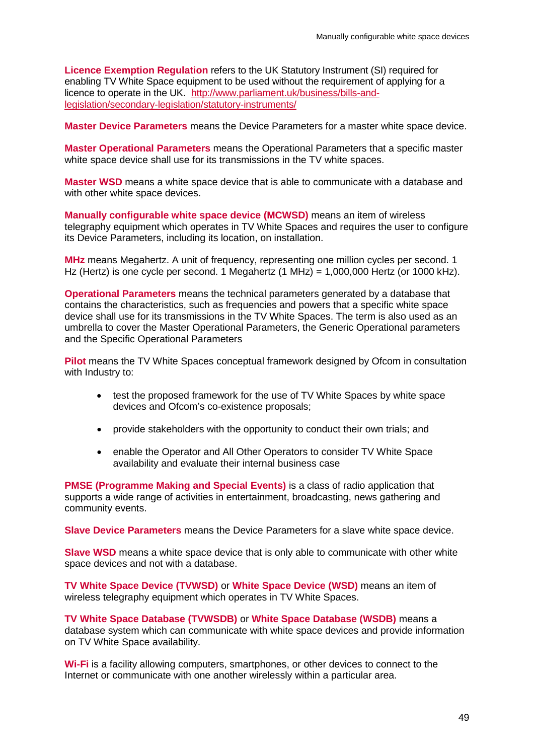**Licence Exemption Regulation** refers to the UK Statutory Instrument (SI) required for enabling TV White Space equipment to be used without the requirement of applying for a licence to operate in the UK. [http://www.parliament.uk/business/bills-and-legislation/secondary-legislation/statutory-instruments/](http://www.parliament.uk/business/bills-and-legislation/secondary-legislation/statutory-instruments/)

**Master Device Parameters** means the Device Parameters for a master white space device.

**Master Operational Parameters** means the Operational Parameters that a specific master white space device shall use for its transmissions in the TV white spaces.

**Master WSD** means a white space device that is able to communicate with a database and with other white space devices.

**Manually configurable white space device (MCWSD)** means an item of wireless telegraphy equipment which operates in TV White Spaces and requires the user to configure its Device Parameters, including its location, on installation.

**MHz** means Megahertz. A unit of frequency, representing one million cycles per second. 1 Hz (Hertz) is one cycle per second. 1 Megahertz (1 MHz) = 1,000,000 Hertz (or 1000 kHz).

**Operational Parameters** means the technical parameters generated by a database that contains the characteristics, such as frequencies and powers that a specific white space device shall use for its transmissions in the TV White Spaces. The term is also used as an umbrella to cover the Master Operational Parameters, the Generic Operational parameters and the Specific Operational Parameters

**Pilot** means the TV White Spaces conceptual framework designed by Ofcom in consultation with Industry to:

- test the proposed framework for the use of TV White Spaces by white space devices and Ofcom's co-existence proposals;
- provide stakeholders with the opportunity to conduct their own trials; and
- enable the Operator and All Other Operators to consider TV White Space availability and evaluate their internal business case

**PMSE (Programme Making and Special Events)** is a class of radio application that supports a wide range of activities in entertainment, broadcasting, news gathering and community events.

**Slave Device Parameters** means the Device Parameters for a slave white space device.

**Slave WSD** means a white space device that is only able to communicate with other white space devices and not with a database.

**TV White Space Device (TVWSD)** or **White Space Device (WSD)** means an item of wireless telegraphy equipment which operates in TV White Spaces.

**TV White Space Database (TVWSDB)** or **White Space Database (WSDB)** means a database system which can communicate with white space devices and provide information on TV White Space availability.

**Wi-Fi** is a facility allowing computers, smartphones, or other devices to connect to the Internet or communicate with one another wirelessly within a particular area.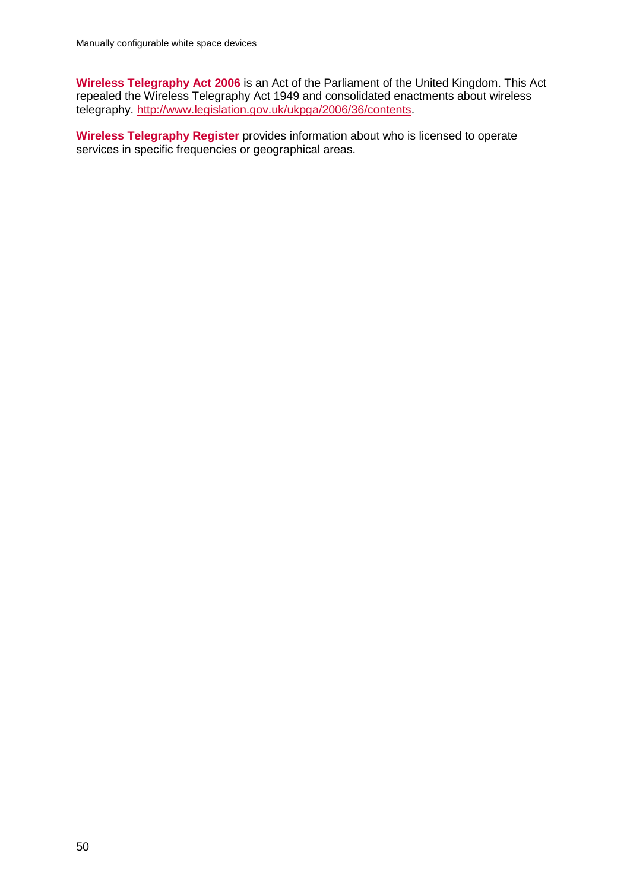**Wireless Telegraphy Act 2006** is an Act of the Parliament of the United Kingdom. This Act repealed the Wireless Telegraphy Act 1949 and consolidated enactments about wireless telegraphy. http://www.legislation.gov.uk/ukpga/2006/36/contents.

**Wireless Telegraphy Register** provides information about who is licensed to operate services in specific frequencies or geographical areas.